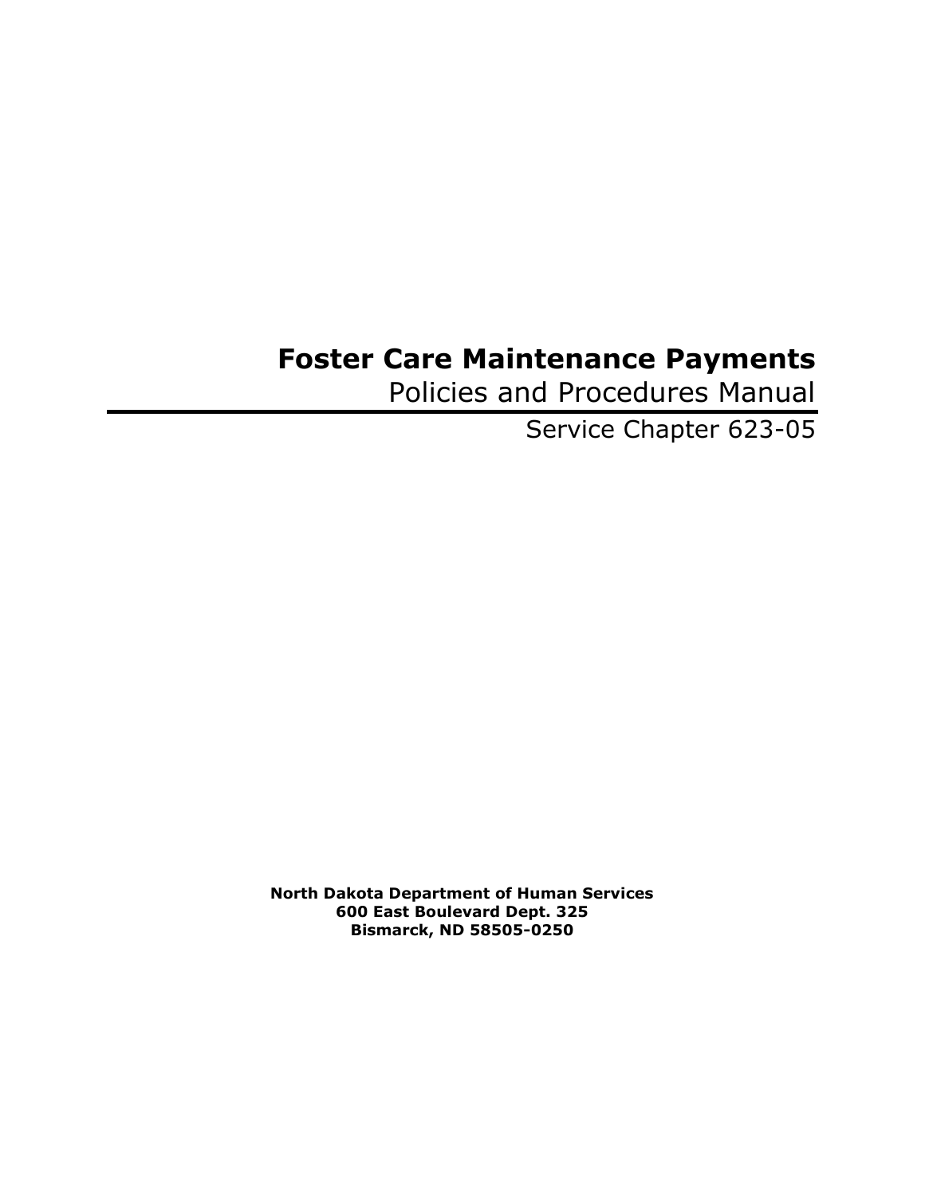# Foster Care Maintenance Payments

Policies and Procedures Manual

Service Chapter 623-05

**North Dakota Department of Human Services**
**600 East Boulevard Dept. 325**
**Bismarck, ND 58505-0250**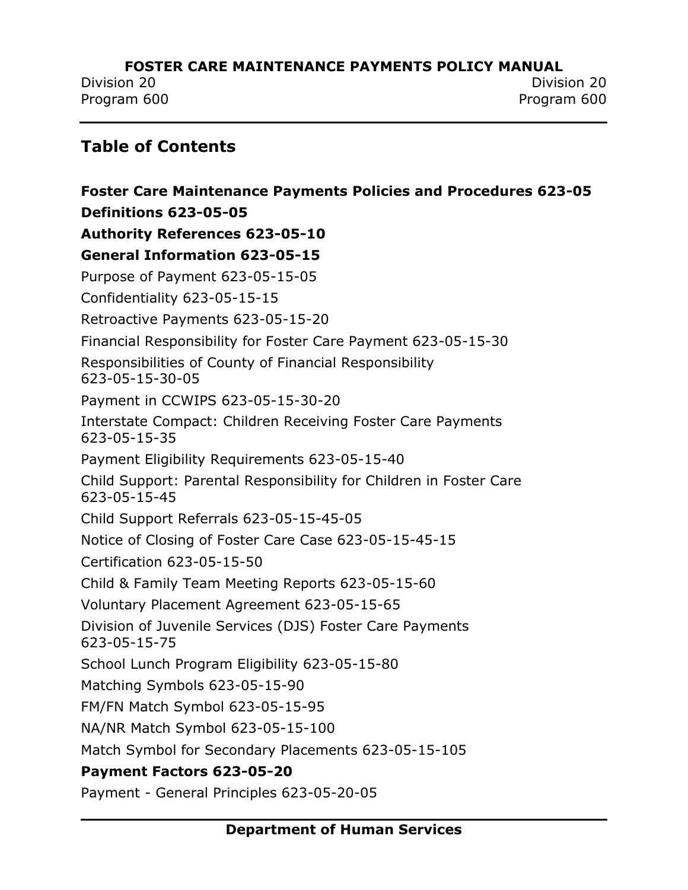## Table of Contents

**Foster Care Maintenance Payments Policies and Procedures 623-05**

**Definitions 623-05-05**

**Authority References 623-05-10**

**General Information 623-05-15**

Purpose of Payment 623-05-15-05

Confidentiality 623-05-15-15

Retroactive Payments 623-05-15-20

Financial Responsibility for Foster Care Payment 623-05-15-30

Responsibilities of County of Financial Responsibility 623-05-15-30-05

Payment in CCWIPS 623-05-15-30-20

Interstate Compact: Children Receiving Foster Care Payments 623-05-15-35

Payment Eligibility Requirements 623-05-15-40

Child Support: Parental Responsibility for Children in Foster Care 623-05-15-45

Child Support Referrals 623-05-15-45-05

Notice of Closing of Foster Care Case 623-05-15-45-15

Certification 623-05-15-50

Child & Family Team Meeting Reports 623-05-15-60

Voluntary Placement Agreement 623-05-15-65

Division of Juvenile Services (DJS) Foster Care Payments 623-05-15-75

School Lunch Program Eligibility 623-05-15-80

Matching Symbols 623-05-15-90

FM/FN Match Symbol 623-05-15-95

NA/NR Match Symbol 623-05-15-100

Match Symbol for Secondary Placements 623-05-15-105

**Payment Factors 623-05-20**

Payment - General Principles 623-05-20-05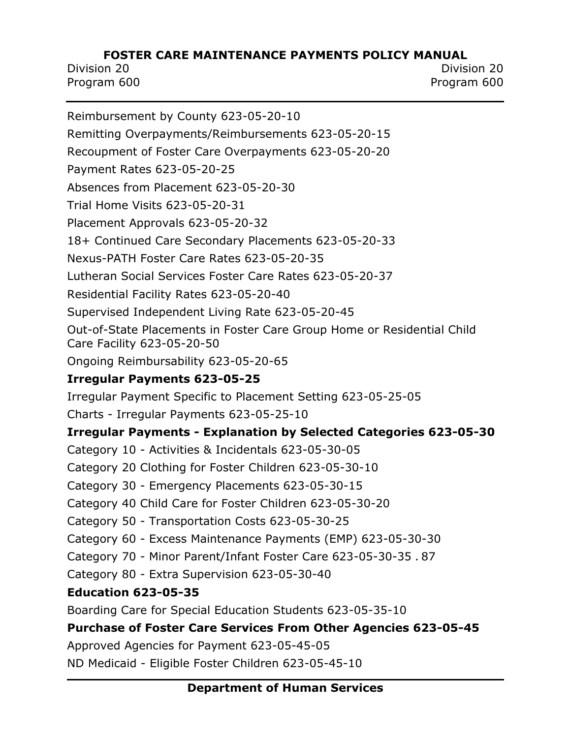Reimbursement by County 623-05-20-10

Remitting Overpayments/Reimbursements 623-05-20-15

Recoupment of Foster Care Overpayments 623-05-20-20

Payment Rates 623-05-20-25

Absences from Placement 623-05-20-30

Trial Home Visits 623-05-20-31

Placement Approvals 623-05-20-32

18+ Continued Care Secondary Placements 623-05-20-33

Nexus-PATH Foster Care Rates 623-05-20-35

Lutheran Social Services Foster Care Rates 623-05-20-37

Residential Facility Rates 623-05-20-40

Supervised Independent Living Rate 623-05-20-45

Out-of-State Placements in Foster Care Group Home or Residential Child Care Facility 623-05-20-50

Ongoing Reimbursability 623-05-20-65

**Irregular Payments 623-05-25**

Irregular Payment Specific to Placement Setting 623-05-25-05

Charts - Irregular Payments 623-05-25-10

**Irregular Payments - Explanation by Selected Categories 623-05-30**

Category 10 - Activities & Incidentals 623-05-30-05

Category 20 Clothing for Foster Children 623-05-30-10

Category 30 - Emergency Placements 623-05-30-15

Category 40 Child Care for Foster Children 623-05-30-20

Category 50 - Transportation Costs 623-05-30-25

Category 60 - Excess Maintenance Payments (EMP) 623-05-30-30

Category 70 - Minor Parent/Infant Foster Care 623-05-30-35 . 87

Category 80 - Extra Supervision 623-05-30-40

**Education 623-05-35**

Boarding Care for Special Education Students 623-05-35-10

**Purchase of Foster Care Services From Other Agencies 623-05-45**

Approved Agencies for Payment 623-05-45-05

ND Medicaid - Eligible Foster Children 623-05-45-10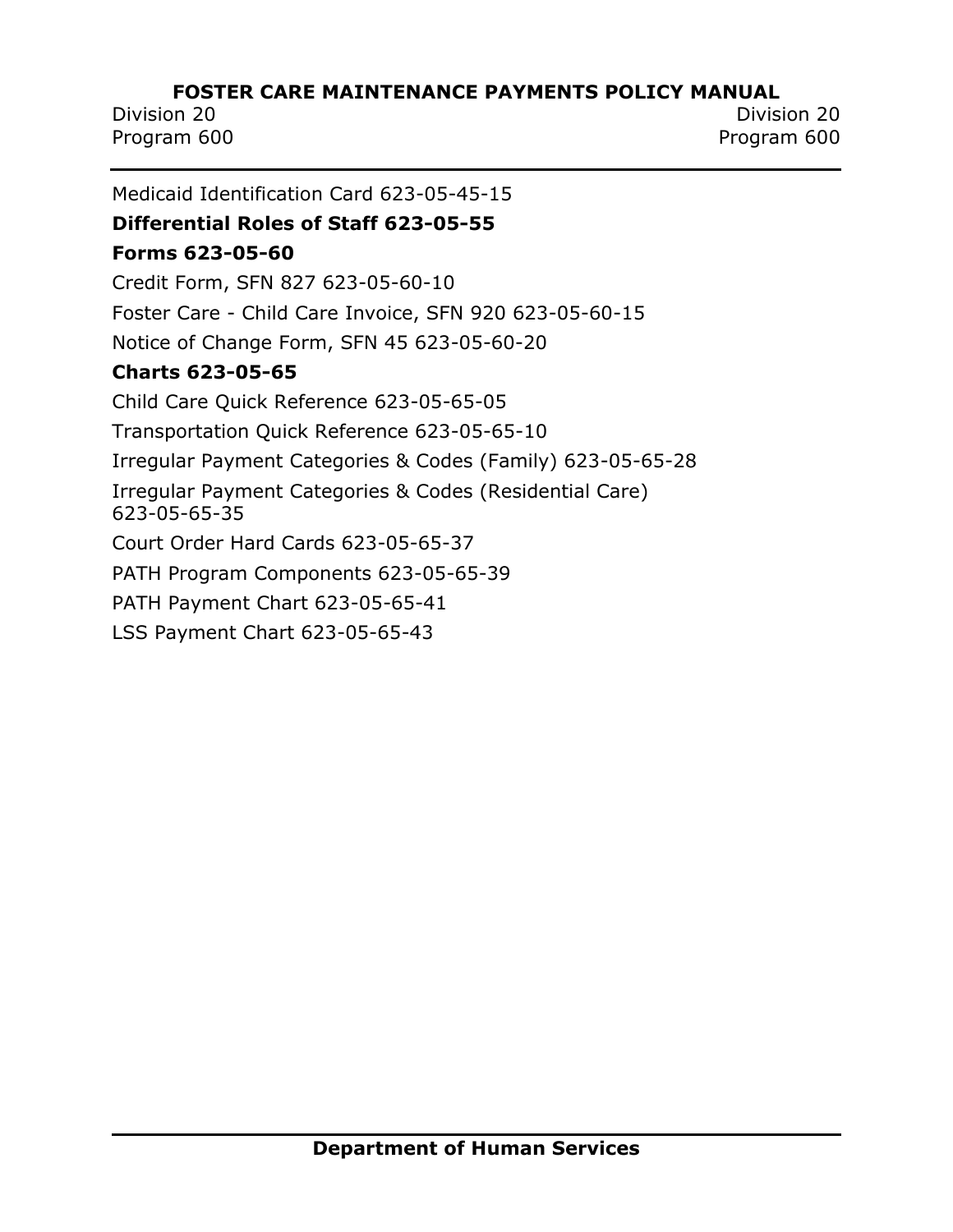Medicaid Identification Card 623-05-45-15

**Differential Roles of Staff 623-05-55**

**Forms 623-05-60**

Credit Form, SFN 827 623-05-60-10

Foster Care - Child Care Invoice, SFN 920 623-05-60-15

Notice of Change Form, SFN 45 623-05-60-20

**Charts 623-05-65**

Child Care Quick Reference 623-05-65-05

Transportation Quick Reference 623-05-65-10

Irregular Payment Categories & Codes (Family) 623-05-65-28

Irregular Payment Categories & Codes (Residential Care) 623-05-65-35

Court Order Hard Cards 623-05-65-37

PATH Program Components 623-05-65-39

PATH Payment Chart 623-05-65-41

LSS Payment Chart 623-05-65-43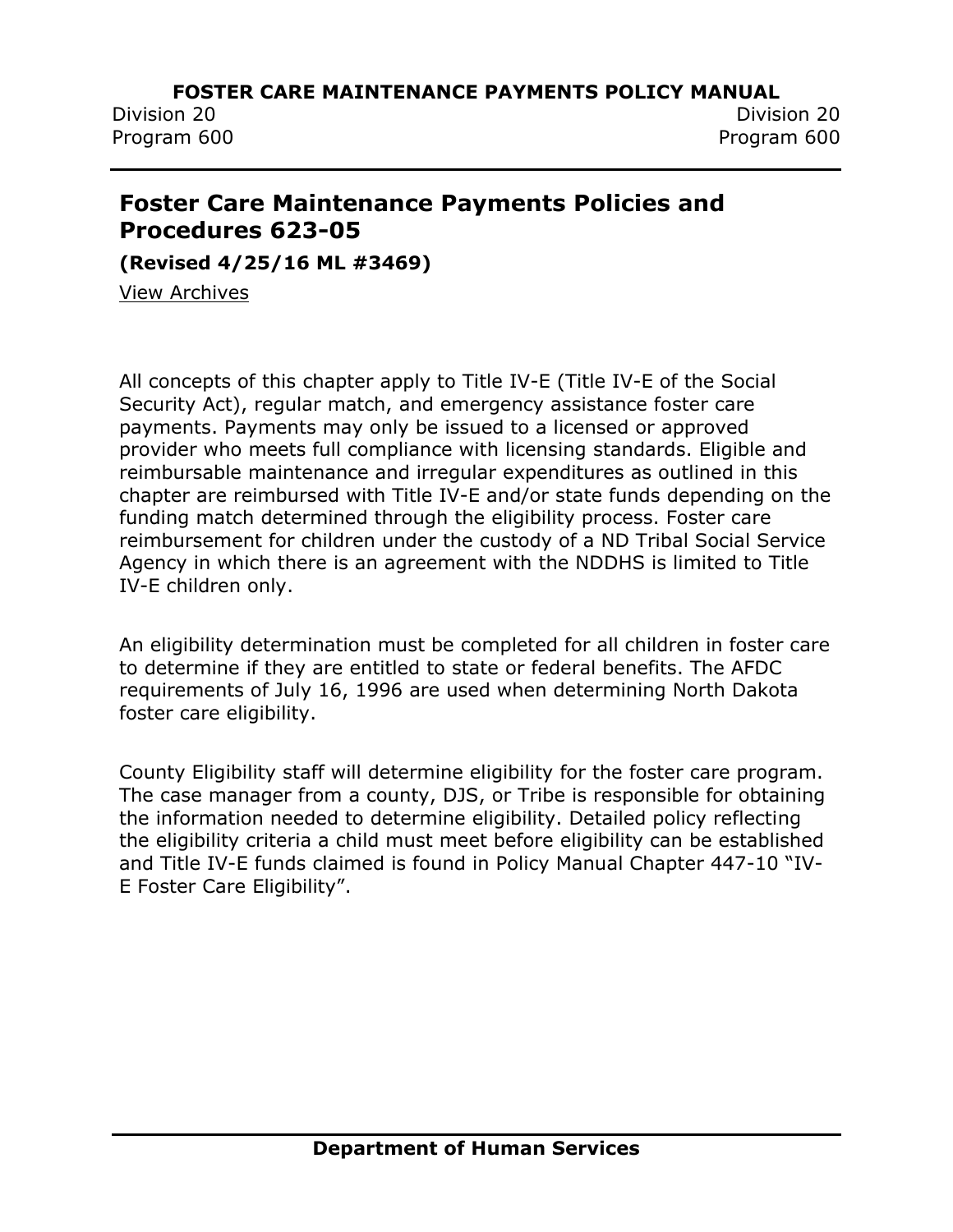## Foster Care Maintenance Payments Policies and Procedures 623-05

**(Revised 4/25/16 ML #3469)**

View Archives

All concepts of this chapter apply to Title IV-E (Title IV-E of the Social Security Act), regular match, and emergency assistance foster care payments. Payments may only be issued to a licensed or approved provider who meets full compliance with licensing standards. Eligible and reimbursable maintenance and irregular expenditures as outlined in this chapter are reimbursed with Title IV-E and/or state funds depending on the funding match determined through the eligibility process. Foster care reimbursement for children under the custody of a ND Tribal Social Service Agency in which there is an agreement with the NDDHS is limited to Title IV-E children only.

An eligibility determination must be completed for all children in foster care to determine if they are entitled to state or federal benefits. The AFDC requirements of July 16, 1996 are used when determining North Dakota foster care eligibility.

County Eligibility staff will determine eligibility for the foster care program. The case manager from a county, DJS, or Tribe is responsible for obtaining the information needed to determine eligibility. Detailed policy reflecting the eligibility criteria a child must meet before eligibility can be established and Title IV-E funds claimed is found in Policy Manual Chapter 447-10 "IV-E Foster Care Eligibility".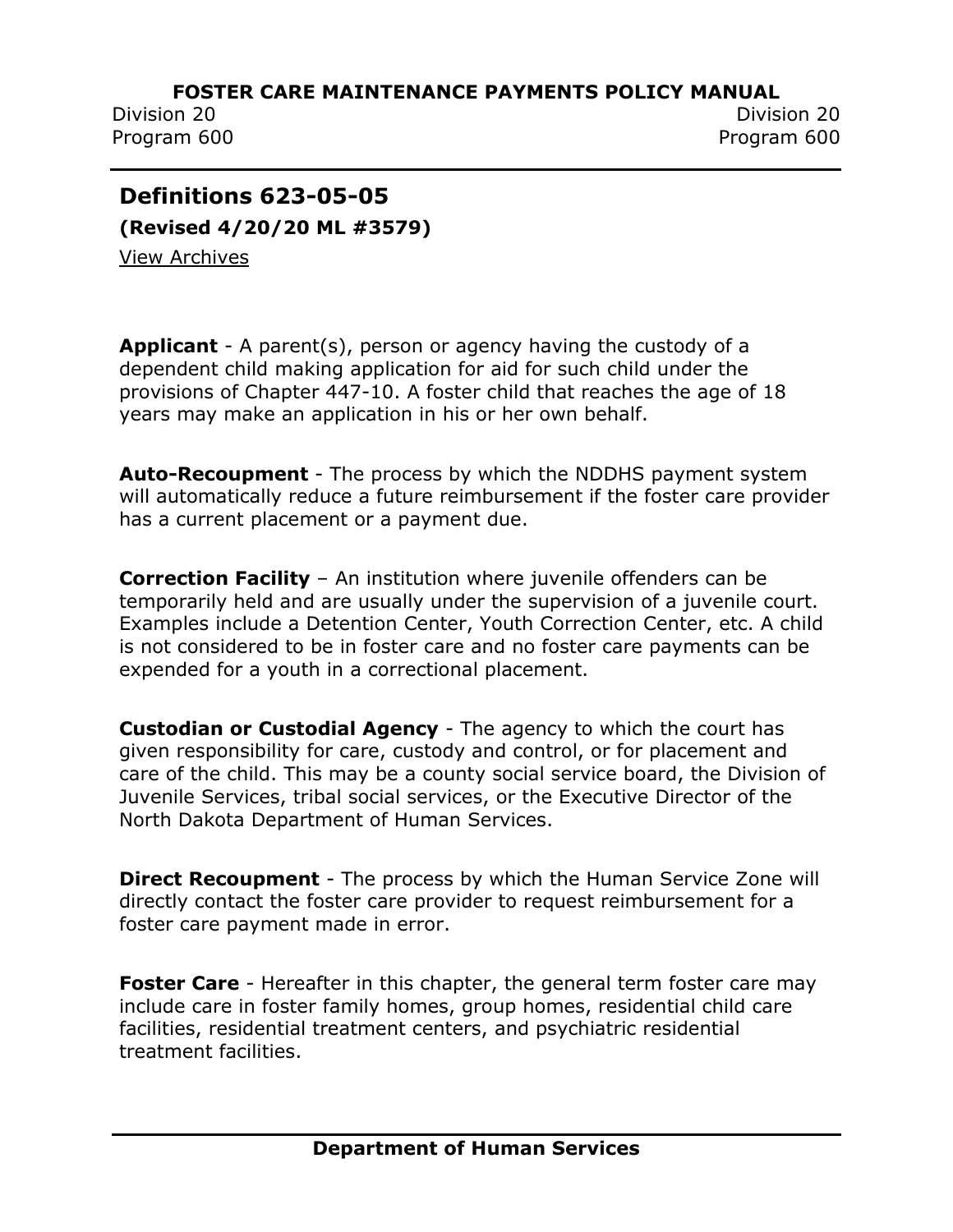## Definitions 623-05-05

**(Revised 4/20/20 ML #3579)**

View Archives

**Applicant** - A parent(s), person or agency having the custody of a dependent child making application for aid for such child under the provisions of Chapter 447-10. A foster child that reaches the age of 18 years may make an application in his or her own behalf.

**Auto-Recoupment** - The process by which the NDDHS payment system will automatically reduce a future reimbursement if the foster care provider has a current placement or a payment due.

**Correction Facility** – An institution where juvenile offenders can be temporarily held and are usually under the supervision of a juvenile court. Examples include a Detention Center, Youth Correction Center, etc. A child is not considered to be in foster care and no foster care payments can be expended for a youth in a correctional placement.

**Custodian or Custodial Agency** - The agency to which the court has given responsibility for care, custody and control, or for placement and care of the child. This may be a county social service board, the Division of Juvenile Services, tribal social services, or the Executive Director of the North Dakota Department of Human Services.

**Direct Recoupment** - The process by which the Human Service Zone will directly contact the foster care provider to request reimbursement for a foster care payment made in error.

**Foster Care** - Hereafter in this chapter, the general term foster care may include care in foster family homes, group homes, residential child care facilities, residential treatment centers, and psychiatric residential treatment facilities.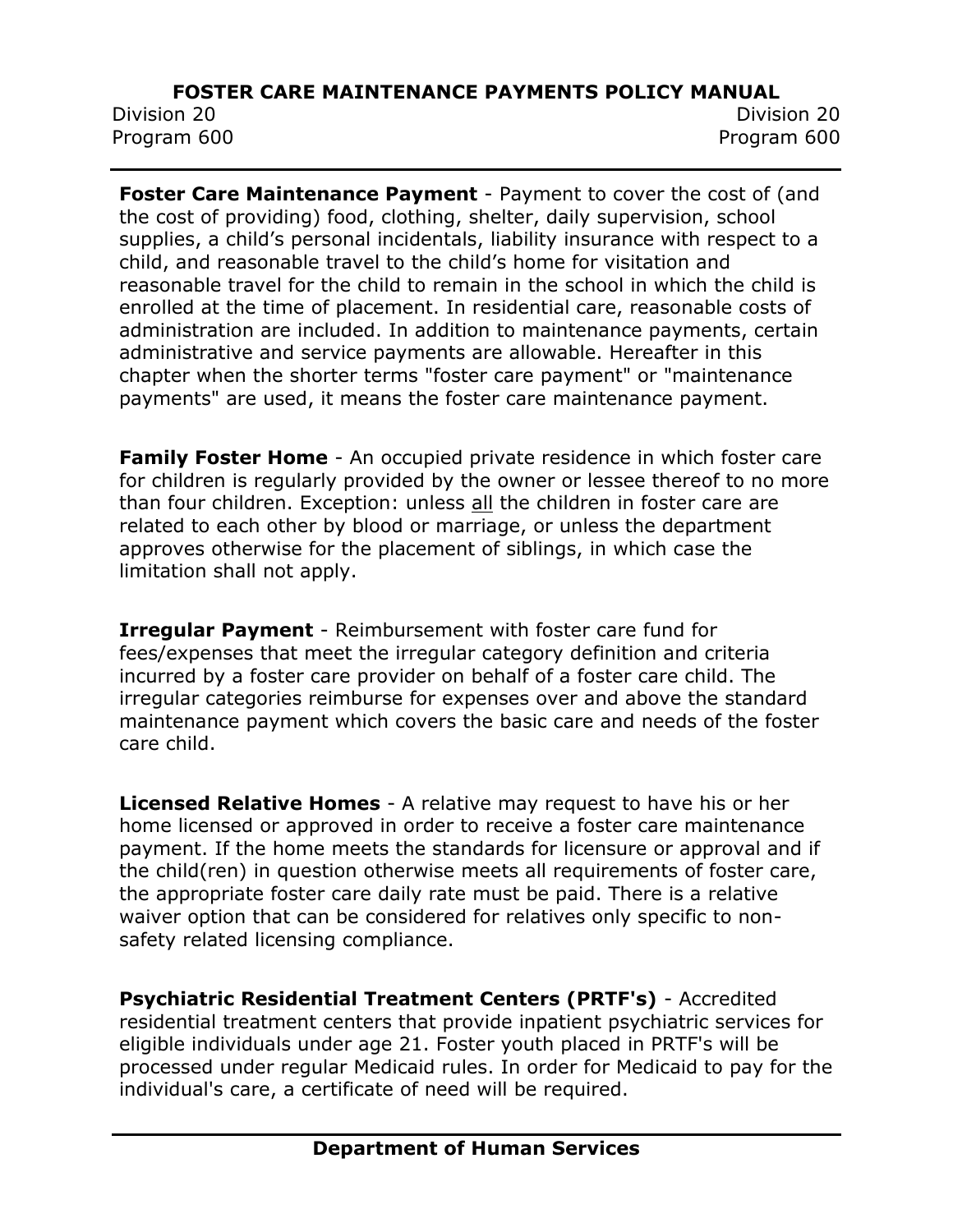**Foster Care Maintenance Payment** - Payment to cover the cost of (and the cost of providing) food, clothing, shelter, daily supervision, school supplies, a child's personal incidentals, liability insurance with respect to a child, and reasonable travel to the child's home for visitation and reasonable travel for the child to remain in the school in which the child is enrolled at the time of placement. In residential care, reasonable costs of administration are included. In addition to maintenance payments, certain administrative and service payments are allowable. Hereafter in this chapter when the shorter terms "foster care payment" or "maintenance payments" are used, it means the foster care maintenance payment.

**Family Foster Home** - An occupied private residence in which foster care for children is regularly provided by the owner or lessee thereof to no more than four children. Exception: unless <u>all</u> the children in foster care are related to each other by blood or marriage, or unless the department approves otherwise for the placement of siblings, in which case the limitation shall not apply.

**Irregular Payment** - Reimbursement with foster care fund for fees/expenses that meet the irregular category definition and criteria incurred by a foster care provider on behalf of a foster care child. The irregular categories reimburse for expenses over and above the standard maintenance payment which covers the basic care and needs of the foster care child.

**Licensed Relative Homes** - A relative may request to have his or her home licensed or approved in order to receive a foster care maintenance payment. If the home meets the standards for licensure or approval and if the child(ren) in question otherwise meets all requirements of foster care, the appropriate foster care daily rate must be paid. There is a relative waiver option that can be considered for relatives only specific to non-safety related licensing compliance.

**Psychiatric Residential Treatment Centers (PRTF's)** - Accredited residential treatment centers that provide inpatient psychiatric services for eligible individuals under age 21. Foster youth placed in PRTF's will be processed under regular Medicaid rules. In order for Medicaid to pay for the individual's care, a certificate of need will be required.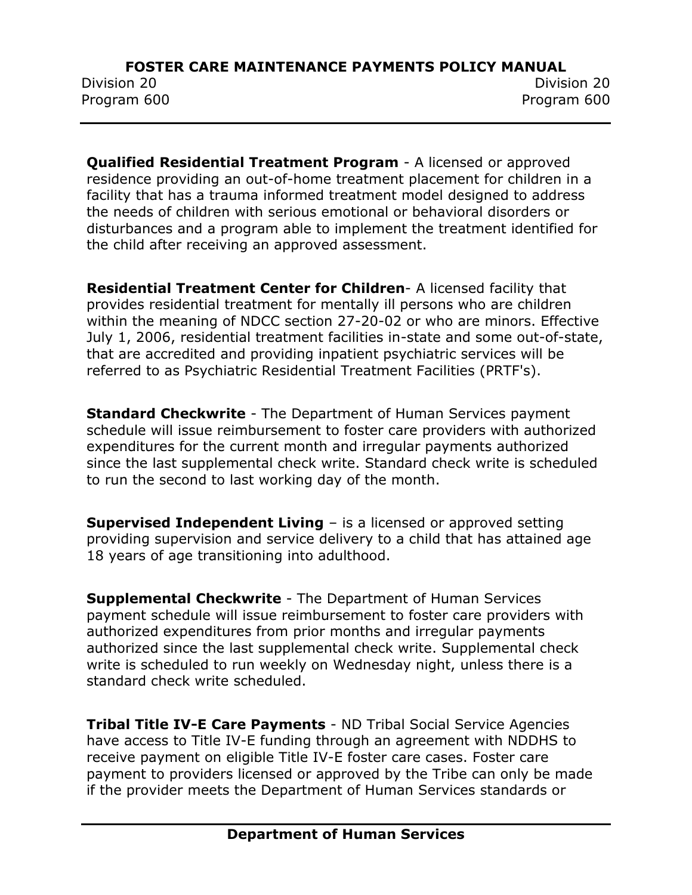**Qualified Residential Treatment Program** - A licensed or approved residence providing an out-of-home treatment placement for children in a facility that has a trauma informed treatment model designed to address the needs of children with serious emotional or behavioral disorders or disturbances and a program able to implement the treatment identified for the child after receiving an approved assessment.

**Residential Treatment Center for Children**- A licensed facility that provides residential treatment for mentally ill persons who are children within the meaning of NDCC section 27-20-02 or who are minors. Effective July 1, 2006, residential treatment facilities in-state and some out-of-state, that are accredited and providing inpatient psychiatric services will be referred to as Psychiatric Residential Treatment Facilities (PRTF's).

**Standard Checkwrite** - The Department of Human Services payment schedule will issue reimbursement to foster care providers with authorized expenditures for the current month and irregular payments authorized since the last supplemental check write. Standard check write is scheduled to run the second to last working day of the month.

**Supervised Independent Living** – is a licensed or approved setting providing supervision and service delivery to a child that has attained age 18 years of age transitioning into adulthood.

**Supplemental Checkwrite** - The Department of Human Services payment schedule will issue reimbursement to foster care providers with authorized expenditures from prior months and irregular payments authorized since the last supplemental check write. Supplemental check write is scheduled to run weekly on Wednesday night, unless there is a standard check write scheduled.

**Tribal Title IV-E Care Payments** - ND Tribal Social Service Agencies have access to Title IV-E funding through an agreement with NDDHS to receive payment on eligible Title IV-E foster care cases. Foster care payment to providers licensed or approved by the Tribe can only be made if the provider meets the Department of Human Services standards or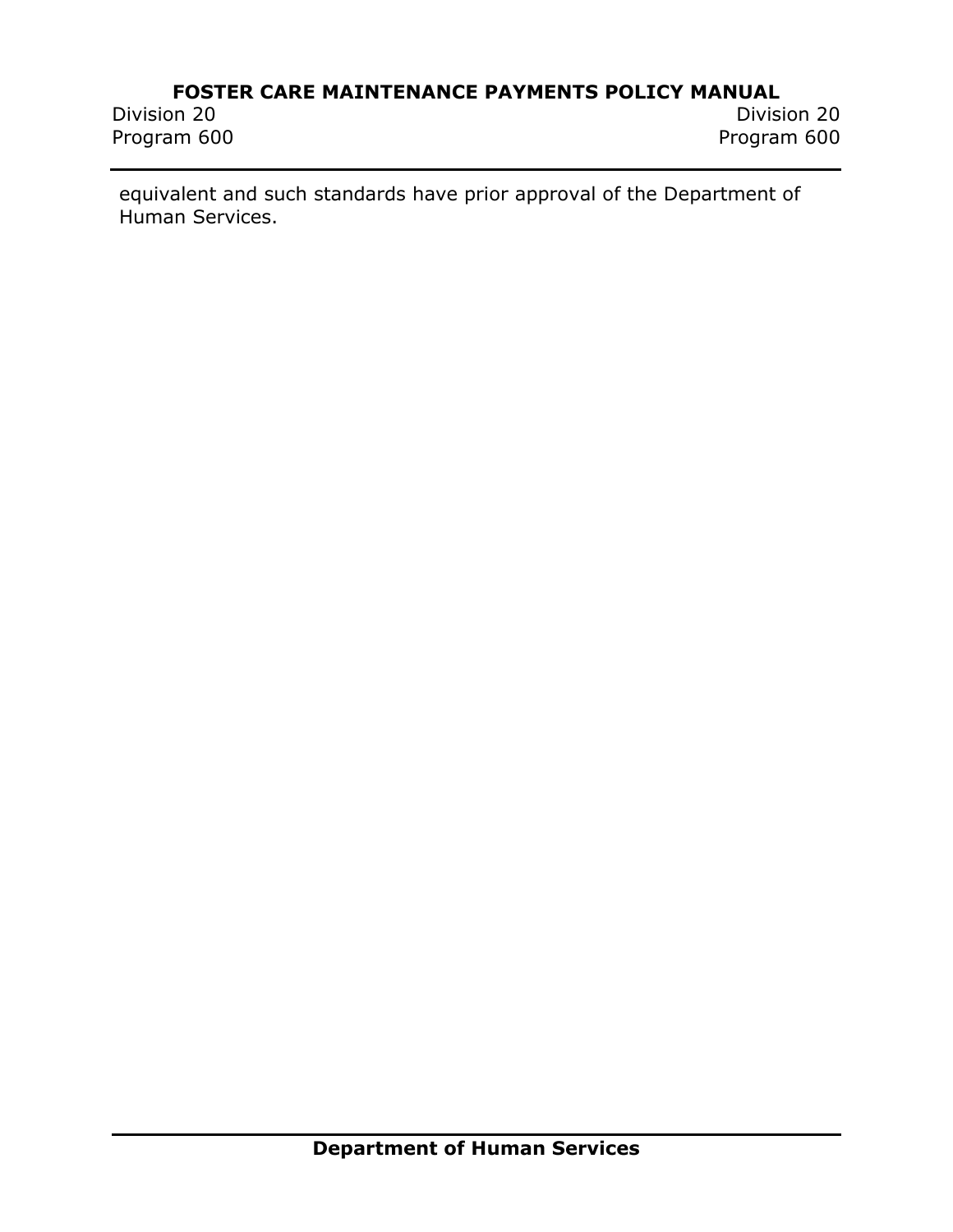equivalent and such standards have prior approval of the Department of Human Services.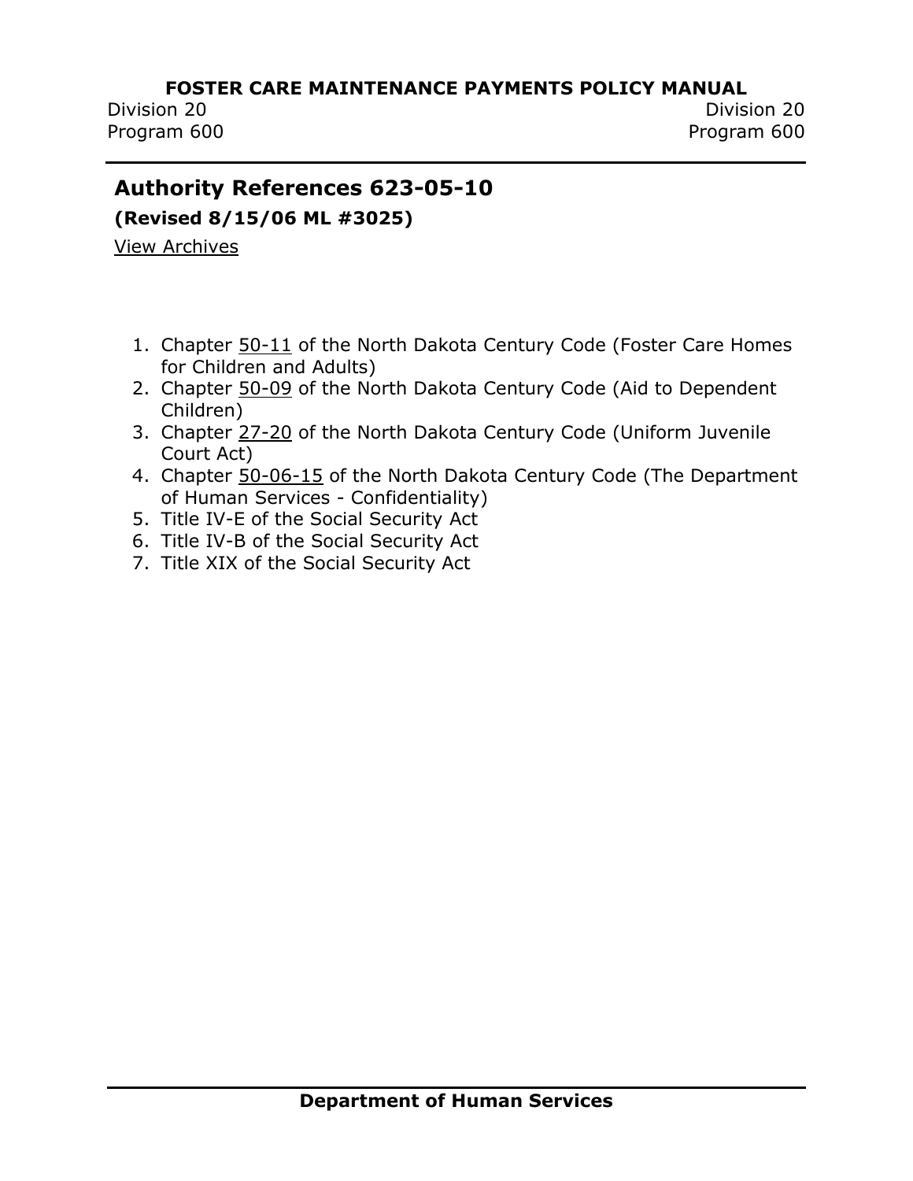## Authority References 623-05-10

**(Revised 8/15/06 ML #3025)**

View Archives

1. Chapter 50-11 of the North Dakota Century Code (Foster Care Homes for Children and Adults)
2. Chapter 50-09 of the North Dakota Century Code (Aid to Dependent Children)
3. Chapter 27-20 of the North Dakota Century Code (Uniform Juvenile Court Act)
4. Chapter 50-06-15 of the North Dakota Century Code (The Department of Human Services - Confidentiality)
5. Title IV-E of the Social Security Act
6. Title IV-B of the Social Security Act
7. Title XIX of the Social Security Act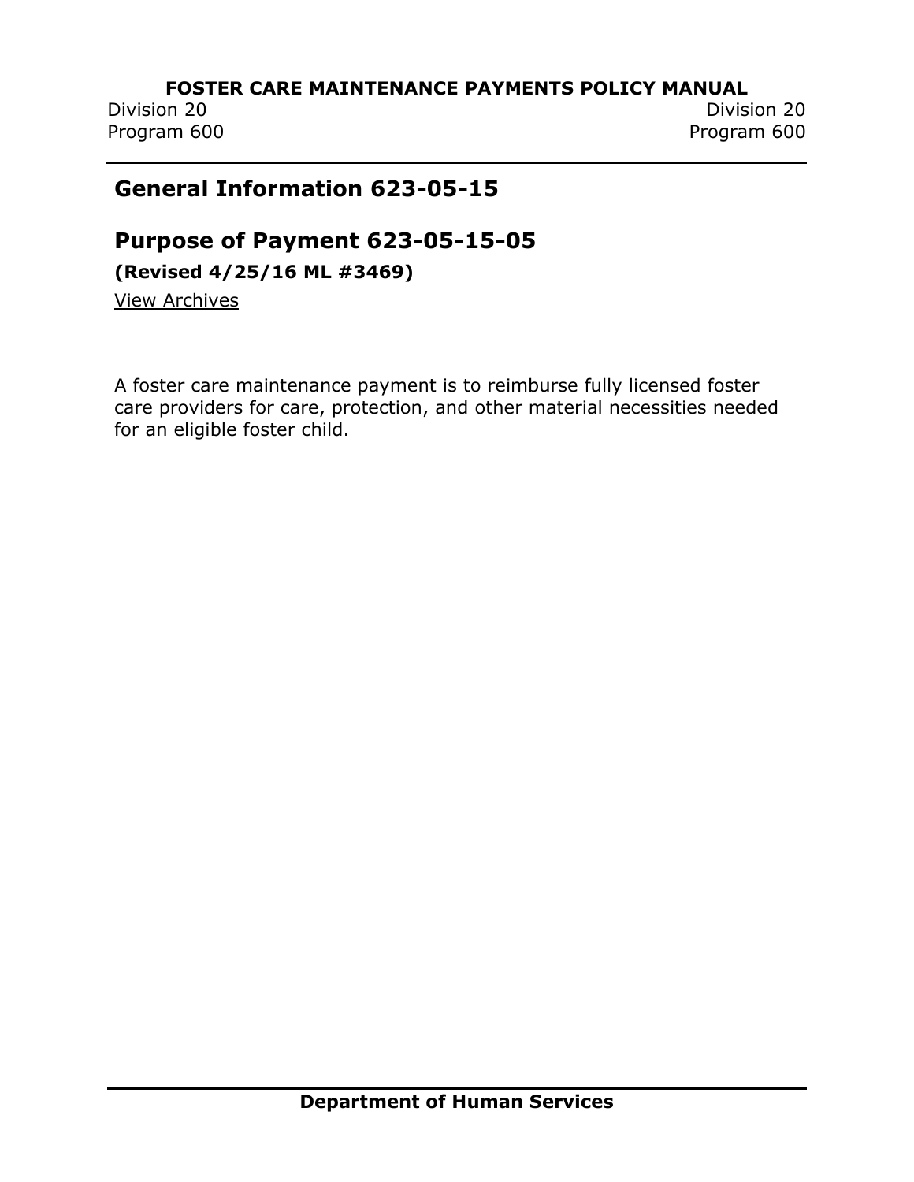## General Information 623-05-15

## Purpose of Payment 623-05-15-05

**(Revised 4/25/16 ML #3469)**

View Archives

A foster care maintenance payment is to reimburse fully licensed foster care providers for care, protection, and other material necessities needed for an eligible foster child.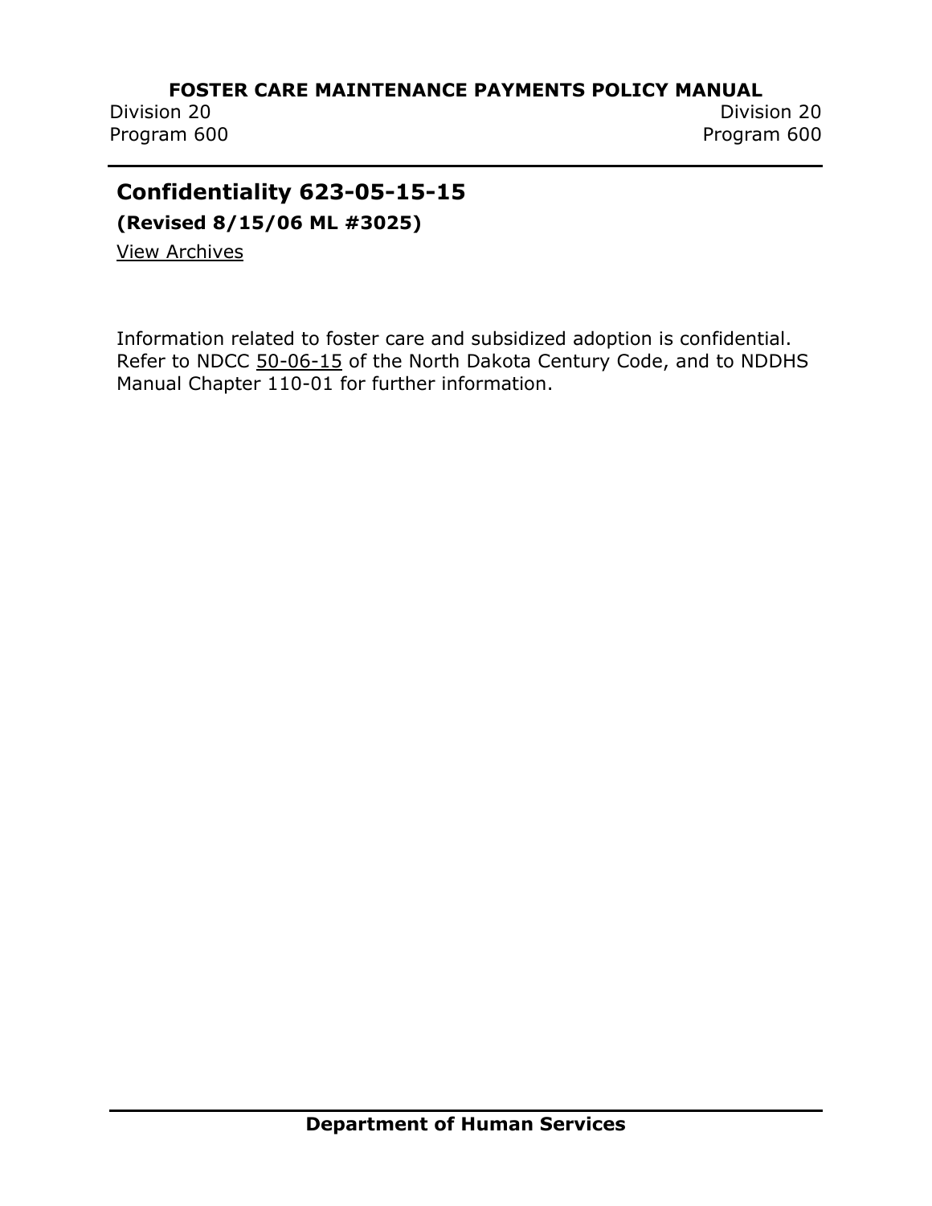## Confidentiality 623-05-15-15

**(Revised 8/15/06 ML #3025)**

View Archives

Information related to foster care and subsidized adoption is confidential. Refer to NDCC 50-06-15 of the North Dakota Century Code, and to NDDHS Manual Chapter 110-01 for further information.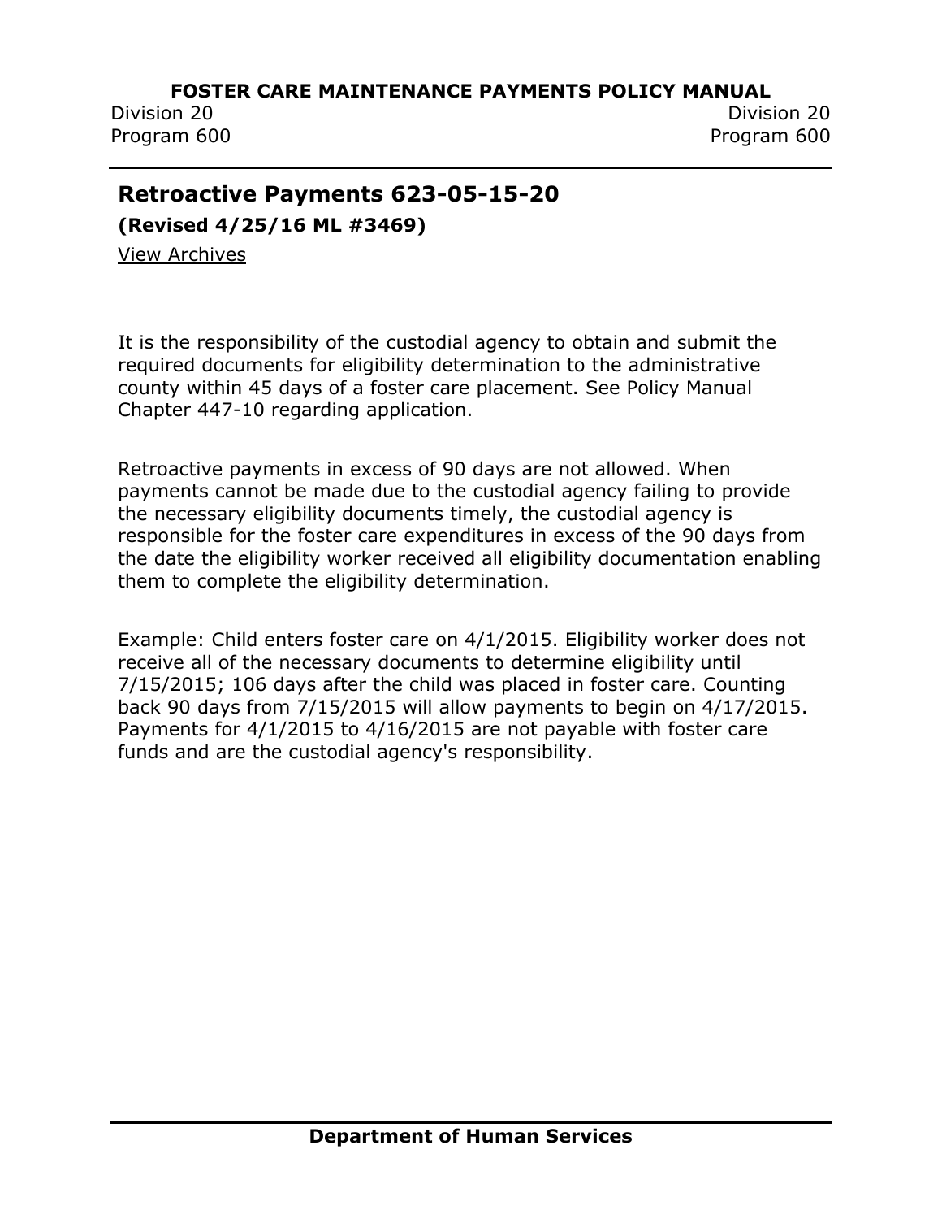## Retroactive Payments 623-05-15-20

**(Revised 4/25/16 ML #3469)**

View Archives

It is the responsibility of the custodial agency to obtain and submit the required documents for eligibility determination to the administrative county within 45 days of a foster care placement. See Policy Manual Chapter 447-10 regarding application.

Retroactive payments in excess of 90 days are not allowed. When payments cannot be made due to the custodial agency failing to provide the necessary eligibility documents timely, the custodial agency is responsible for the foster care expenditures in excess of the 90 days from the date the eligibility worker received all eligibility documentation enabling them to complete the eligibility determination.

Example: Child enters foster care on 4/1/2015. Eligibility worker does not receive all of the necessary documents to determine eligibility until 7/15/2015; 106 days after the child was placed in foster care. Counting back 90 days from 7/15/2015 will allow payments to begin on 4/17/2015. Payments for 4/1/2015 to 4/16/2015 are not payable with foster care funds and are the custodial agency's responsibility.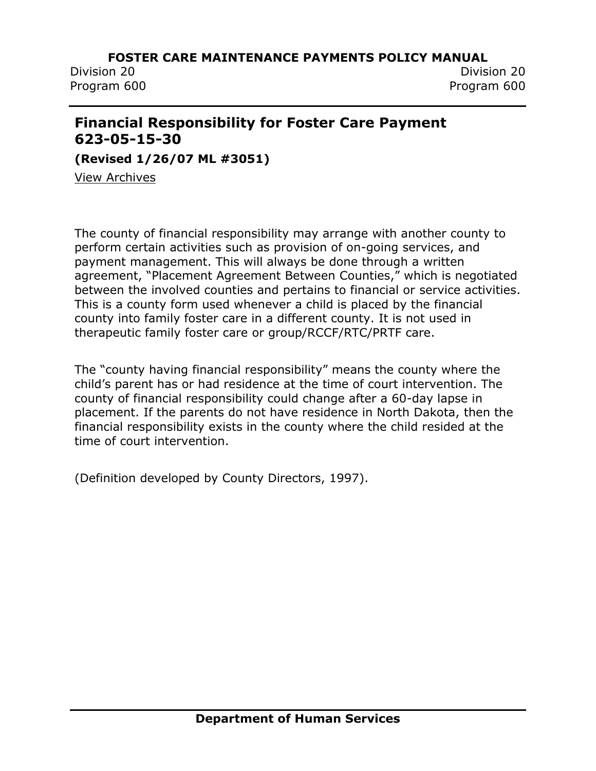## Financial Responsibility for Foster Care Payment 623-05-15-30

**(Revised 1/26/07 ML #3051)**

View Archives

The county of financial responsibility may arrange with another county to perform certain activities such as provision of on-going services, and payment management. This will always be done through a written agreement, "Placement Agreement Between Counties," which is negotiated between the involved counties and pertains to financial or service activities. This is a county form used whenever a child is placed by the financial county into family foster care in a different county. It is not used in therapeutic family foster care or group/RCCF/RTC/PRTF care.

The "county having financial responsibility" means the county where the child's parent has or had residence at the time of court intervention. The county of financial responsibility could change after a 60-day lapse in placement. If the parents do not have residence in North Dakota, then the financial responsibility exists in the county where the child resided at the time of court intervention.

(Definition developed by County Directors, 1997).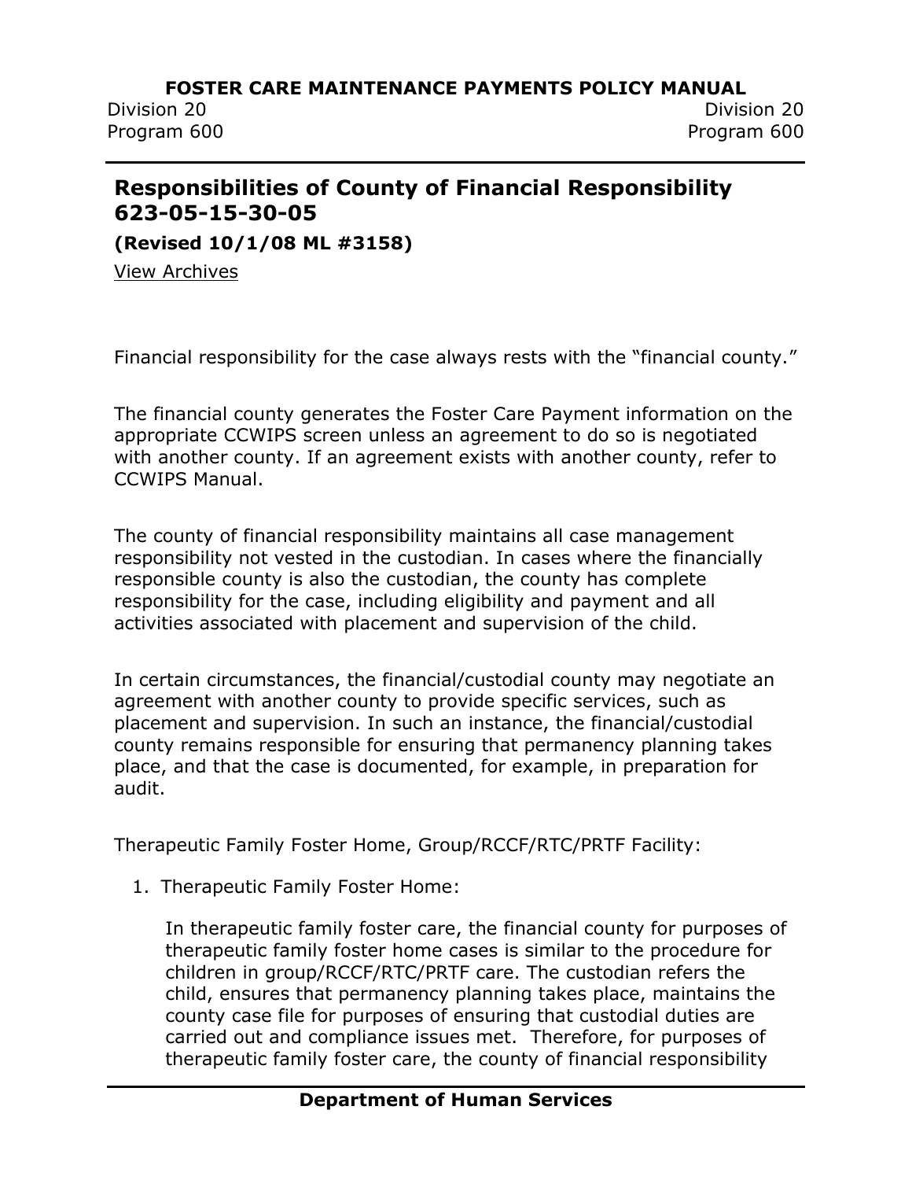## Responsibilities of County of Financial Responsibility 623-05-15-30-05

**(Revised 10/1/08 ML #3158)**

View Archives

Financial responsibility for the case always rests with the “financial county.”

The financial county generates the Foster Care Payment information on the appropriate CCWIPS screen unless an agreement to do so is negotiated with another county. If an agreement exists with another county, refer to CCWIPS Manual.

The county of financial responsibility maintains all case management responsibility not vested in the custodian. In cases where the financially responsible county is also the custodian, the county has complete responsibility for the case, including eligibility and payment and all activities associated with placement and supervision of the child.

In certain circumstances, the financial/custodial county may negotiate an agreement with another county to provide specific services, such as placement and supervision. In such an instance, the financial/custodial county remains responsible for ensuring that permanency planning takes place, and that the case is documented, for example, in preparation for audit.

Therapeutic Family Foster Home, Group/RCCF/RTC/PRTF Facility:

1. Therapeutic Family Foster Home:

   In therapeutic family foster care, the financial county for purposes of therapeutic family foster home cases is similar to the procedure for children in group/RCCF/RTC/PRTF care. The custodian refers the child, ensures that permanency planning takes place, maintains the county case file for purposes of ensuring that custodial duties are carried out and compliance issues met. Therefore, for purposes of therapeutic family foster care, the county of financial responsibility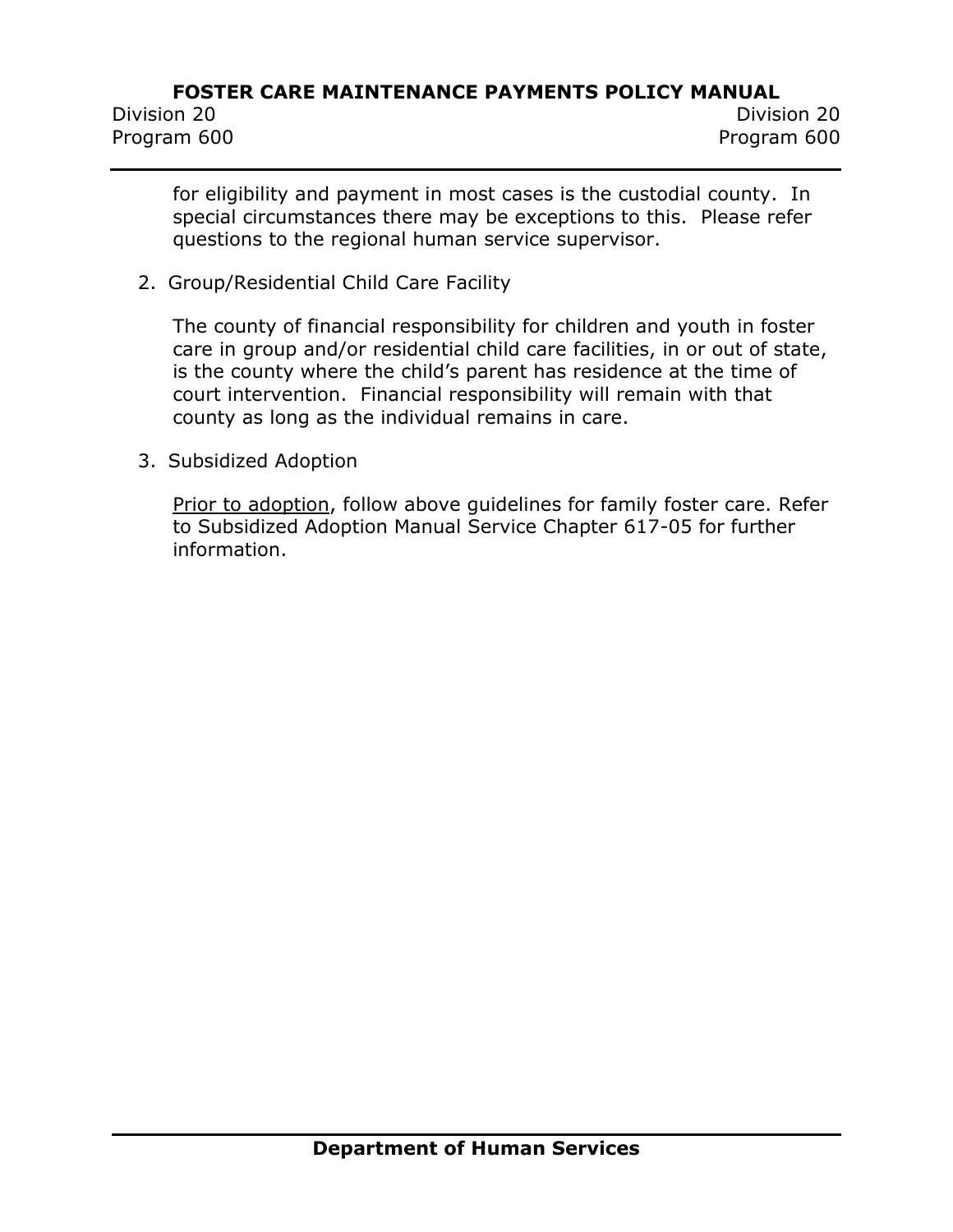for eligibility and payment in most cases is the custodial county. In special circumstances there may be exceptions to this. Please refer questions to the regional human service supervisor.

2. Group/Residential Child Care Facility

   The county of financial responsibility for children and youth in foster care in group and/or residential child care facilities, in or out of state, is the county where the child's parent has residence at the time of court intervention. Financial responsibility will remain with that county as long as the individual remains in care.

3. Subsidized Adoption

   <u>Prior to adoption</u>, follow above guidelines for family foster care. Refer to Subsidized Adoption Manual Service Chapter 617-05 for further information.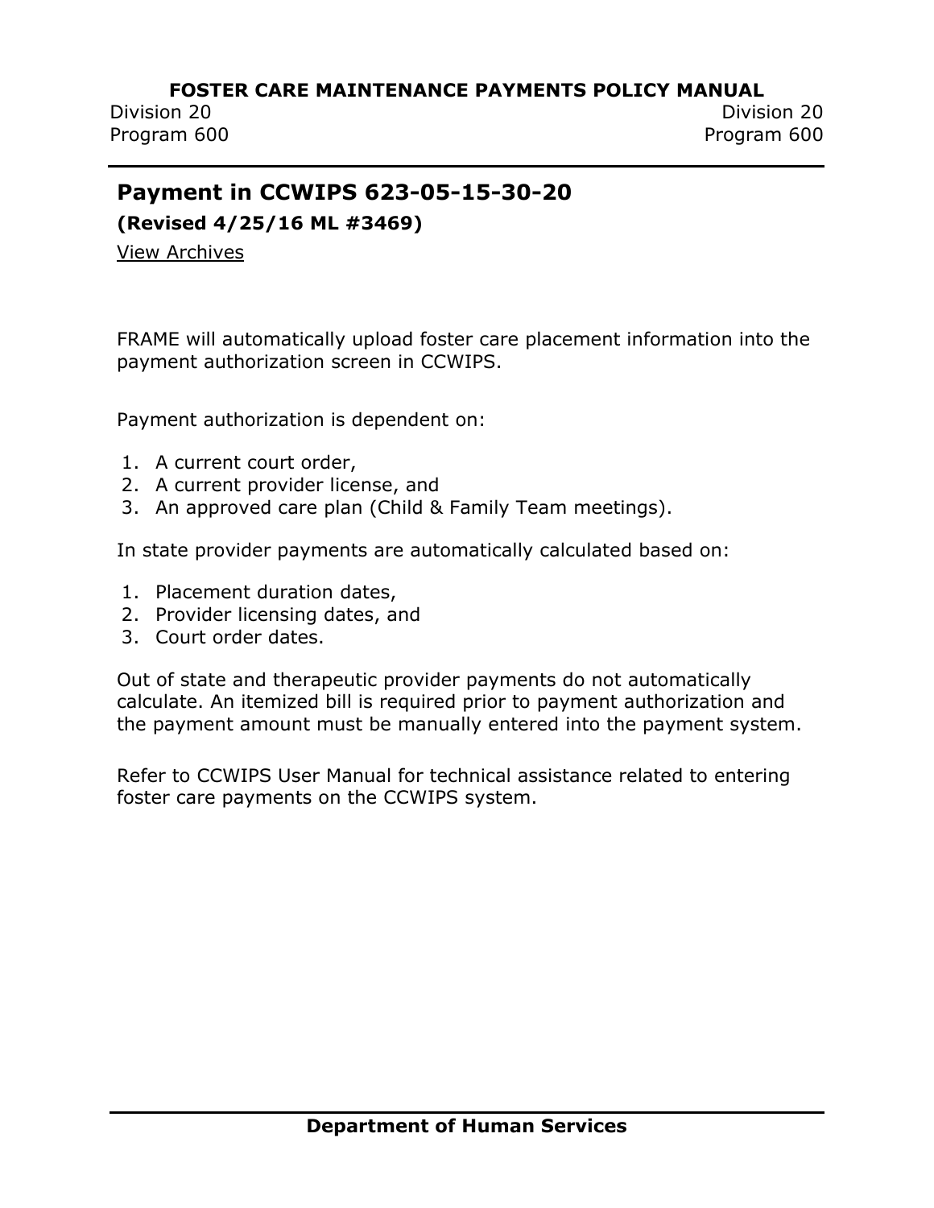## Payment in CCWIPS 623-05-15-30-20

**(Revised 4/25/16 ML #3469)**

View Archives

FRAME will automatically upload foster care placement information into the payment authorization screen in CCWIPS.

Payment authorization is dependent on:

1. A current court order,
2. A current provider license, and
3. An approved care plan (Child & Family Team meetings).

In state provider payments are automatically calculated based on:

1. Placement duration dates,
2. Provider licensing dates, and
3. Court order dates.

Out of state and therapeutic provider payments do not automatically calculate. An itemized bill is required prior to payment authorization and the payment amount must be manually entered into the payment system.

Refer to CCWIPS User Manual for technical assistance related to entering foster care payments on the CCWIPS system.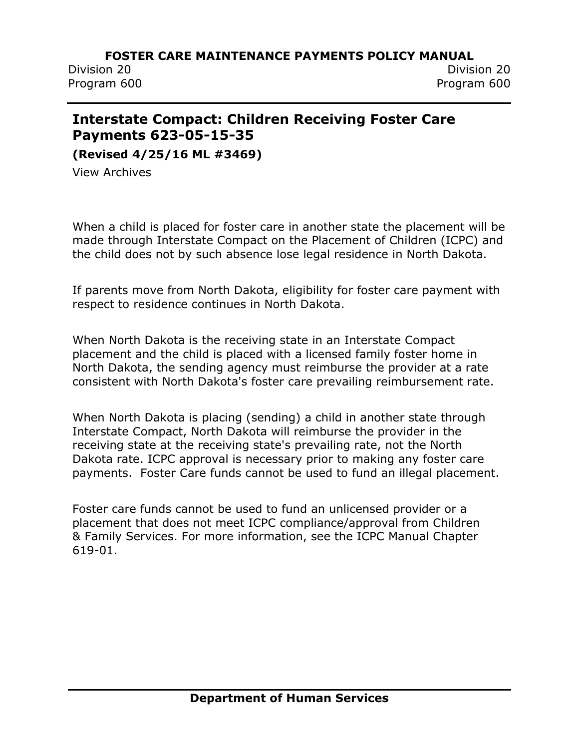## Interstate Compact: Children Receiving Foster Care Payments 623-05-15-35

**(Revised 4/25/16 ML #3469)**

View Archives

When a child is placed for foster care in another state the placement will be made through Interstate Compact on the Placement of Children (ICPC) and the child does not by such absence lose legal residence in North Dakota.

If parents move from North Dakota, eligibility for foster care payment with respect to residence continues in North Dakota.

When North Dakota is the receiving state in an Interstate Compact placement and the child is placed with a licensed family foster home in North Dakota, the sending agency must reimburse the provider at a rate consistent with North Dakota's foster care prevailing reimbursement rate.

When North Dakota is placing (sending) a child in another state through Interstate Compact, North Dakota will reimburse the provider in the receiving state at the receiving state's prevailing rate, not the North Dakota rate. ICPC approval is necessary prior to making any foster care payments. Foster Care funds cannot be used to fund an illegal placement.

Foster care funds cannot be used to fund an unlicensed provider or a placement that does not meet ICPC compliance/approval from Children & Family Services. For more information, see the ICPC Manual Chapter 619-01.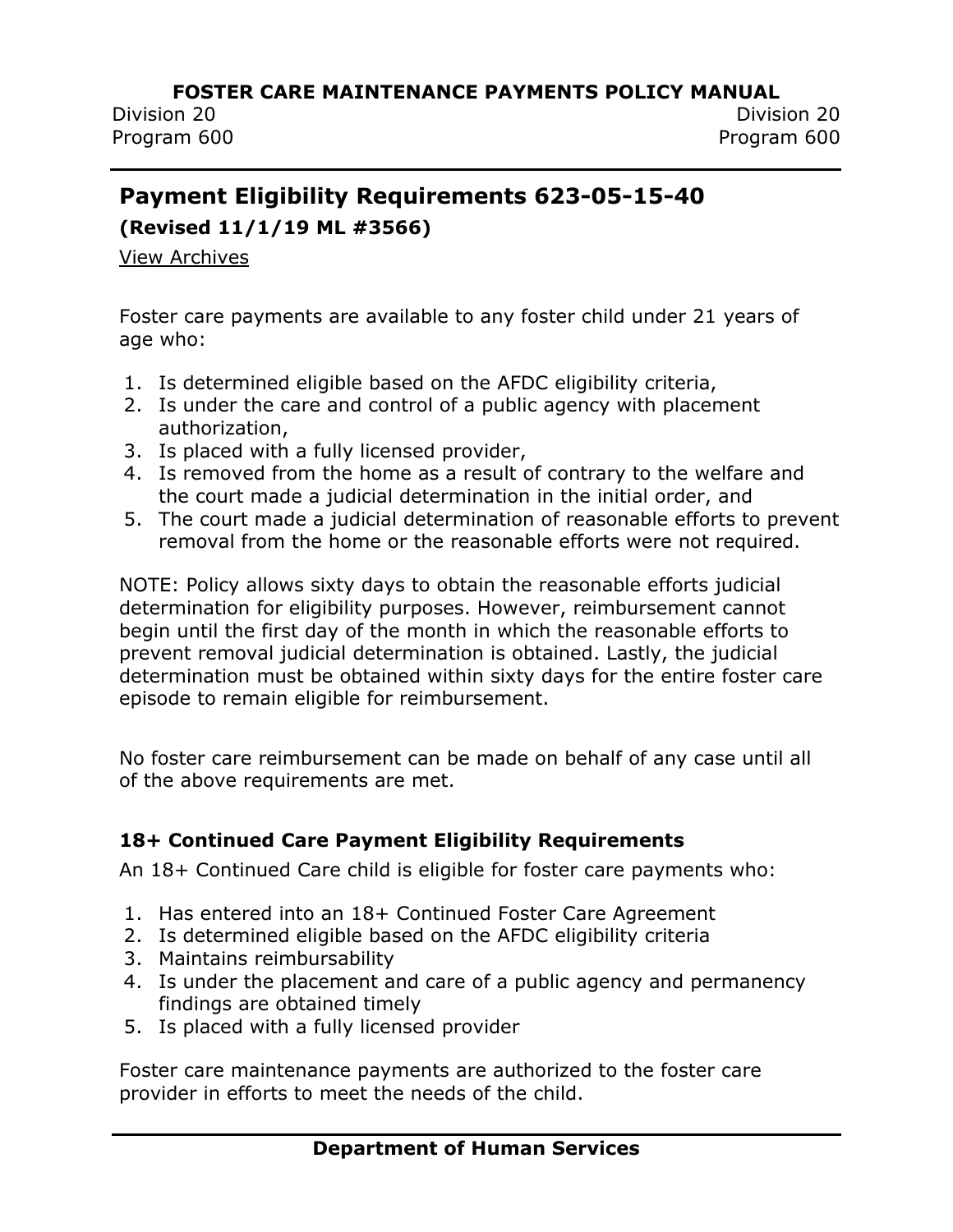## Payment Eligibility Requirements 623-05-15-40

**(Revised 11/1/19 ML #3566)**

View Archives

Foster care payments are available to any foster child under 21 years of age who:

1. Is determined eligible based on the AFDC eligibility criteria,
2. Is under the care and control of a public agency with placement authorization,
3. Is placed with a fully licensed provider,
4. Is removed from the home as a result of contrary to the welfare and the court made a judicial determination in the initial order, and
5. The court made a judicial determination of reasonable efforts to prevent removal from the home or the reasonable efforts were not required.

NOTE: Policy allows sixty days to obtain the reasonable efforts judicial determination for eligibility purposes. However, reimbursement cannot begin until the first day of the month in which the reasonable efforts to prevent removal judicial determination is obtained. Lastly, the judicial determination must be obtained within sixty days for the entire foster care episode to remain eligible for reimbursement.

No foster care reimbursement can be made on behalf of any case until all of the above requirements are met.

### 18+ Continued Care Payment Eligibility Requirements

An 18+ Continued Care child is eligible for foster care payments who:

1. Has entered into an 18+ Continued Foster Care Agreement
2. Is determined eligible based on the AFDC eligibility criteria
3. Maintains reimbursability
4. Is under the placement and care of a public agency and permanency findings are obtained timely
5. Is placed with a fully licensed provider

Foster care maintenance payments are authorized to the foster care provider in efforts to meet the needs of the child.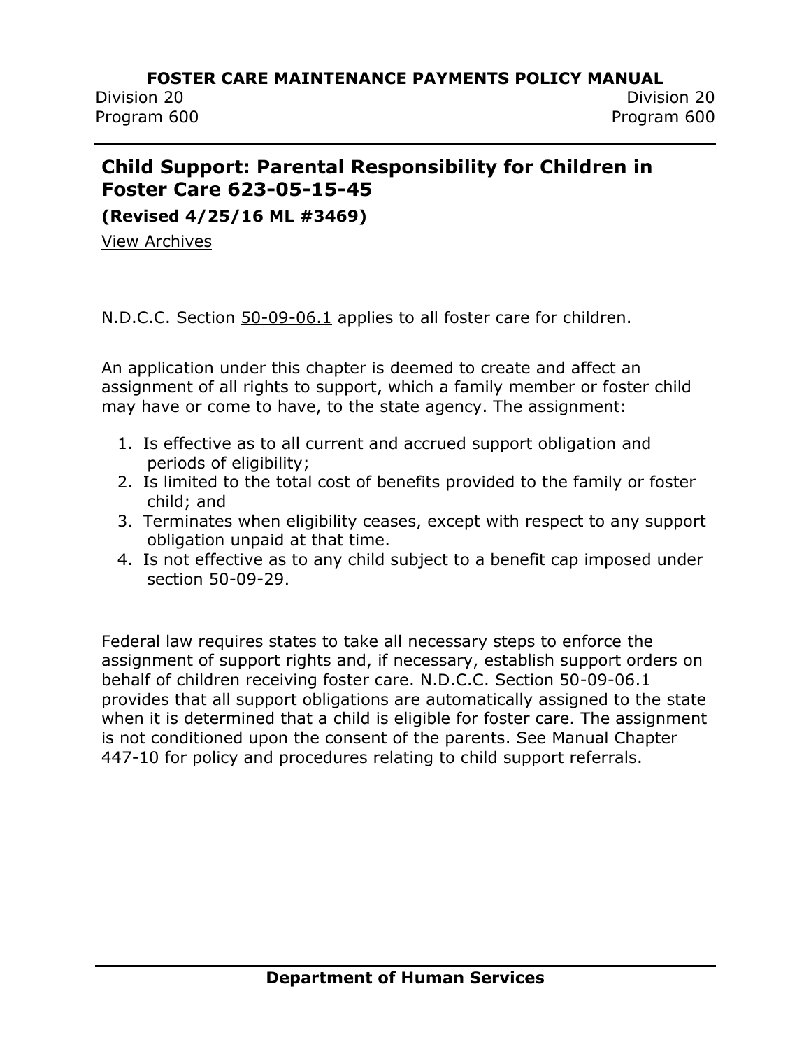## Child Support: Parental Responsibility for Children in Foster Care 623-05-15-45

**(Revised 4/25/16 ML #3469)**

View Archives

N.D.C.C. Section 50-09-06.1 applies to all foster care for children.

An application under this chapter is deemed to create and affect an assignment of all rights to support, which a family member or foster child may have or come to have, to the state agency. The assignment:

1. Is effective as to all current and accrued support obligation and periods of eligibility;
2. Is limited to the total cost of benefits provided to the family or foster child; and
3. Terminates when eligibility ceases, except with respect to any support obligation unpaid at that time.
4. Is not effective as to any child subject to a benefit cap imposed under section 50-09-29.

Federal law requires states to take all necessary steps to enforce the assignment of support rights and, if necessary, establish support orders on behalf of children receiving foster care. N.D.C.C. Section 50-09-06.1 provides that all support obligations are automatically assigned to the state when it is determined that a child is eligible for foster care. The assignment is not conditioned upon the consent of the parents. See Manual Chapter 447-10 for policy and procedures relating to child support referrals.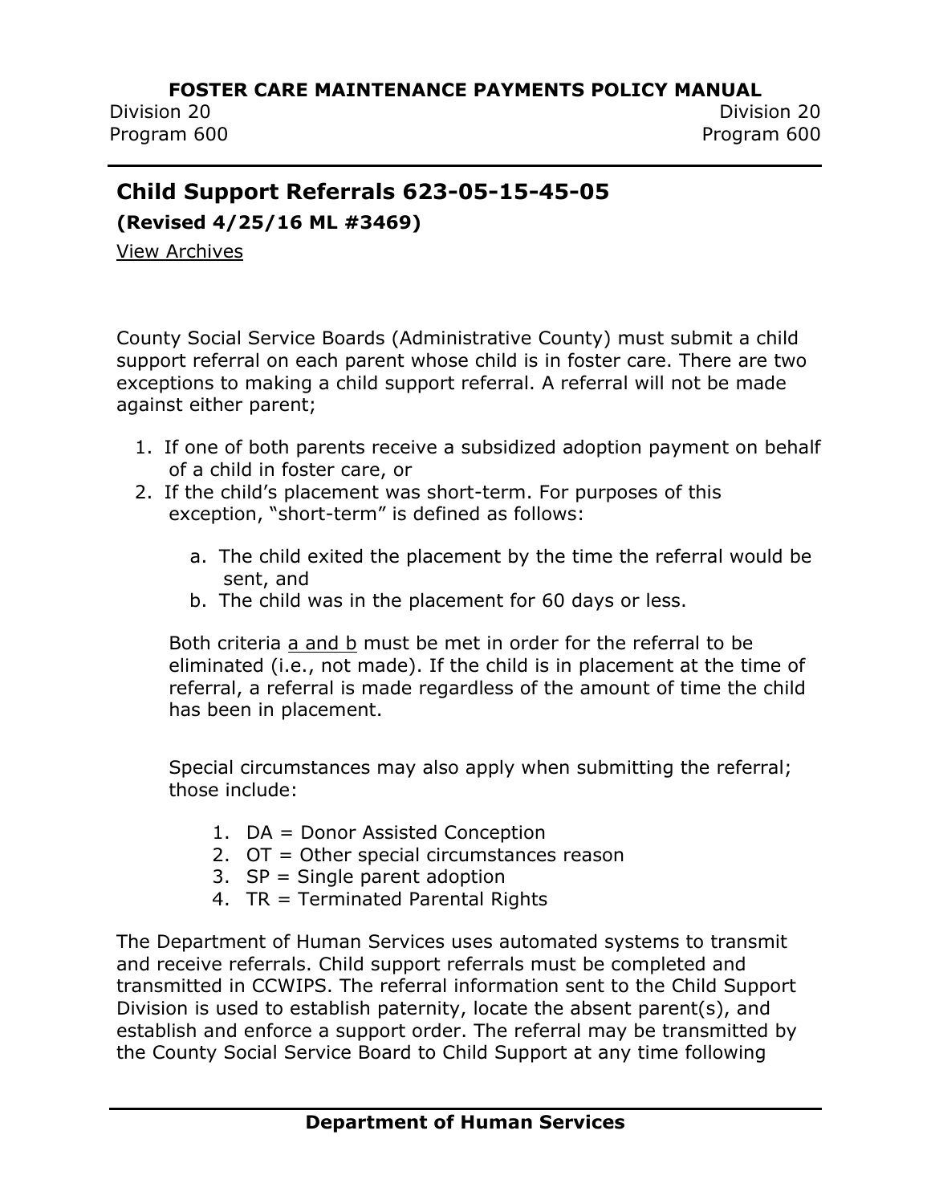## Child Support Referrals 623-05-15-45-05

**(Revised 4/25/16 ML #3469)**

View Archives

County Social Service Boards (Administrative County) must submit a child support referral on each parent whose child is in foster care. There are two exceptions to making a child support referral. A referral will not be made against either parent;

1. If one of both parents receive a subsidized adoption payment on behalf of a child in foster care, or
2. If the child's placement was short-term. For purposes of this exception, "short-term" is defined as follows:

   a. The child exited the placement by the time the referral would be sent, and
   b. The child was in the placement for 60 days or less.

   Both criteria a and b must be met in order for the referral to be eliminated (i.e., not made). If the child is in placement at the time of referral, a referral is made regardless of the amount of time the child has been in placement.

   Special circumstances may also apply when submitting the referral; those include:

   1. DA = Donor Assisted Conception
   2. OT = Other special circumstances reason
   3. SP = Single parent adoption
   4. TR = Terminated Parental Rights

The Department of Human Services uses automated systems to transmit and receive referrals. Child support referrals must be completed and transmitted in CCWIPS. The referral information sent to the Child Support Division is used to establish paternity, locate the absent parent(s), and establish and enforce a support order. The referral may be transmitted by the County Social Service Board to Child Support at any time following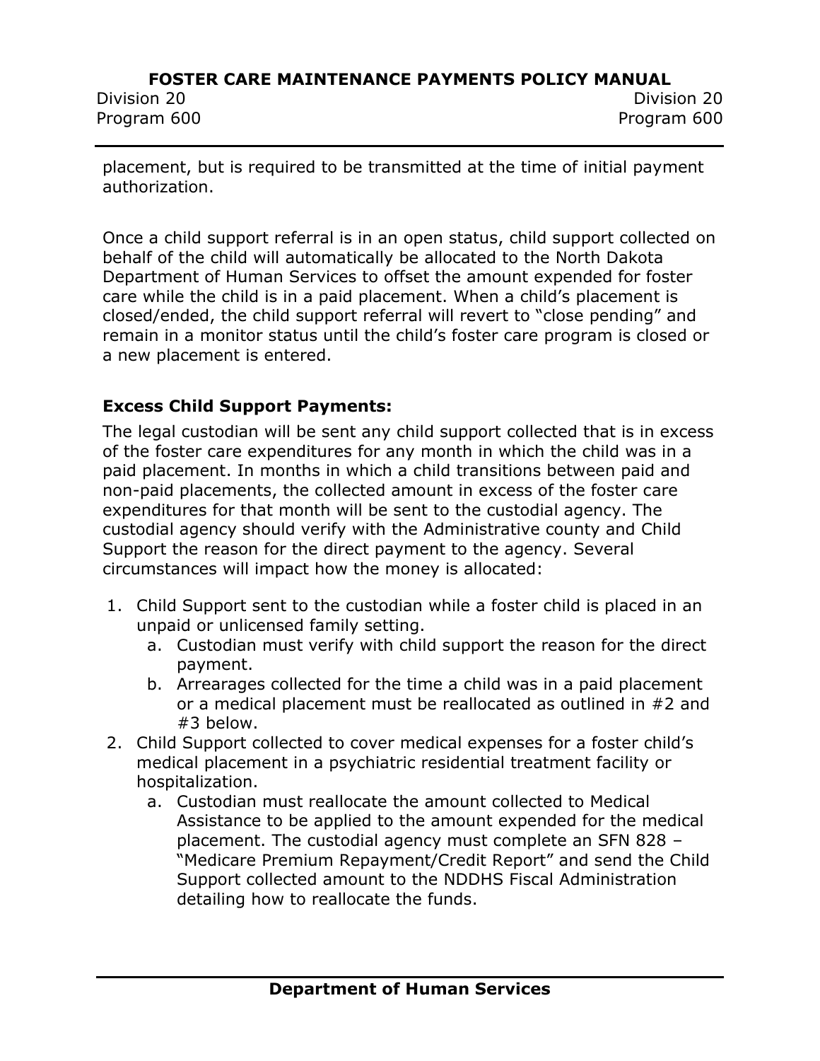placement, but is required to be transmitted at the time of initial payment authorization.

Once a child support referral is in an open status, child support collected on behalf of the child will automatically be allocated to the North Dakota Department of Human Services to offset the amount expended for foster care while the child is in a paid placement. When a child's placement is closed/ended, the child support referral will revert to "close pending" and remain in a monitor status until the child's foster care program is closed or a new placement is entered.

**Excess Child Support Payments:**

The legal custodian will be sent any child support collected that is in excess of the foster care expenditures for any month in which the child was in a paid placement. In months in which a child transitions between paid and non-paid placements, the collected amount in excess of the foster care expenditures for that month will be sent to the custodial agency. The custodial agency should verify with the Administrative county and Child Support the reason for the direct payment to the agency. Several circumstances will impact how the money is allocated:

1. Child Support sent to the custodian while a foster child is placed in an unpaid or unlicensed family setting.
   a. Custodian must verify with child support the reason for the direct payment.
   b. Arrearages collected for the time a child was in a paid placement or a medical placement must be reallocated as outlined in #2 and #3 below.
2. Child Support collected to cover medical expenses for a foster child's medical placement in a psychiatric residential treatment facility or hospitalization.
   a. Custodian must reallocate the amount collected to Medical Assistance to be applied to the amount expended for the medical placement. The custodial agency must complete an SFN 828 – "Medicare Premium Repayment/Credit Report" and send the Child Support collected amount to the NDDHS Fiscal Administration detailing how to reallocate the funds.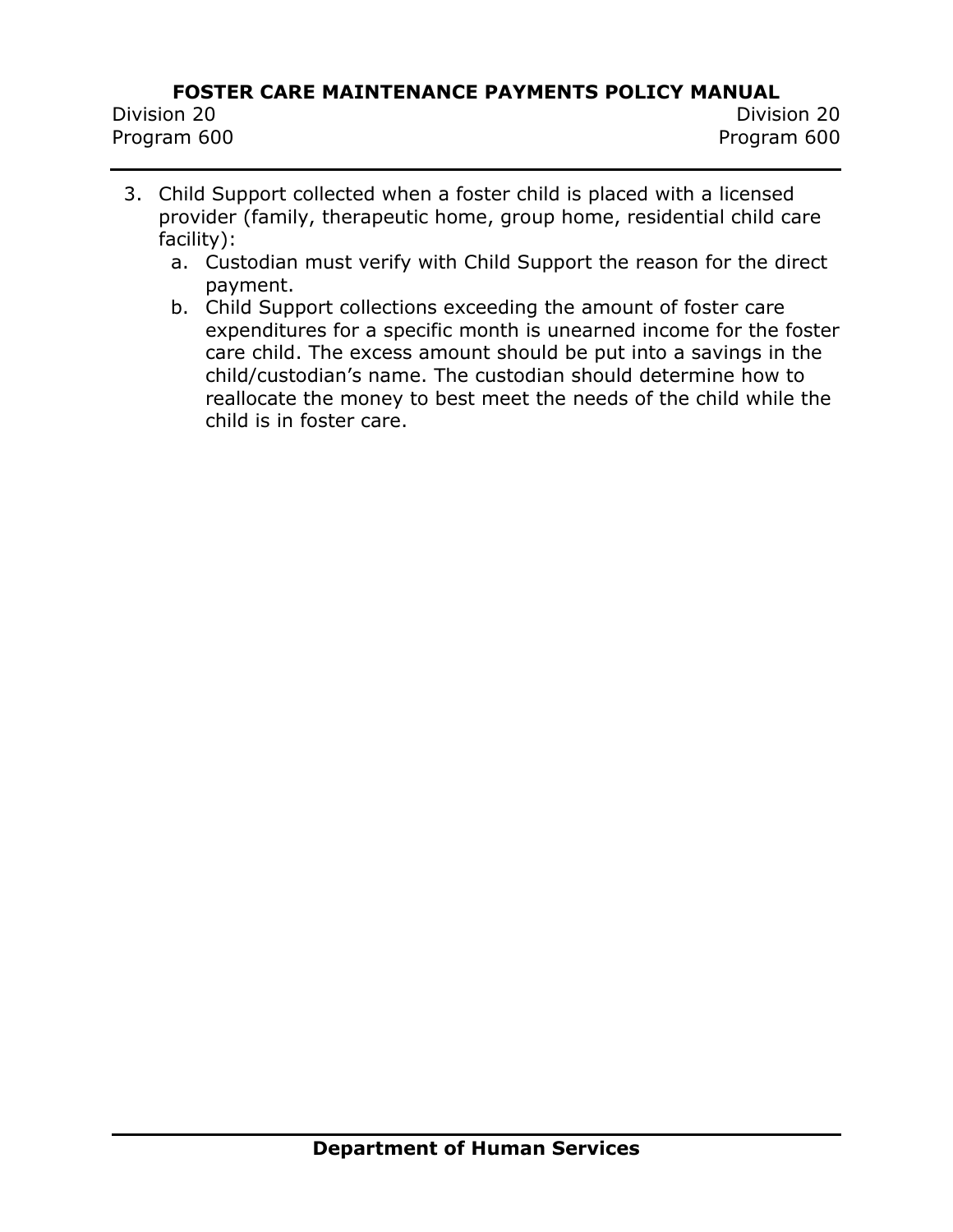3. Child Support collected when a foster child is placed with a licensed provider (family, therapeutic home, group home, residential child care facility):
   a. Custodian must verify with Child Support the reason for the direct payment.
   b. Child Support collections exceeding the amount of foster care expenditures for a specific month is unearned income for the foster care child. The excess amount should be put into a savings in the child/custodian's name. The custodian should determine how to reallocate the money to best meet the needs of the child while the child is in foster care.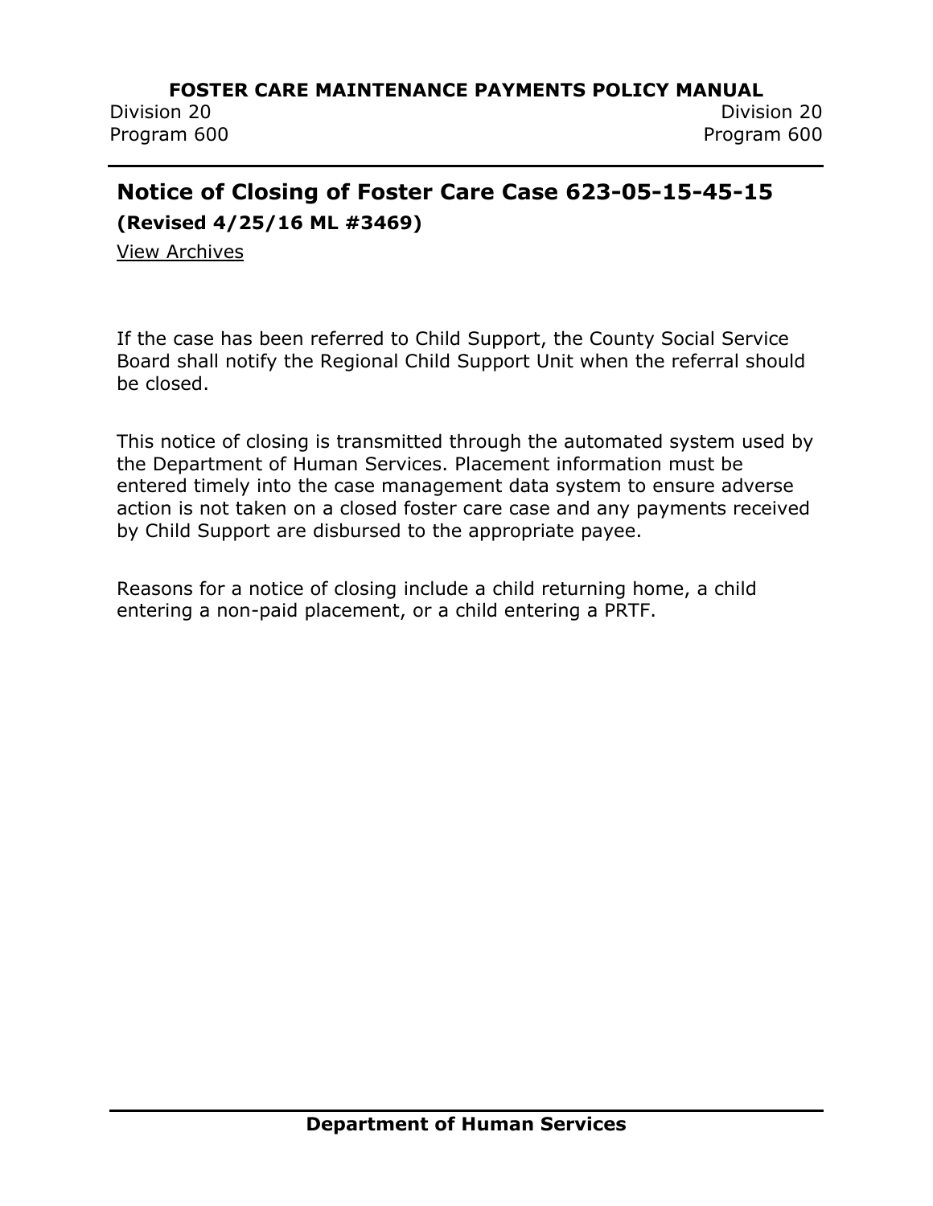## Notice of Closing of Foster Care Case 623-05-15-45-15

**(Revised 4/25/16 ML #3469)**

View Archives

If the case has been referred to Child Support, the County Social Service Board shall notify the Regional Child Support Unit when the referral should be closed.

This notice of closing is transmitted through the automated system used by the Department of Human Services. Placement information must be entered timely into the case management data system to ensure adverse action is not taken on a closed foster care case and any payments received by Child Support are disbursed to the appropriate payee.

Reasons for a notice of closing include a child returning home, a child entering a non-paid placement, or a child entering a PRTF.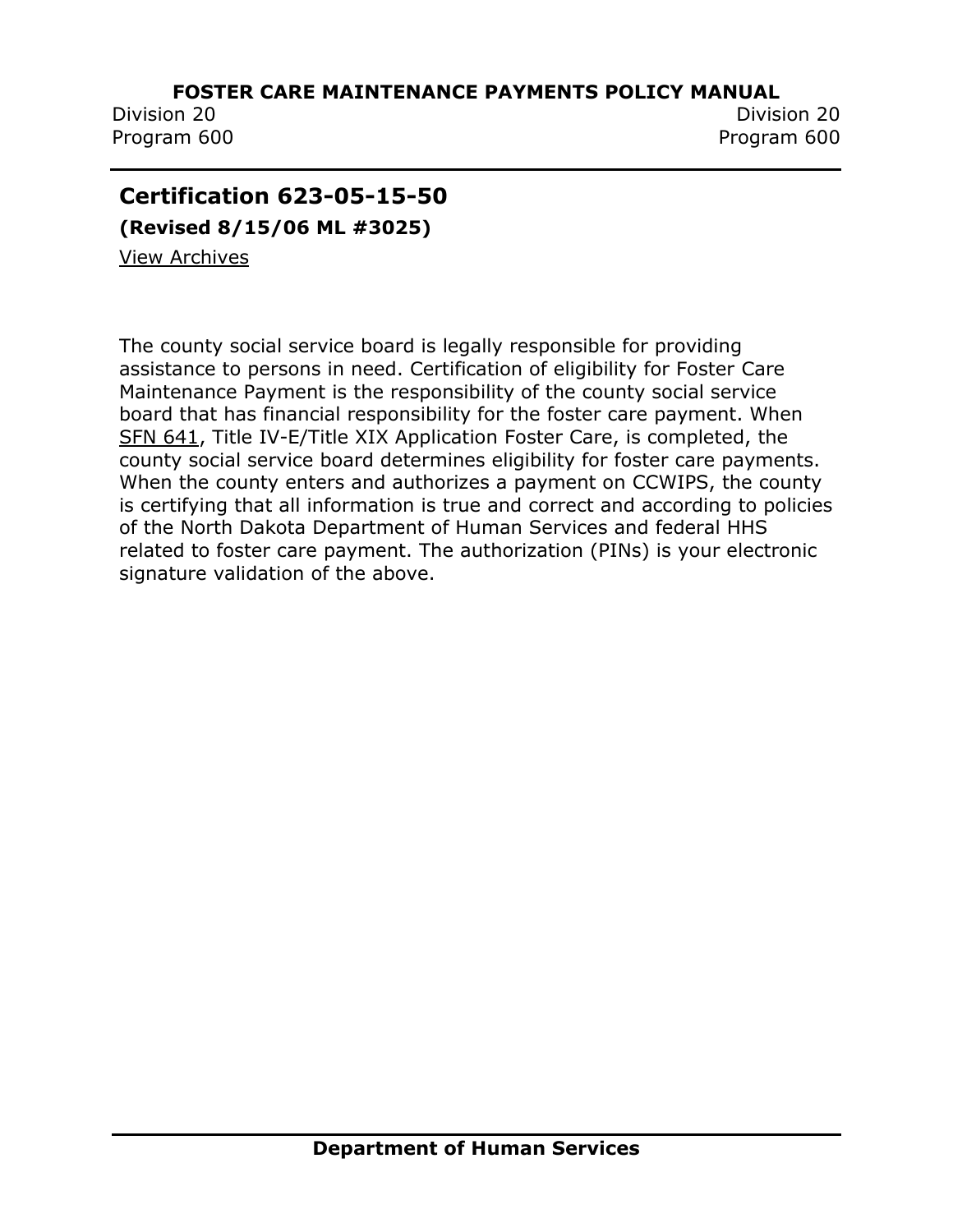## Certification 623-05-15-50

**(Revised 8/15/06 ML #3025)**

View Archives

The county social service board is legally responsible for providing assistance to persons in need. Certification of eligibility for Foster Care Maintenance Payment is the responsibility of the county social service board that has financial responsibility for the foster care payment. When SFN 641, Title IV-E/Title XIX Application Foster Care, is completed, the county social service board determines eligibility for foster care payments. When the county enters and authorizes a payment on CCWIPS, the county is certifying that all information is true and correct and according to policies of the North Dakota Department of Human Services and federal HHS related to foster care payment. The authorization (PINs) is your electronic signature validation of the above.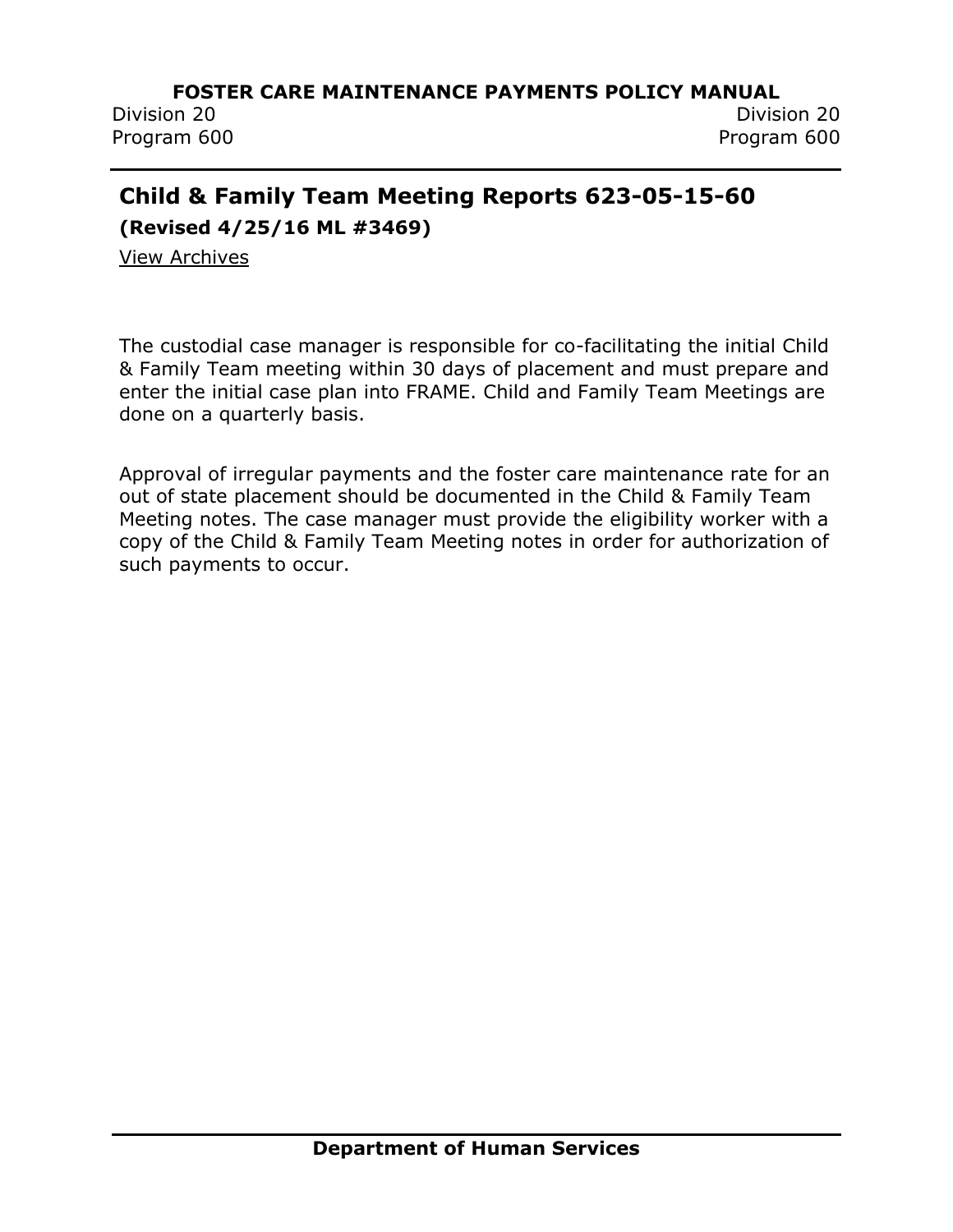## Child & Family Team Meeting Reports 623-05-15-60

**(Revised 4/25/16 ML #3469)**

View Archives

The custodial case manager is responsible for co-facilitating the initial Child & Family Team meeting within 30 days of placement and must prepare and enter the initial case plan into FRAME. Child and Family Team Meetings are done on a quarterly basis.

Approval of irregular payments and the foster care maintenance rate for an out of state placement should be documented in the Child & Family Team Meeting notes. The case manager must provide the eligibility worker with a copy of the Child & Family Team Meeting notes in order for authorization of such payments to occur.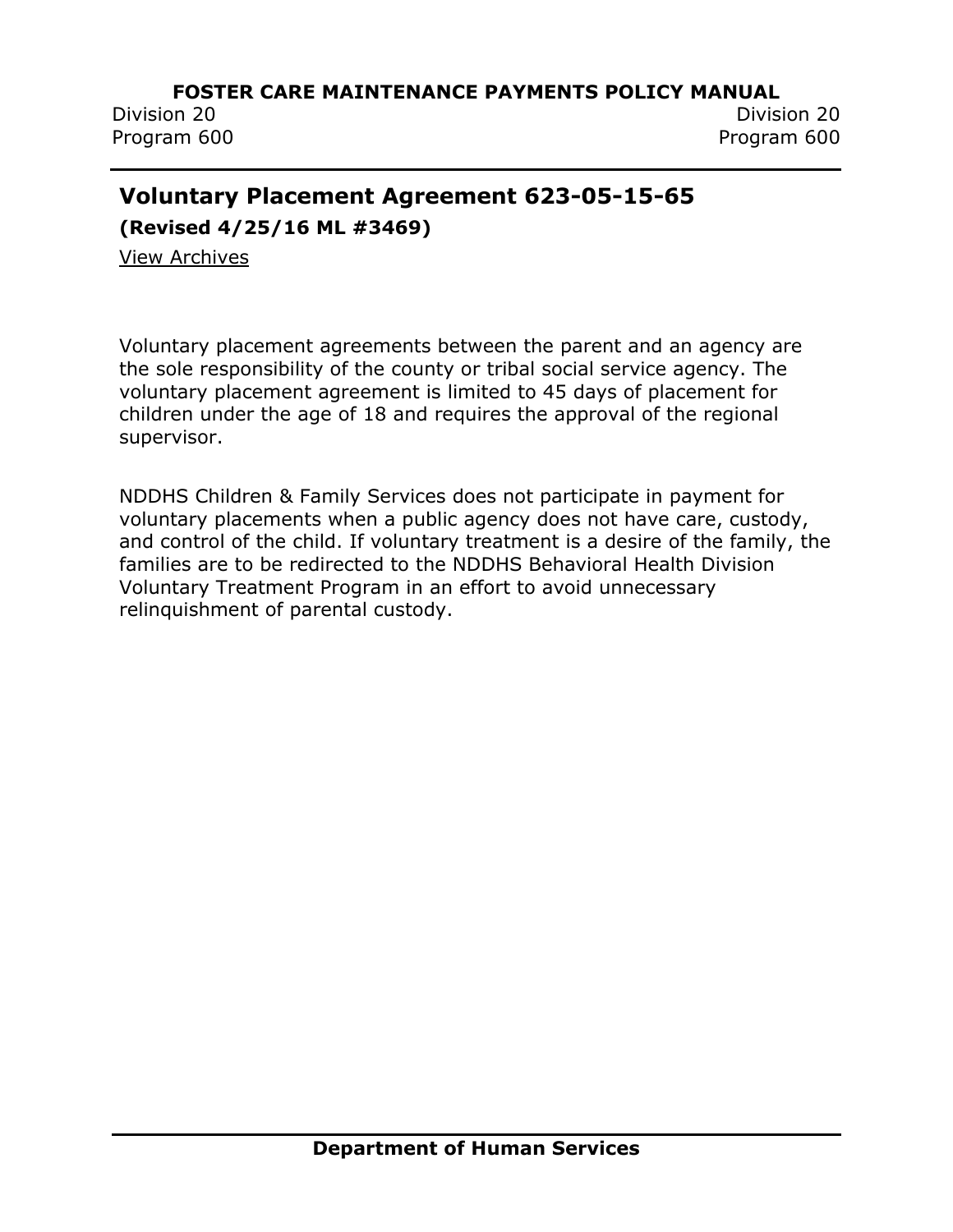## Voluntary Placement Agreement 623-05-15-65

**(Revised 4/25/16 ML #3469)**

View Archives

Voluntary placement agreements between the parent and an agency are the sole responsibility of the county or tribal social service agency. The voluntary placement agreement is limited to 45 days of placement for children under the age of 18 and requires the approval of the regional supervisor.

NDDHS Children & Family Services does not participate in payment for voluntary placements when a public agency does not have care, custody, and control of the child. If voluntary treatment is a desire of the family, the families are to be redirected to the NDDHS Behavioral Health Division Voluntary Treatment Program in an effort to avoid unnecessary relinquishment of parental custody.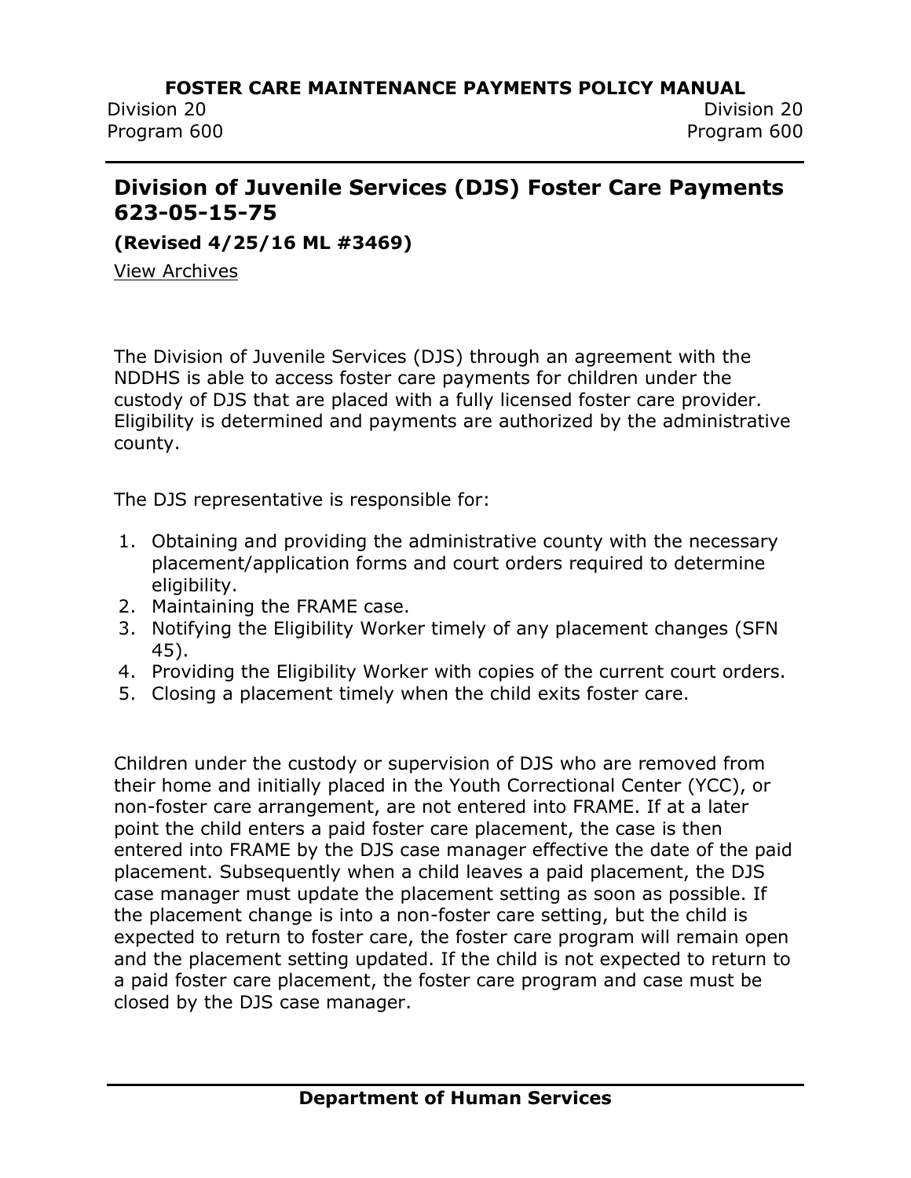## Division of Juvenile Services (DJS) Foster Care Payments 623-05-15-75

**(Revised 4/25/16 ML #3469)**

View Archives

The Division of Juvenile Services (DJS) through an agreement with the NDDHS is able to access foster care payments for children under the custody of DJS that are placed with a fully licensed foster care provider. Eligibility is determined and payments are authorized by the administrative county.

The DJS representative is responsible for:

1. Obtaining and providing the administrative county with the necessary placement/application forms and court orders required to determine eligibility.
2. Maintaining the FRAME case.
3. Notifying the Eligibility Worker timely of any placement changes (SFN 45).
4. Providing the Eligibility Worker with copies of the current court orders.
5. Closing a placement timely when the child exits foster care.

Children under the custody or supervision of DJS who are removed from their home and initially placed in the Youth Correctional Center (YCC), or non-foster care arrangement, are not entered into FRAME. If at a later point the child enters a paid foster care placement, the case is then entered into FRAME by the DJS case manager effective the date of the paid placement. Subsequently when a child leaves a paid placement, the DJS case manager must update the placement setting as soon as possible. If the placement change is into a non-foster care setting, but the child is expected to return to foster care, the foster care program will remain open and the placement setting updated. If the child is not expected to return to a paid foster care placement, the foster care program and case must be closed by the DJS case manager.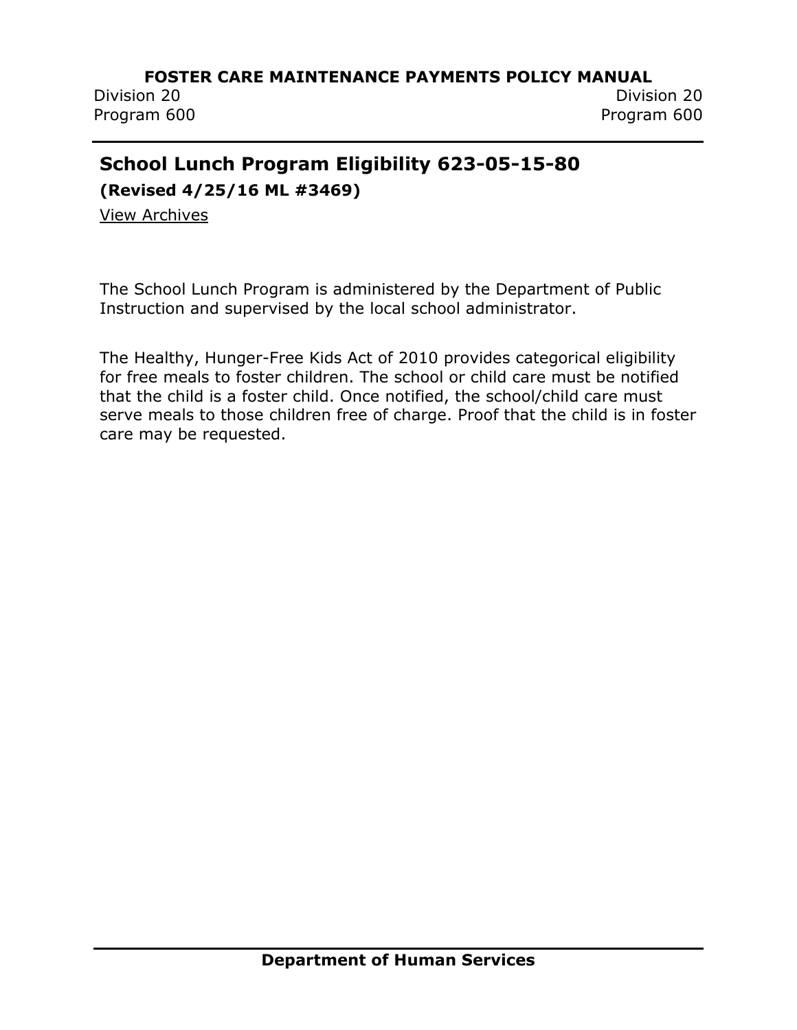## School Lunch Program Eligibility 623-05-15-80

**(Revised 4/25/16 ML #3469)**

View Archives

The School Lunch Program is administered by the Department of Public Instruction and supervised by the local school administrator.

The Healthy, Hunger-Free Kids Act of 2010 provides categorical eligibility for free meals to foster children. The school or child care must be notified that the child is a foster child. Once notified, the school/child care must serve meals to those children free of charge. Proof that the child is in foster care may be requested.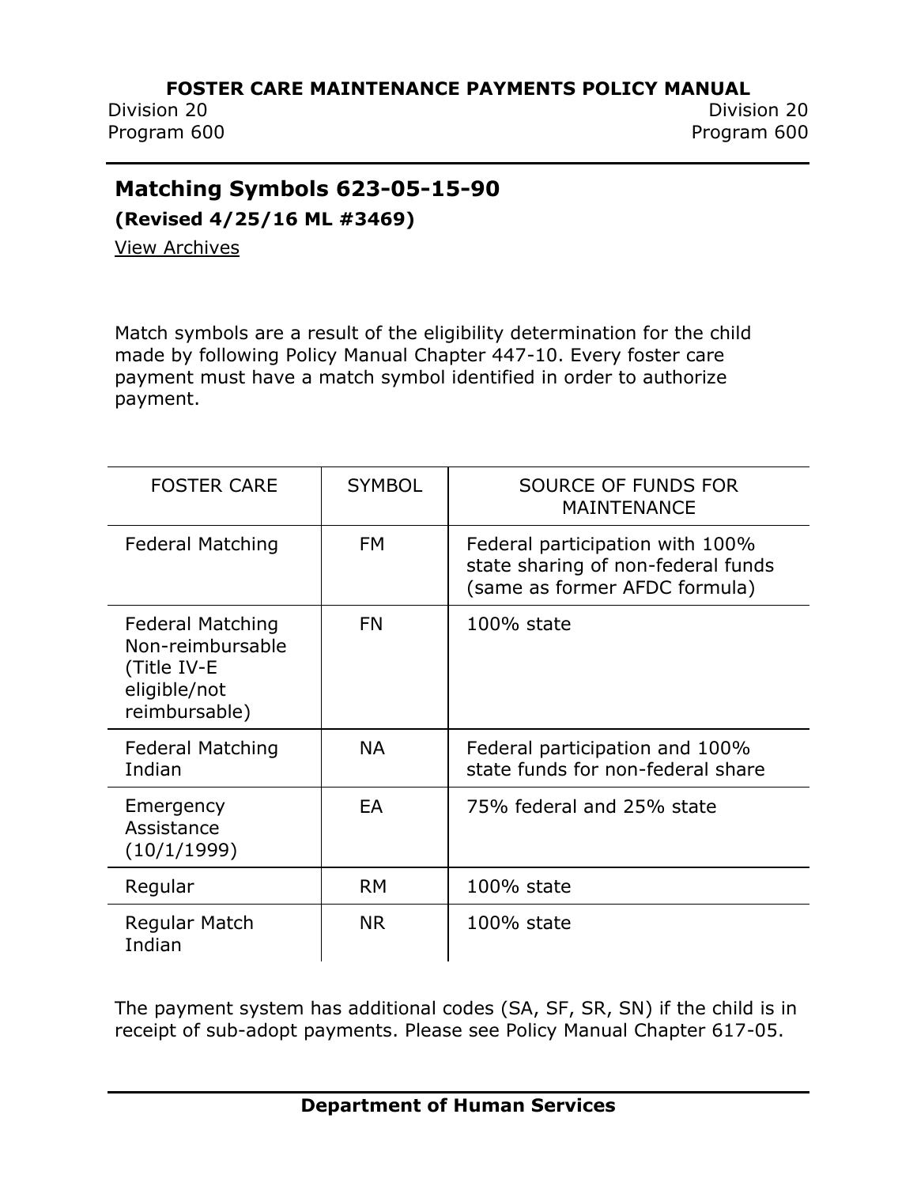## Matching Symbols 623-05-15-90

**(Revised 4/25/16 ML #3469)**

View Archives

Match symbols are a result of the eligibility determination for the child made by following Policy Manual Chapter 447-10. Every foster care payment must have a match symbol identified in order to authorize payment.

| FOSTER CARE | SYMBOL | SOURCE OF FUNDS FOR MAINTENANCE |
|---|---|---|
| Federal Matching | FM | Federal participation with 100% state sharing of non-federal funds (same as former AFDC formula) |
| Federal Matching Non-reimbursable (Title IV-E eligible/not reimbursable) | FN | 100% state |
| Federal Matching Indian | NA | Federal participation and 100% state funds for non-federal share |
| Emergency Assistance (10/1/1999) | EA | 75% federal and 25% state |
| Regular | RM | 100% state |
| Regular Match Indian | NR | 100% state |

The payment system has additional codes (SA, SF, SR, SN) if the child is in receipt of sub-adopt payments. Please see Policy Manual Chapter 617-05.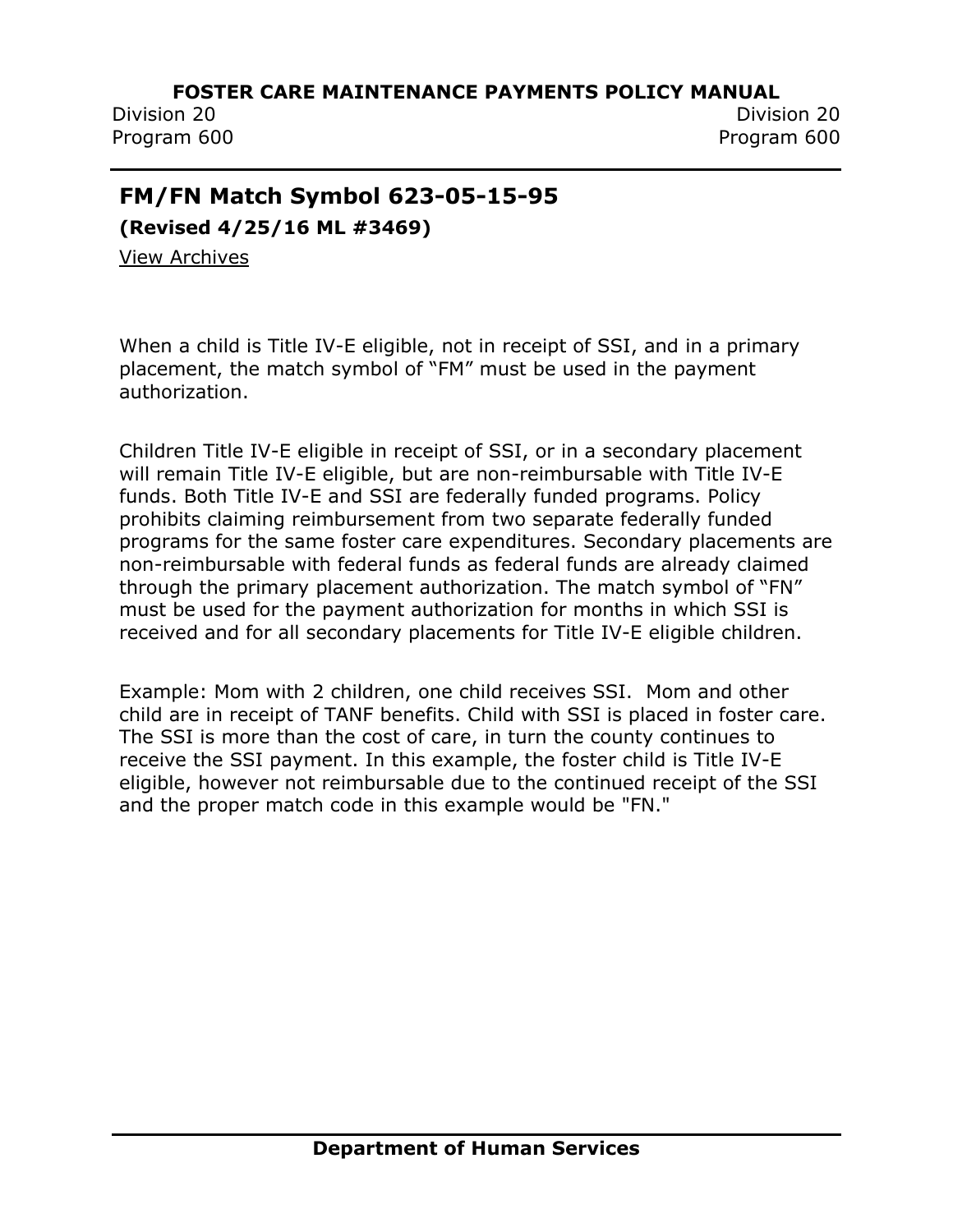## FM/FN Match Symbol 623-05-15-95

**(Revised 4/25/16 ML #3469)**

View Archives

When a child is Title IV-E eligible, not in receipt of SSI, and in a primary placement, the match symbol of “FM” must be used in the payment authorization.

Children Title IV-E eligible in receipt of SSI, or in a secondary placement will remain Title IV-E eligible, but are non-reimbursable with Title IV-E funds. Both Title IV-E and SSI are federally funded programs. Policy prohibits claiming reimbursement from two separate federally funded programs for the same foster care expenditures. Secondary placements are non-reimbursable with federal funds as federal funds are already claimed through the primary placement authorization. The match symbol of “FN” must be used for the payment authorization for months in which SSI is received and for all secondary placements for Title IV-E eligible children.

Example: Mom with 2 children, one child receives SSI. Mom and other child are in receipt of TANF benefits. Child with SSI is placed in foster care. The SSI is more than the cost of care, in turn the county continues to receive the SSI payment. In this example, the foster child is Title IV-E eligible, however not reimbursable due to the continued receipt of the SSI and the proper match code in this example would be "FN."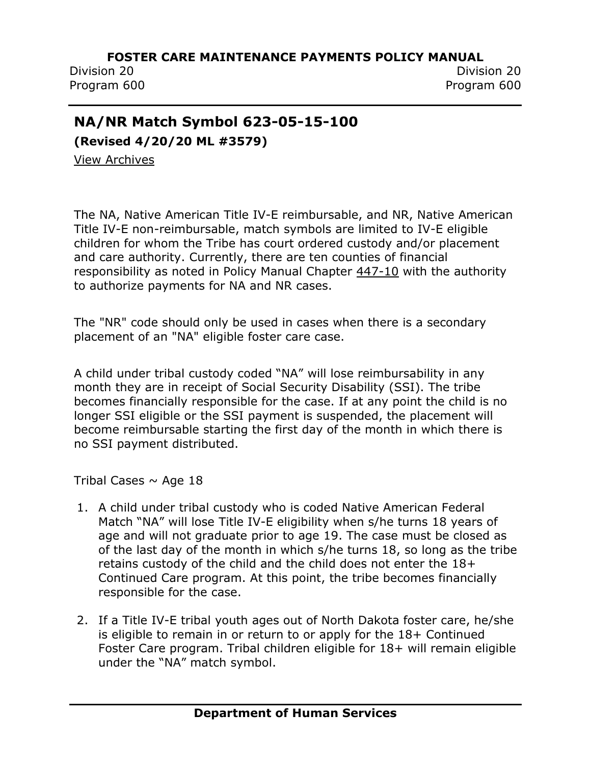## NA/NR Match Symbol 623-05-15-100

**(Revised 4/20/20 ML #3579)**

View Archives

The NA, Native American Title IV-E reimbursable, and NR, Native American Title IV-E non-reimbursable, match symbols are limited to IV-E eligible children for whom the Tribe has court ordered custody and/or placement and care authority. Currently, there are ten counties of financial responsibility as noted in Policy Manual Chapter 447-10 with the authority to authorize payments for NA and NR cases.

The "NR" code should only be used in cases when there is a secondary placement of an "NA" eligible foster care case.

A child under tribal custody coded “NA” will lose reimbursability in any month they are in receipt of Social Security Disability (SSI). The tribe becomes financially responsible for the case. If at any point the child is no longer SSI eligible or the SSI payment is suspended, the placement will become reimbursable starting the first day of the month in which there is no SSI payment distributed.

Tribal Cases ~ Age 18

1. A child under tribal custody who is coded Native American Federal Match “NA” will lose Title IV-E eligibility when s/he turns 18 years of age and will not graduate prior to age 19. The case must be closed as of the last day of the month in which s/he turns 18, so long as the tribe retains custody of the child and the child does not enter the 18+ Continued Care program. At this point, the tribe becomes financially responsible for the case.
2. If a Title IV-E tribal youth ages out of North Dakota foster care, he/she is eligible to remain in or return to or apply for the 18+ Continued Foster Care program. Tribal children eligible for 18+ will remain eligible under the “NA” match symbol.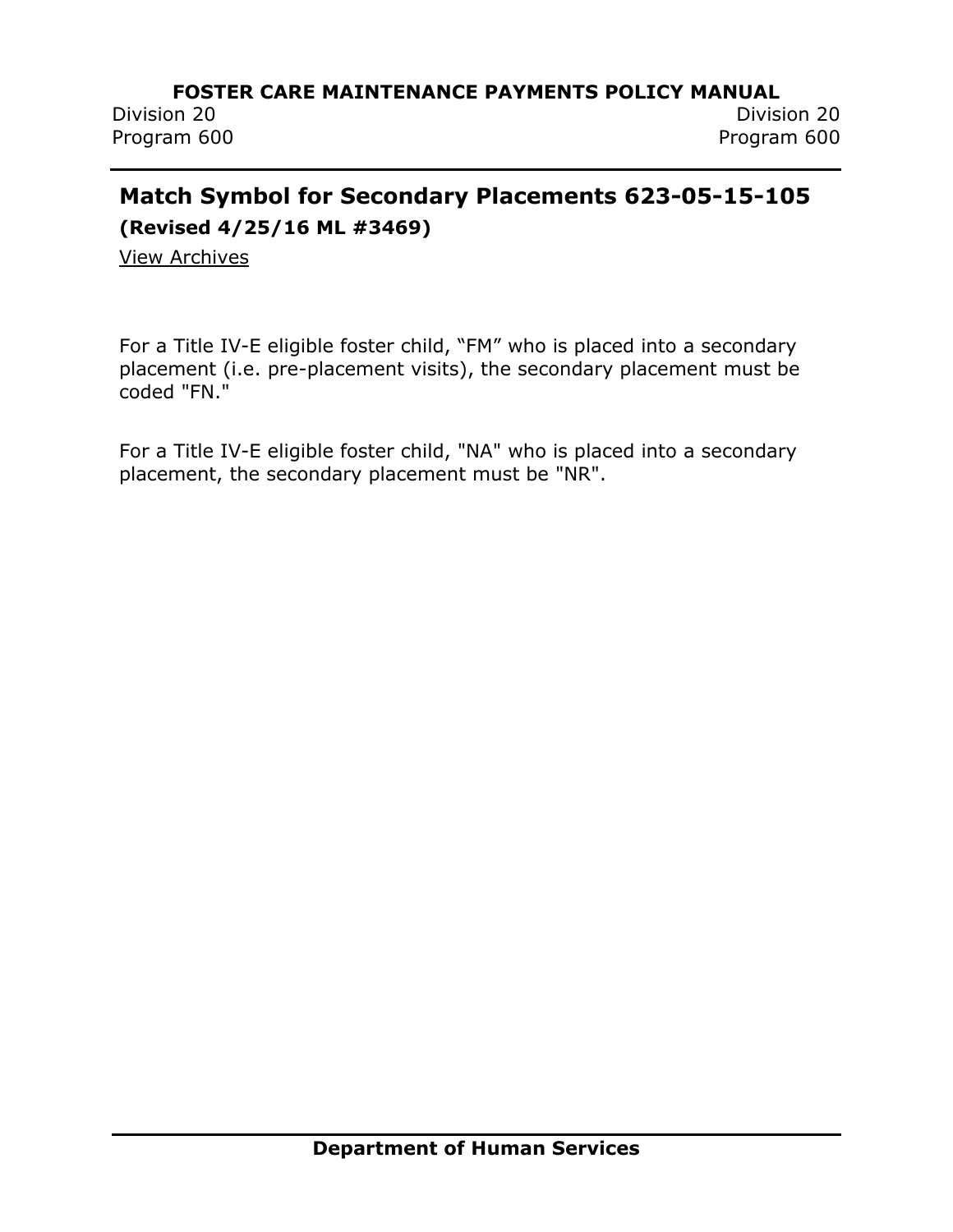## Match Symbol for Secondary Placements 623-05-15-105

**(Revised 4/25/16 ML #3469)**

View Archives

For a Title IV-E eligible foster child, “FM” who is placed into a secondary placement (i.e. pre-placement visits), the secondary placement must be coded "FN."

For a Title IV-E eligible foster child, "NA" who is placed into a secondary placement, the secondary placement must be "NR".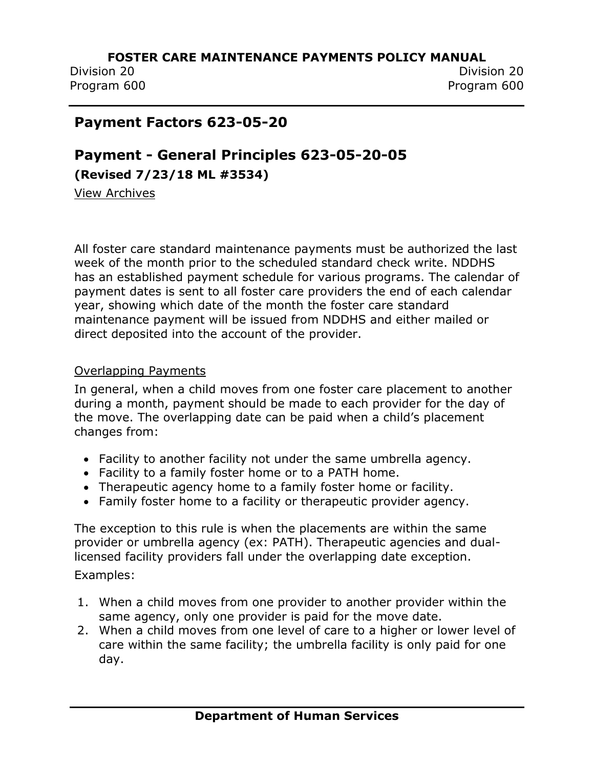## Payment Factors 623-05-20

## Payment - General Principles 623-05-20-05

**(Revised 7/23/18 ML #3534)**

View Archives

All foster care standard maintenance payments must be authorized the last week of the month prior to the scheduled standard check write. NDDHS has an established payment schedule for various programs. The calendar of payment dates is sent to all foster care providers the end of each calendar year, showing which date of the month the foster care standard maintenance payment will be issued from NDDHS and either mailed or direct deposited into the account of the provider.

Overlapping Payments

In general, when a child moves from one foster care placement to another during a month, payment should be made to each provider for the day of the move. The overlapping date can be paid when a child's placement changes from:

- Facility to another facility not under the same umbrella agency.
- Facility to a family foster home or to a PATH home.
- Therapeutic agency home to a family foster home or facility.
- Family foster home to a facility or therapeutic provider agency.

The exception to this rule is when the placements are within the same provider or umbrella agency (ex: PATH). Therapeutic agencies and dual-licensed facility providers fall under the overlapping date exception.

Examples:

1. When a child moves from one provider to another provider within the same agency, only one provider is paid for the move date.
2. When a child moves from one level of care to a higher or lower level of care within the same facility; the umbrella facility is only paid for one day.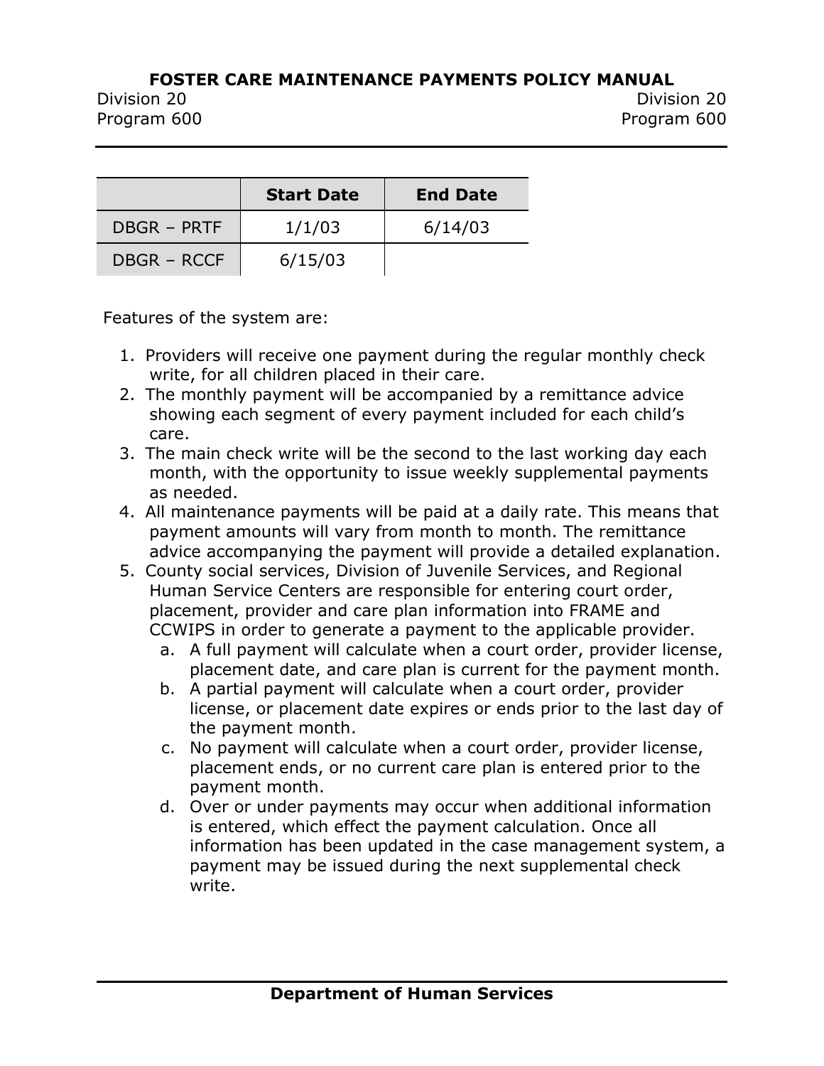| | Start Date | End Date |
|---|---|---|
| DBGR – PRTF | 1/1/03 | 6/14/03 |
| DBGR – RCCF | 6/15/03 | |

Features of the system are:

1. Providers will receive one payment during the regular monthly check write, for all children placed in their care.
2. The monthly payment will be accompanied by a remittance advice showing each segment of every payment included for each child's care.
3. The main check write will be the second to the last working day each month, with the opportunity to issue weekly supplemental payments as needed.
4. All maintenance payments will be paid at a daily rate. This means that payment amounts will vary from month to month. The remittance advice accompanying the payment will provide a detailed explanation.
5. County social services, Division of Juvenile Services, and Regional Human Service Centers are responsible for entering court order, placement, provider and care plan information into FRAME and CCWIPS in order to generate a payment to the applicable provider.
   a. A full payment will calculate when a court order, provider license, placement date, and care plan is current for the payment month.
   b. A partial payment will calculate when a court order, provider license, or placement date expires or ends prior to the last day of the payment month.
   c. No payment will calculate when a court order, provider license, placement ends, or no current care plan is entered prior to the payment month.
   d. Over or under payments may occur when additional information is entered, which effect the payment calculation. Once all information has been updated in the case management system, a payment may be issued during the next supplemental check write.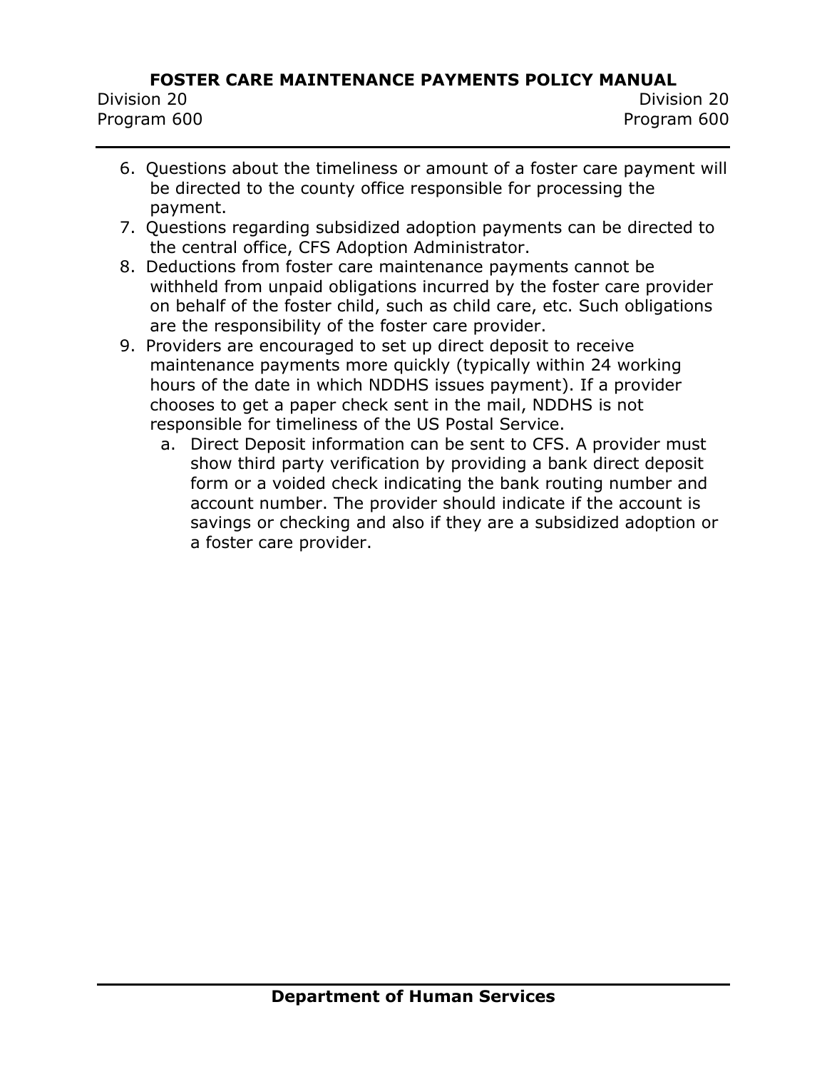6. Questions about the timeliness or amount of a foster care payment will be directed to the county office responsible for processing the payment.
7. Questions regarding subsidized adoption payments can be directed to the central office, CFS Adoption Administrator.
8. Deductions from foster care maintenance payments cannot be withheld from unpaid obligations incurred by the foster care provider on behalf of the foster child, such as child care, etc. Such obligations are the responsibility of the foster care provider.
9. Providers are encouraged to set up direct deposit to receive maintenance payments more quickly (typically within 24 working hours of the date in which NDDHS issues payment). If a provider chooses to get a paper check sent in the mail, NDDHS is not responsible for timeliness of the US Postal Service.
   a. Direct Deposit information can be sent to CFS. A provider must show third party verification by providing a bank direct deposit form or a voided check indicating the bank routing number and account number. The provider should indicate if the account is savings or checking and also if they are a subsidized adoption or a foster care provider.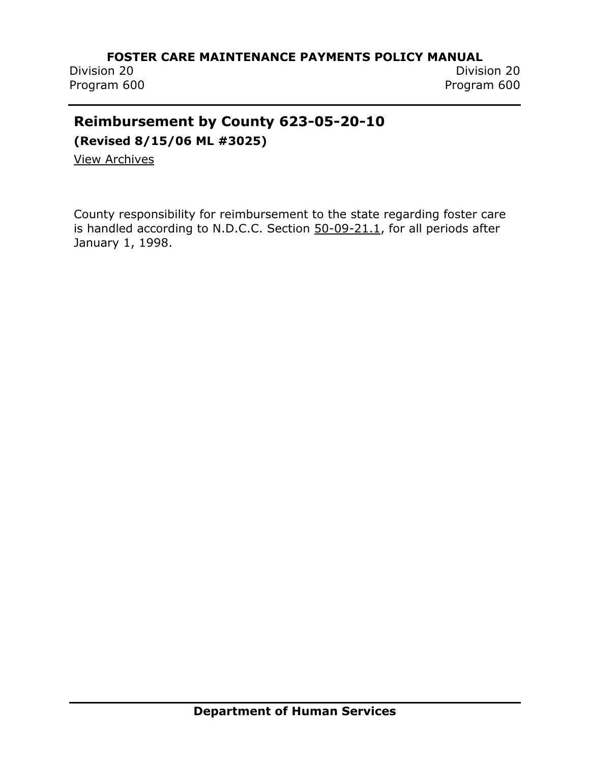## Reimbursement by County 623-05-20-10

**(Revised 8/15/06 ML #3025)**

View Archives

County responsibility for reimbursement to the state regarding foster care is handled according to N.D.C.C. Section 50-09-21.1, for all periods after January 1, 1998.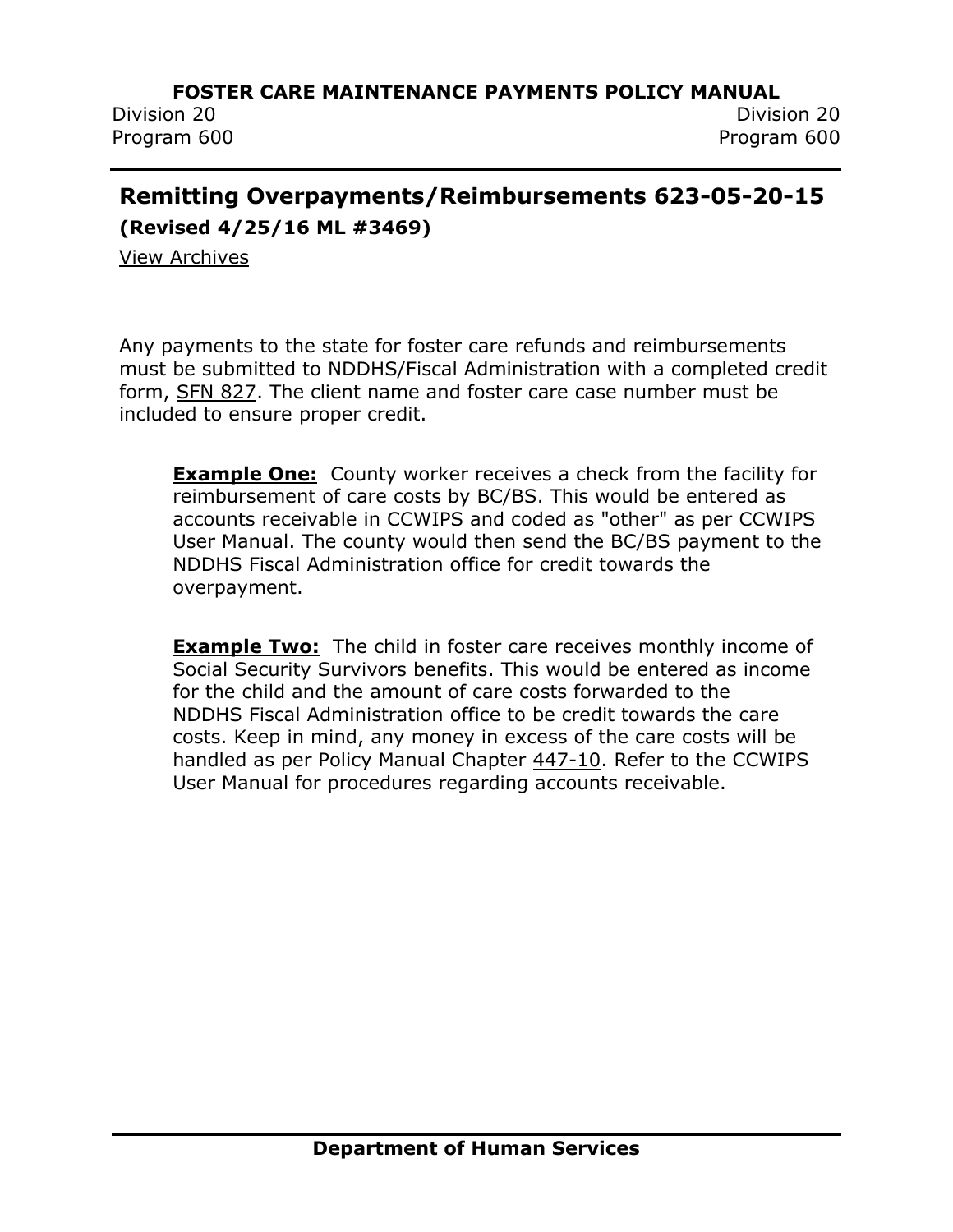## Remitting Overpayments/Reimbursements 623-05-20-15

**(Revised 4/25/16 ML #3469)**

View Archives

Any payments to the state for foster care refunds and reimbursements must be submitted to NDDHS/Fiscal Administration with a completed credit form, SFN 827. The client name and foster care case number must be included to ensure proper credit.

> **Example One:** County worker receives a check from the facility for reimbursement of care costs by BC/BS. This would be entered as accounts receivable in CCWIPS and coded as "other" as per CCWIPS User Manual. The county would then send the BC/BS payment to the NDDHS Fiscal Administration office for credit towards the overpayment.
>
> **Example Two:** The child in foster care receives monthly income of Social Security Survivors benefits. This would be entered as income for the child and the amount of care costs forwarded to the NDDHS Fiscal Administration office to be credit towards the care costs. Keep in mind, any money in excess of the care costs will be handled as per Policy Manual Chapter 447-10. Refer to the CCWIPS User Manual for procedures regarding accounts receivable.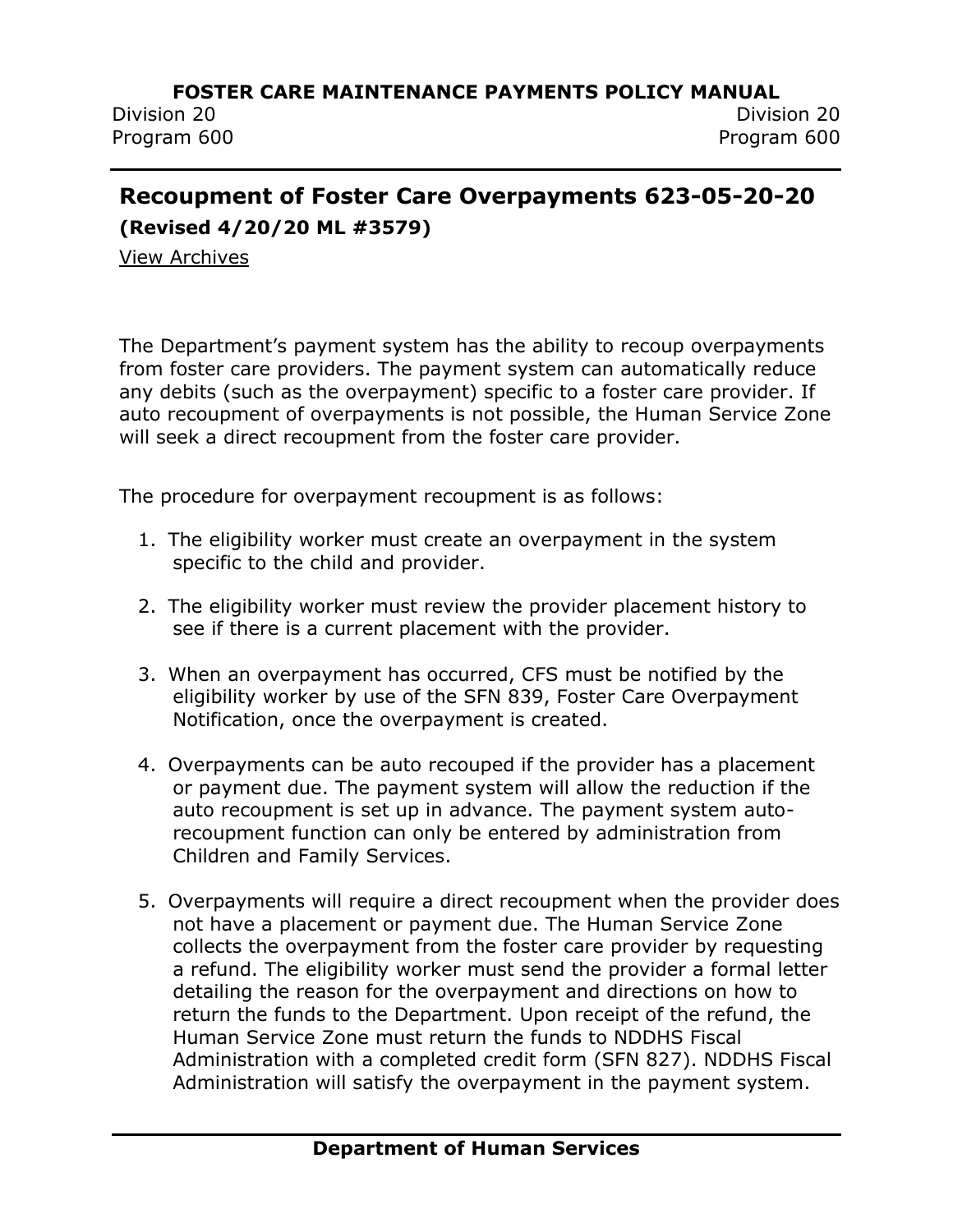## Recoupment of Foster Care Overpayments 623-05-20-20

**(Revised 4/20/20 ML #3579)**

View Archives

The Department's payment system has the ability to recoup overpayments from foster care providers. The payment system can automatically reduce any debits (such as the overpayment) specific to a foster care provider. If auto recoupment of overpayments is not possible, the Human Service Zone will seek a direct recoupment from the foster care provider.

The procedure for overpayment recoupment is as follows:

1. The eligibility worker must create an overpayment in the system specific to the child and provider.
2. The eligibility worker must review the provider placement history to see if there is a current placement with the provider.
3. When an overpayment has occurred, CFS must be notified by the eligibility worker by use of the SFN 839, Foster Care Overpayment Notification, once the overpayment is created.
4. Overpayments can be auto recouped if the provider has a placement or payment due. The payment system will allow the reduction if the auto recoupment is set up in advance. The payment system auto-recoupment function can only be entered by administration from Children and Family Services.
5. Overpayments will require a direct recoupment when the provider does not have a placement or payment due. The Human Service Zone collects the overpayment from the foster care provider by requesting a refund. The eligibility worker must send the provider a formal letter detailing the reason for the overpayment and directions on how to return the funds to the Department. Upon receipt of the refund, the Human Service Zone must return the funds to NDDHS Fiscal Administration with a completed credit form (SFN 827). NDDHS Fiscal Administration will satisfy the overpayment in the payment system.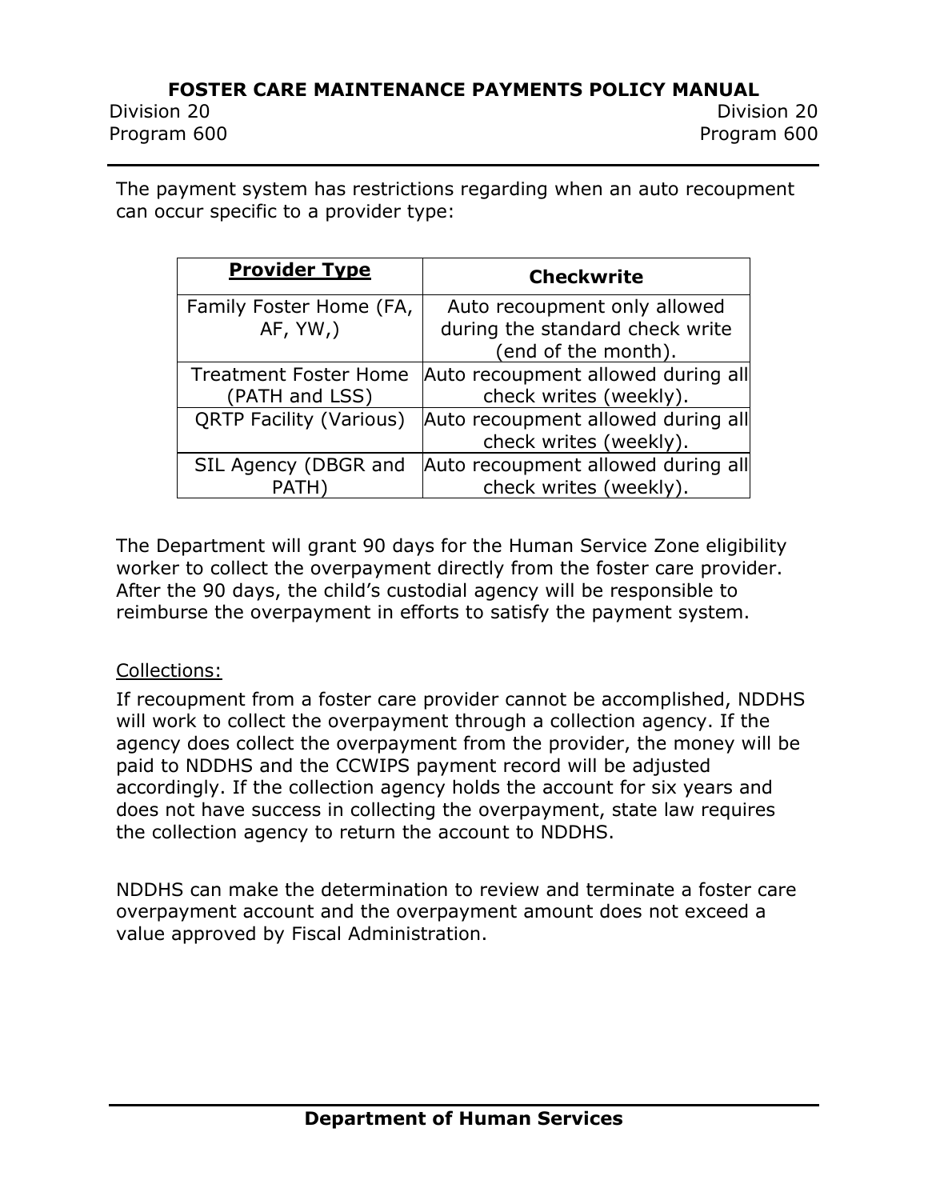The payment system has restrictions regarding when an auto recoupment can occur specific to a provider type:

| **Provider Type** | **Checkwrite** |
| --- | --- |
| Family Foster Home (FA, AF, YW,) | Auto recoupment only allowed during the standard check write (end of the month). |
| Treatment Foster Home (PATH and LSS) | Auto recoupment allowed during all check writes (weekly). |
| QRTP Facility (Various) | Auto recoupment allowed during all check writes (weekly). |
| SIL Agency (DBGR and PATH) | Auto recoupment allowed during all check writes (weekly). |

The Department will grant 90 days for the Human Service Zone eligibility worker to collect the overpayment directly from the foster care provider. After the 90 days, the child's custodial agency will be responsible to reimburse the overpayment in efforts to satisfy the payment system.

Collections:

If recoupment from a foster care provider cannot be accomplished, NDDHS will work to collect the overpayment through a collection agency. If the agency does collect the overpayment from the provider, the money will be paid to NDDHS and the CCWIPS payment record will be adjusted accordingly. If the collection agency holds the account for six years and does not have success in collecting the overpayment, state law requires the collection agency to return the account to NDDHS.

NDDHS can make the determination to review and terminate a foster care overpayment account and the overpayment amount does not exceed a value approved by Fiscal Administration.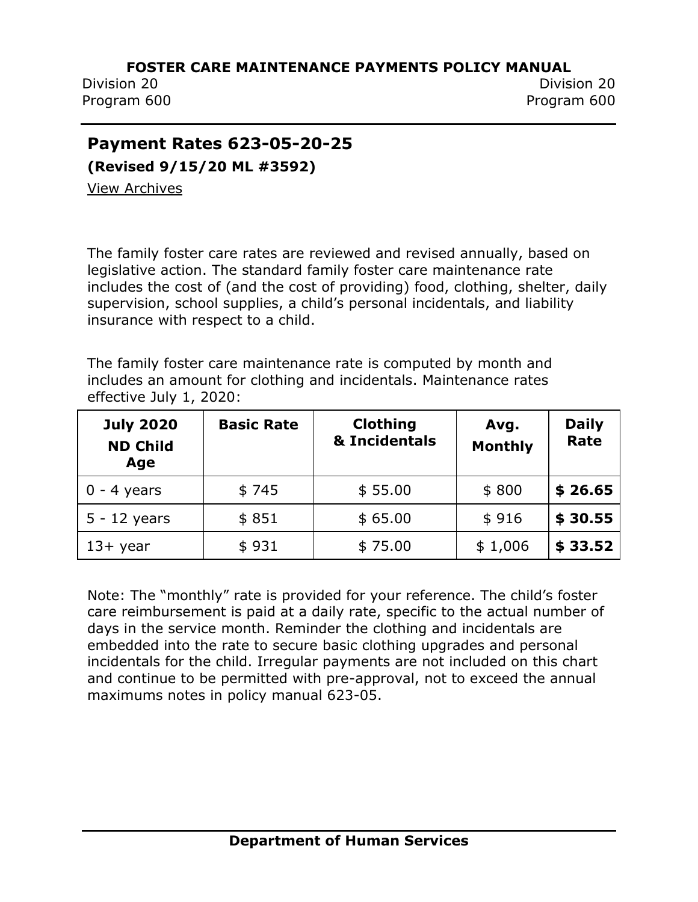## Payment Rates 623-05-20-25

**(Revised 9/15/20 ML #3592)**

View Archives

The family foster care rates are reviewed and revised annually, based on legislative action. The standard family foster care maintenance rate includes the cost of (and the cost of providing) food, clothing, shelter, daily supervision, school supplies, a child's personal incidentals, and liability insurance with respect to a child.

The family foster care maintenance rate is computed by month and includes an amount for clothing and incidentals. Maintenance rates effective July 1, 2020:

| July 2020 ND Child Age | Basic Rate | Clothing & Incidentals | Avg. Monthly | Daily Rate |
|---|---|---|---|---|
| 0 - 4 years | $ 745 | $ 55.00 | $ 800 | **$ 26.65** |
| 5 - 12 years | $ 851 | $ 65.00 | $ 916 | **$ 30.55** |
| 13+ year | $ 931 | $ 75.00 | $ 1,006 | **$ 33.52** |

Note: The "monthly" rate is provided for your reference. The child's foster care reimbursement is paid at a daily rate, specific to the actual number of days in the service month. Reminder the clothing and incidentals are embedded into the rate to secure basic clothing upgrades and personal incidentals for the child. Irregular payments are not included on this chart and continue to be permitted with pre-approval, not to exceed the annual maximums notes in policy manual 623-05.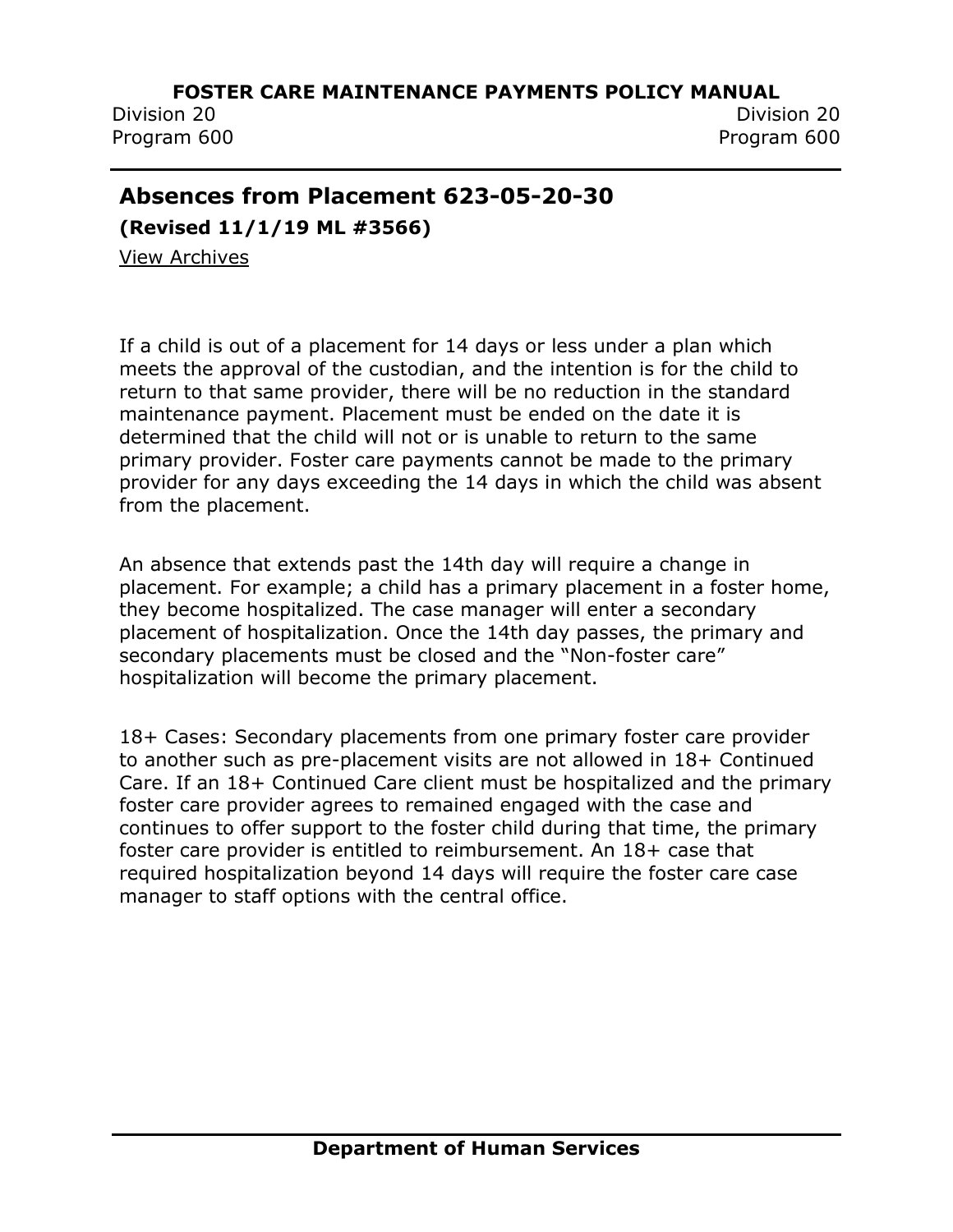## Absences from Placement 623-05-20-30

**(Revised 11/1/19 ML #3566)**

View Archives

If a child is out of a placement for 14 days or less under a plan which meets the approval of the custodian, and the intention is for the child to return to that same provider, there will be no reduction in the standard maintenance payment. Placement must be ended on the date it is determined that the child will not or is unable to return to the same primary provider. Foster care payments cannot be made to the primary provider for any days exceeding the 14 days in which the child was absent from the placement.

An absence that extends past the 14th day will require a change in placement. For example; a child has a primary placement in a foster home, they become hospitalized. The case manager will enter a secondary placement of hospitalization. Once the 14th day passes, the primary and secondary placements must be closed and the "Non-foster care" hospitalization will become the primary placement.

18+ Cases: Secondary placements from one primary foster care provider to another such as pre-placement visits are not allowed in 18+ Continued Care. If an 18+ Continued Care client must be hospitalized and the primary foster care provider agrees to remained engaged with the case and continues to offer support to the foster child during that time, the primary foster care provider is entitled to reimbursement. An 18+ case that required hospitalization beyond 14 days will require the foster care case manager to staff options with the central office.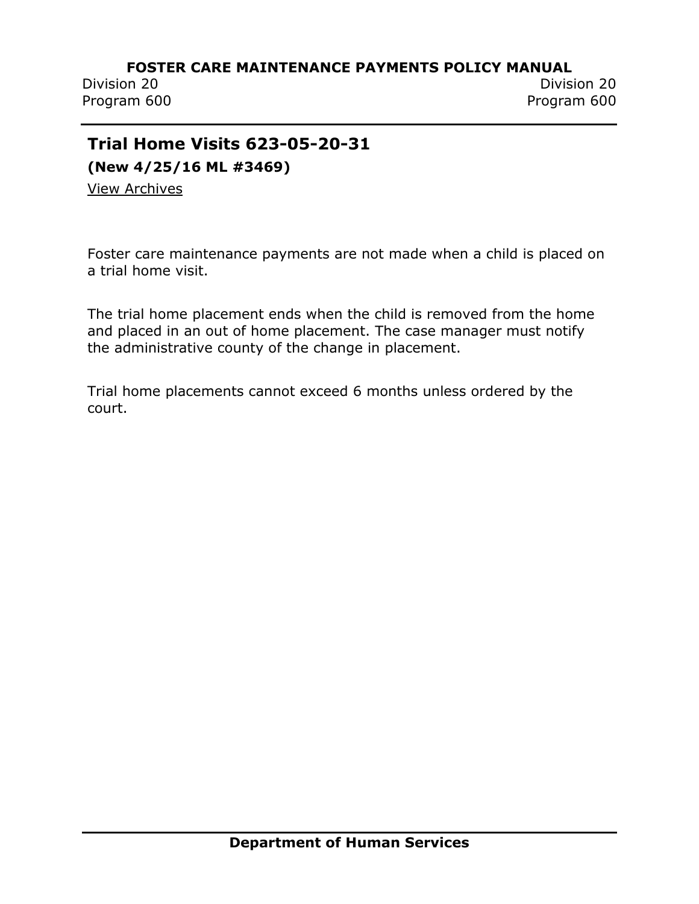## Trial Home Visits 623-05-20-31

**(New 4/25/16 ML #3469)**

View Archives

Foster care maintenance payments are not made when a child is placed on a trial home visit.

The trial home placement ends when the child is removed from the home and placed in an out of home placement. The case manager must notify the administrative county of the change in placement.

Trial home placements cannot exceed 6 months unless ordered by the court.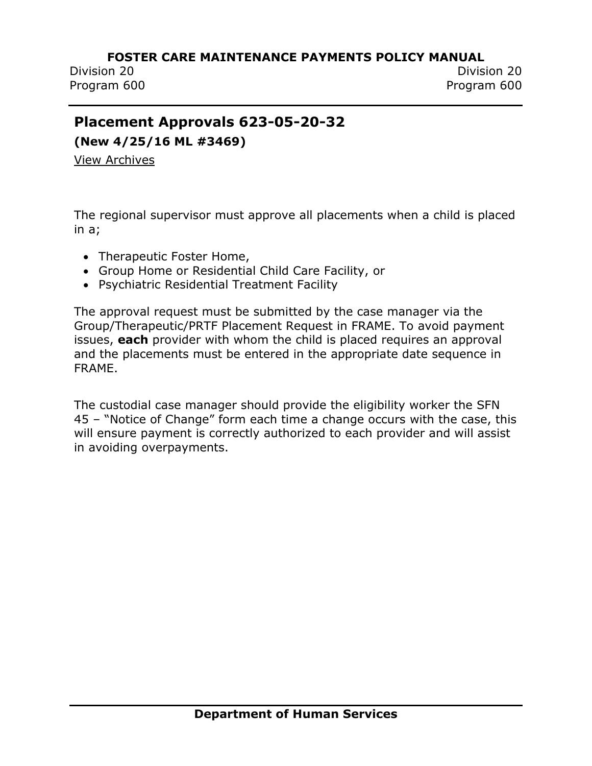## Placement Approvals 623-05-20-32

**(New 4/25/16 ML #3469)**

View Archives

The regional supervisor must approve all placements when a child is placed in a;

- Therapeutic Foster Home,
- Group Home or Residential Child Care Facility, or
- Psychiatric Residential Treatment Facility

The approval request must be submitted by the case manager via the Group/Therapeutic/PRTF Placement Request in FRAME. To avoid payment issues, **each** provider with whom the child is placed requires an approval and the placements must be entered in the appropriate date sequence in FRAME.

The custodial case manager should provide the eligibility worker the SFN 45 – "Notice of Change" form each time a change occurs with the case, this will ensure payment is correctly authorized to each provider and will assist in avoiding overpayments.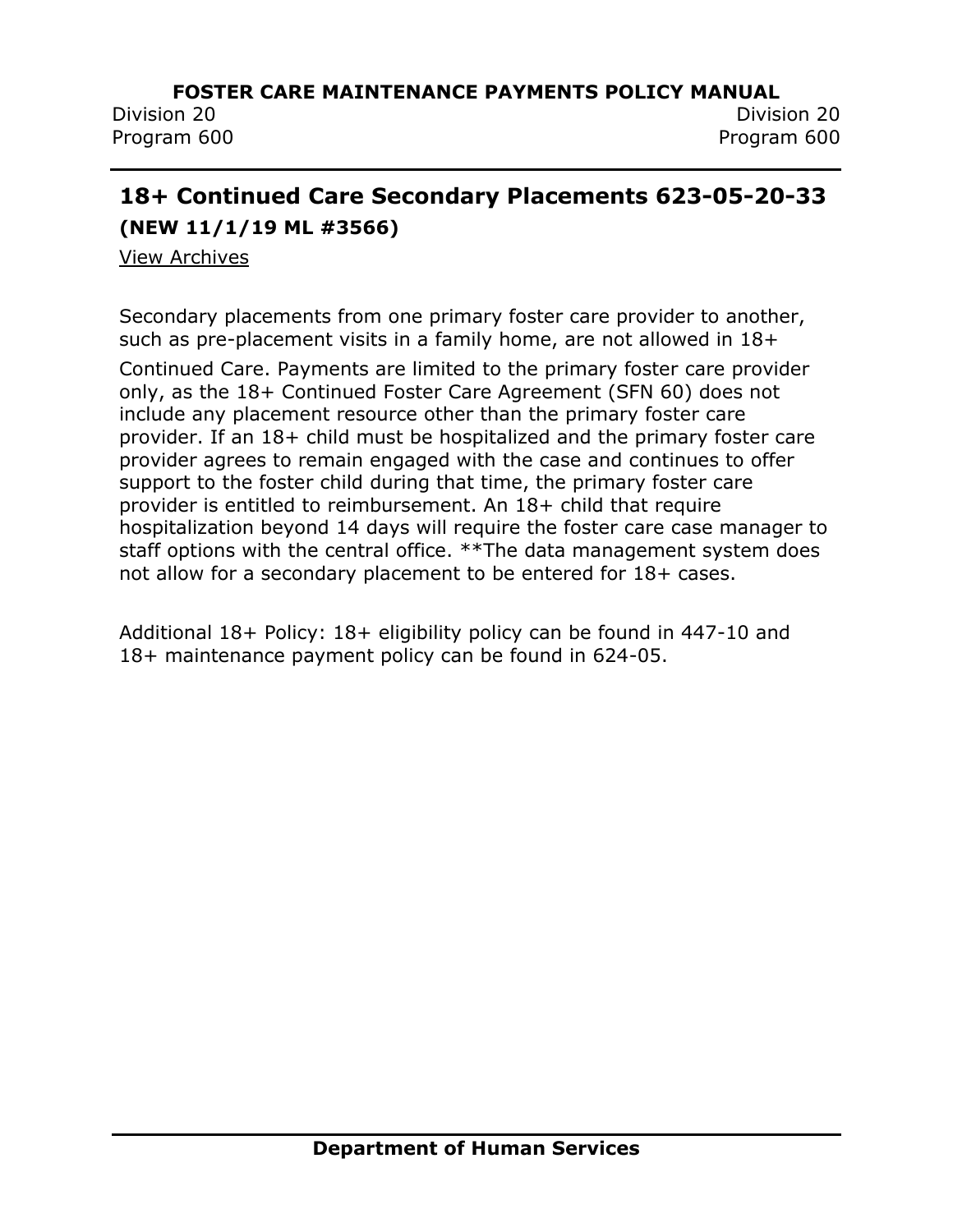## 18+ Continued Care Secondary Placements 623-05-20-33

**(NEW 11/1/19 ML #3566)**

View Archives

Secondary placements from one primary foster care provider to another, such as pre-placement visits in a family home, are not allowed in 18+ Continued Care. Payments are limited to the primary foster care provider only, as the 18+ Continued Foster Care Agreement (SFN 60) does not include any placement resource other than the primary foster care provider. If an 18+ child must be hospitalized and the primary foster care provider agrees to remain engaged with the case and continues to offer support to the foster child during that time, the primary foster care provider is entitled to reimbursement. An 18+ child that require hospitalization beyond 14 days will require the foster care case manager to staff options with the central office. **The data management system does not allow for a secondary placement to be entered for 18+ cases.

Additional 18+ Policy: 18+ eligibility policy can be found in 447-10 and 18+ maintenance payment policy can be found in 624-05.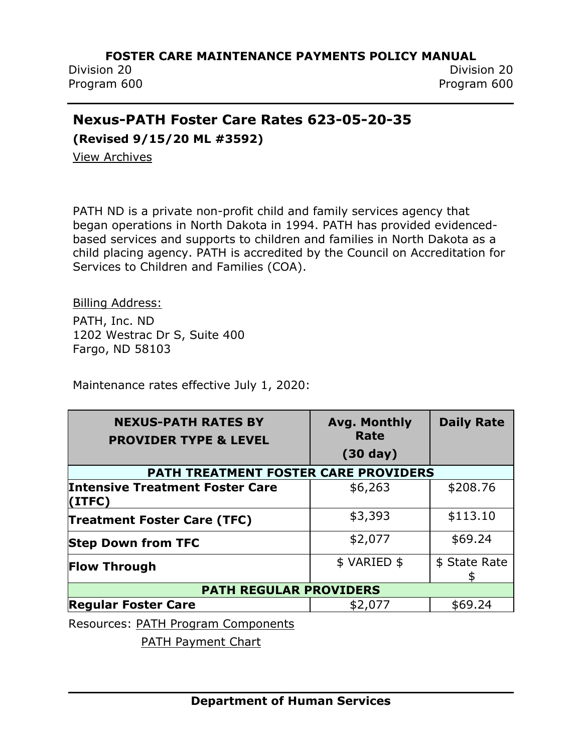# FOSTER CARE MAINTENANCE PAYMENTS POLICY MANUAL

Division 20
Program 600

## Nexus-PATH Foster Care Rates 623-05-20-35

**(Revised 9/15/20 ML #3592)**

View Archives

PATH ND is a private non-profit child and family services agency that began operations in North Dakota in 1994. PATH has provided evidenced-based services and supports to children and families in North Dakota as a child placing agency. PATH is accredited by the Council on Accreditation for Services to Children and Families (COA).

Billing Address:

PATH, Inc. ND
1202 Westrac Dr S, Suite 400
Fargo, ND 58103

Maintenance rates effective July 1, 2020:

| NEXUS-PATH RATES BY PROVIDER TYPE & LEVEL | Avg. Monthly Rate (30 day) | Daily Rate |
|---|---|---|
| **PATH TREATMENT FOSTER CARE PROVIDERS** | | |
| **Intensive Treatment Foster Care (ITFC)** | $6,263 | $208.76 |
| **Treatment Foster Care (TFC)** | $3,393 | $113.10 |
| **Step Down from TFC** | $2,077 | $69.24 |
| **Flow Through** | $ VARIED $ | $ State Rate $ |
| **PATH REGULAR PROVIDERS** | | |
| **Regular Foster Care** | $2,077 | $69.24 |

Resources: PATH Program Components

PATH Payment Chart

**Department of Human Services**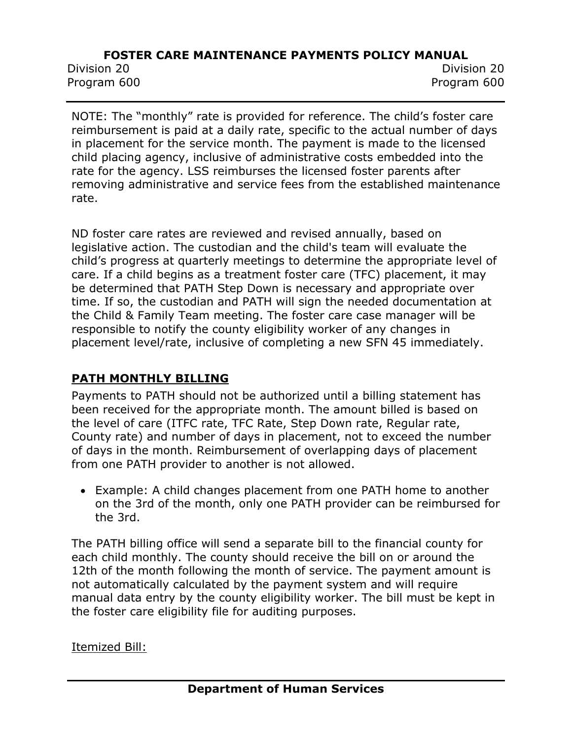NOTE: The "monthly" rate is provided for reference. The child's foster care reimbursement is paid at a daily rate, specific to the actual number of days in placement for the service month. The payment is made to the licensed child placing agency, inclusive of administrative costs embedded into the rate for the agency. LSS reimburses the licensed foster parents after removing administrative and service fees from the established maintenance rate.

ND foster care rates are reviewed and revised annually, based on legislative action. The custodian and the child's team will evaluate the child's progress at quarterly meetings to determine the appropriate level of care. If a child begins as a treatment foster care (TFC) placement, it may be determined that PATH Step Down is necessary and appropriate over time. If so, the custodian and PATH will sign the needed documentation at the Child & Family Team meeting. The foster care case manager will be responsible to notify the county eligibility worker of any changes in placement level/rate, inclusive of completing a new SFN 45 immediately.

## **PATH MONTHLY BILLING**

Payments to PATH should not be authorized until a billing statement has been received for the appropriate month. The amount billed is based on the level of care (ITFC rate, TFC Rate, Step Down rate, Regular rate, County rate) and number of days in placement, not to exceed the number of days in the month. Reimbursement of overlapping days of placement from one PATH provider to another is not allowed.

- Example: A child changes placement from one PATH home to another on the 3rd of the month, only one PATH provider can be reimbursed for the 3rd.

The PATH billing office will send a separate bill to the financial county for each child monthly. The county should receive the bill on or around the 12th of the month following the month of service. The payment amount is not automatically calculated by the payment system and will require manual data entry by the county eligibility worker. The bill must be kept in the foster care eligibility file for auditing purposes.

Itemized Bill: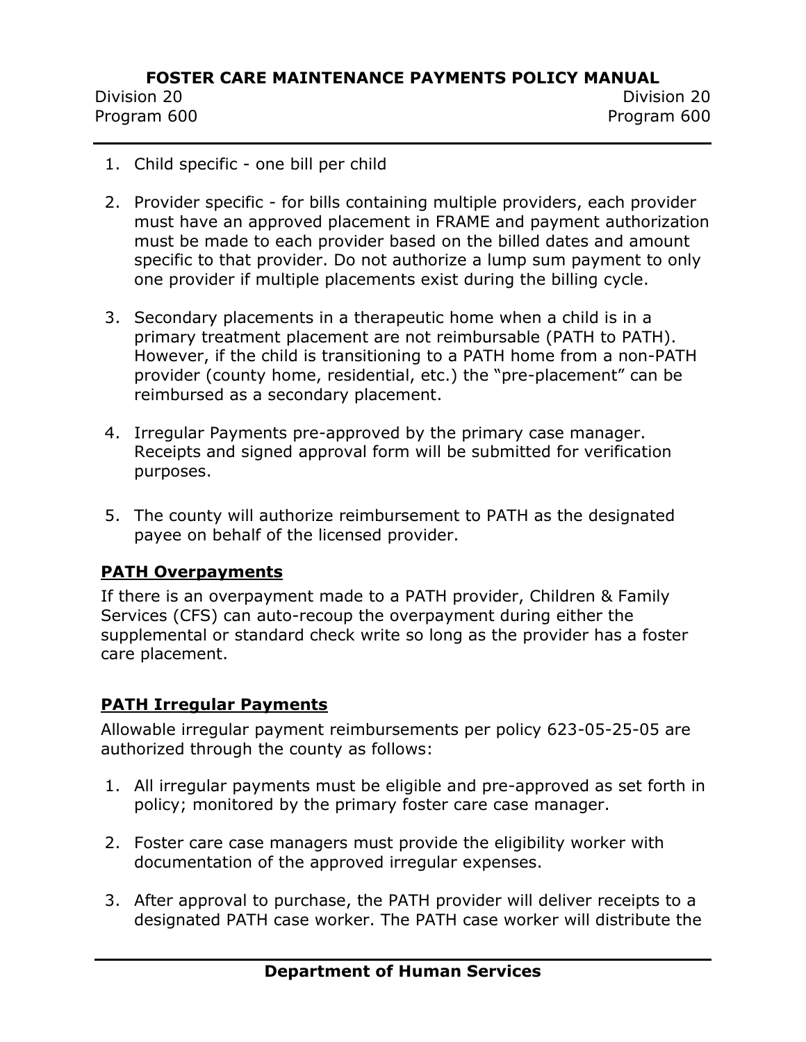1. Child specific - one bill per child

2. Provider specific - for bills containing multiple providers, each provider must have an approved placement in FRAME and payment authorization must be made to each provider based on the billed dates and amount specific to that provider. Do not authorize a lump sum payment to only one provider if multiple placements exist during the billing cycle.

3. Secondary placements in a therapeutic home when a child is in a primary treatment placement are not reimbursable (PATH to PATH). However, if the child is transitioning to a PATH home from a non-PATH provider (county home, residential, etc.) the “pre-placement” can be reimbursed as a secondary placement.

4. Irregular Payments pre-approved by the primary case manager. Receipts and signed approval form will be submitted for verification purposes.

5. The county will authorize reimbursement to PATH as the designated payee on behalf of the licensed provider.

## PATH Overpayments

If there is an overpayment made to a PATH provider, Children & Family Services (CFS) can auto-recoup the overpayment during either the supplemental or standard check write so long as the provider has a foster care placement.

## PATH Irregular Payments

Allowable irregular payment reimbursements per policy 623-05-25-05 are authorized through the county as follows:

1. All irregular payments must be eligible and pre-approved as set forth in policy; monitored by the primary foster care case manager.

2. Foster care case managers must provide the eligibility worker with documentation of the approved irregular expenses.

3. After approval to purchase, the PATH provider will deliver receipts to a designated PATH case worker. The PATH case worker will distribute the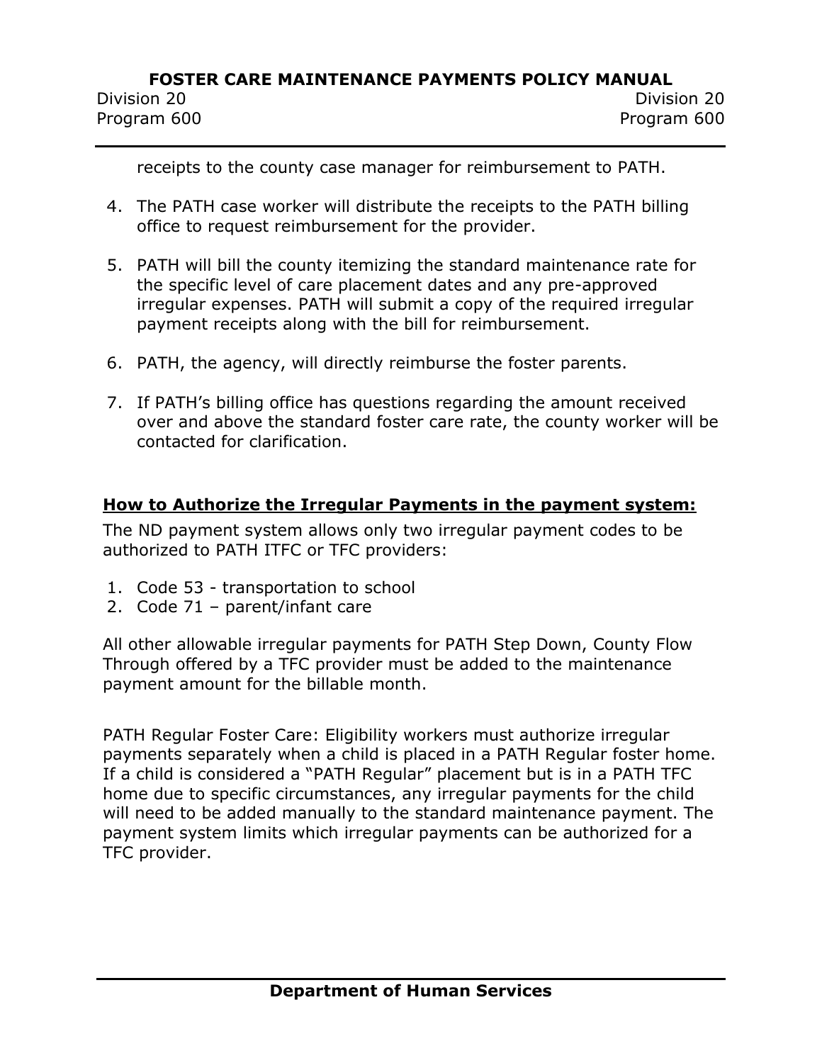receipts to the county case manager for reimbursement to PATH.

4. The PATH case worker will distribute the receipts to the PATH billing office to request reimbursement for the provider.

5. PATH will bill the county itemizing the standard maintenance rate for the specific level of care placement dates and any pre-approved irregular expenses. PATH will submit a copy of the required irregular payment receipts along with the bill for reimbursement.

6. PATH, the agency, will directly reimburse the foster parents.

7. If PATH's billing office has questions regarding the amount received over and above the standard foster care rate, the county worker will be contacted for clarification.

**How to Authorize the Irregular Payments in the payment system:**

The ND payment system allows only two irregular payment codes to be authorized to PATH ITFC or TFC providers:

1. Code 53 - transportation to school
2. Code 71 – parent/infant care

All other allowable irregular payments for PATH Step Down, County Flow Through offered by a TFC provider must be added to the maintenance payment amount for the billable month.

PATH Regular Foster Care: Eligibility workers must authorize irregular payments separately when a child is placed in a PATH Regular foster home. If a child is considered a "PATH Regular" placement but is in a PATH TFC home due to specific circumstances, any irregular payments for the child will need to be added manually to the standard maintenance payment. The payment system limits which irregular payments can be authorized for a TFC provider.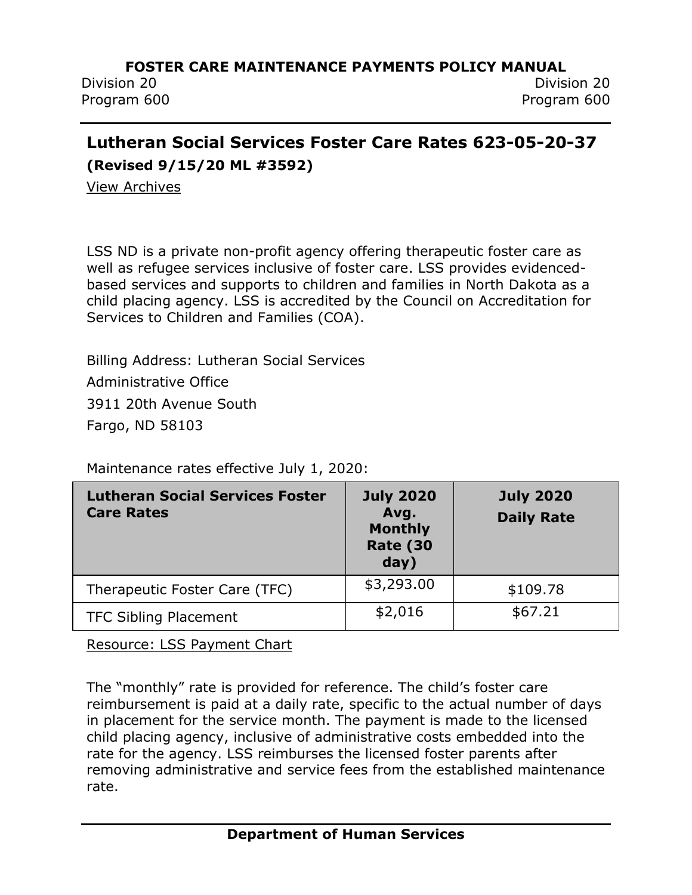## Lutheran Social Services Foster Care Rates 623-05-20-37

**(Revised 9/15/20 ML #3592)**

View Archives

LSS ND is a private non-profit agency offering therapeutic foster care as well as refugee services inclusive of foster care. LSS provides evidenced-based services and supports to children and families in North Dakota as a child placing agency. LSS is accredited by the Council on Accreditation for Services to Children and Families (COA).

Billing Address: Lutheran Social Services

Administrative Office

3911 20th Avenue South

Fargo, ND 58103

Maintenance rates effective July 1, 2020:

| Lutheran Social Services Foster Care Rates | July 2020 Avg. Monthly Rate (30 day) | July 2020 Daily Rate |
|---|---|---|
| Therapeutic Foster Care (TFC) | $3,293.00 | $109.78 |
| TFC Sibling Placement | $2,016 | $67.21 |

Resource: LSS Payment Chart

The "monthly" rate is provided for reference. The child's foster care reimbursement is paid at a daily rate, specific to the actual number of days in placement for the service month. The payment is made to the licensed child placing agency, inclusive of administrative costs embedded into the rate for the agency. LSS reimburses the licensed foster parents after removing administrative and service fees from the established maintenance rate.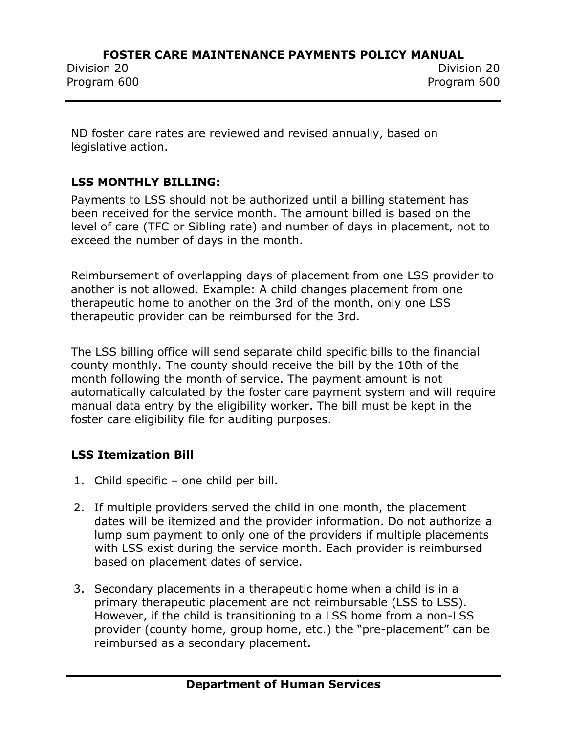ND foster care rates are reviewed and revised annually, based on legislative action.

**LSS MONTHLY BILLING:**

Payments to LSS should not be authorized until a billing statement has been received for the service month. The amount billed is based on the level of care (TFC or Sibling rate) and number of days in placement, not to exceed the number of days in the month.

Reimbursement of overlapping days of placement from one LSS provider to another is not allowed. Example: A child changes placement from one therapeutic home to another on the 3rd of the month, only one LSS therapeutic provider can be reimbursed for the 3rd.

The LSS billing office will send separate child specific bills to the financial county monthly. The county should receive the bill by the 10th of the month following the month of service. The payment amount is not automatically calculated by the foster care payment system and will require manual data entry by the eligibility worker. The bill must be kept in the foster care eligibility file for auditing purposes.

**LSS Itemization Bill**

1. Child specific – one child per bill.
2. If multiple providers served the child in one month, the placement dates will be itemized and the provider information. Do not authorize a lump sum payment to only one of the providers if multiple placements with LSS exist during the service month. Each provider is reimbursed based on placement dates of service.
3. Secondary placements in a therapeutic home when a child is in a primary therapeutic placement are not reimbursable (LSS to LSS). However, if the child is transitioning to a LSS home from a non-LSS provider (county home, group home, etc.) the "pre-placement" can be reimbursed as a secondary placement.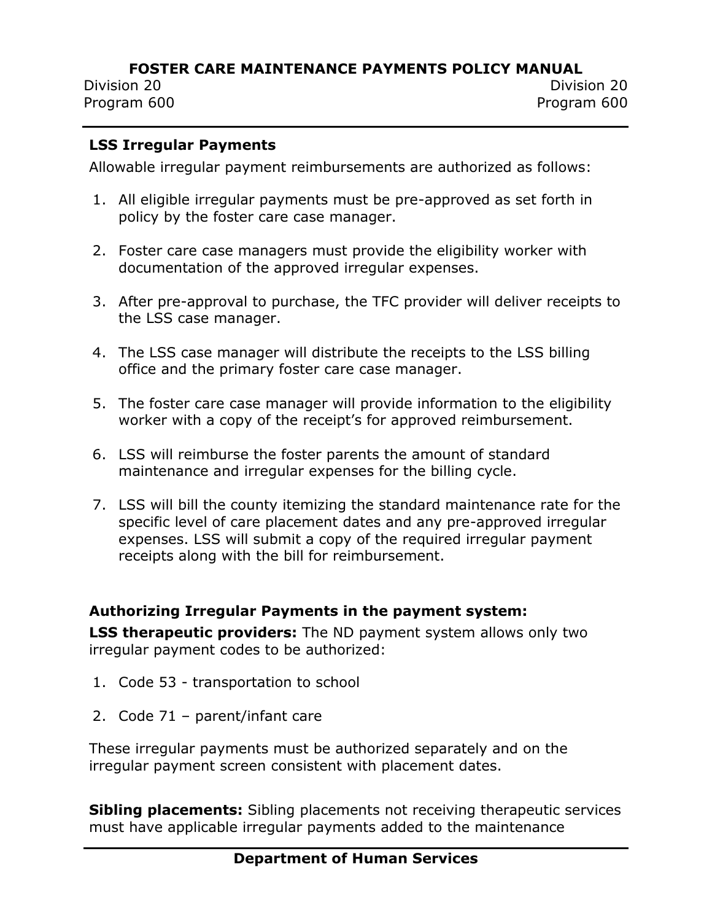**LSS Irregular Payments**

Allowable irregular payment reimbursements are authorized as follows:

1. All eligible irregular payments must be pre-approved as set forth in policy by the foster care case manager.
2. Foster care case managers must provide the eligibility worker with documentation of the approved irregular expenses.
3. After pre-approval to purchase, the TFC provider will deliver receipts to the LSS case manager.
4. The LSS case manager will distribute the receipts to the LSS billing office and the primary foster care case manager.
5. The foster care case manager will provide information to the eligibility worker with a copy of the receipt's for approved reimbursement.
6. LSS will reimburse the foster parents the amount of standard maintenance and irregular expenses for the billing cycle.
7. LSS will bill the county itemizing the standard maintenance rate for the specific level of care placement dates and any pre-approved irregular expenses. LSS will submit a copy of the required irregular payment receipts along with the bill for reimbursement.

**Authorizing Irregular Payments in the payment system:**

**LSS therapeutic providers:** The ND payment system allows only two irregular payment codes to be authorized:

1. Code 53 - transportation to school
2. Code 71 – parent/infant care

These irregular payments must be authorized separately and on the irregular payment screen consistent with placement dates.

**Sibling placements:** Sibling placements not receiving therapeutic services must have applicable irregular payments added to the maintenance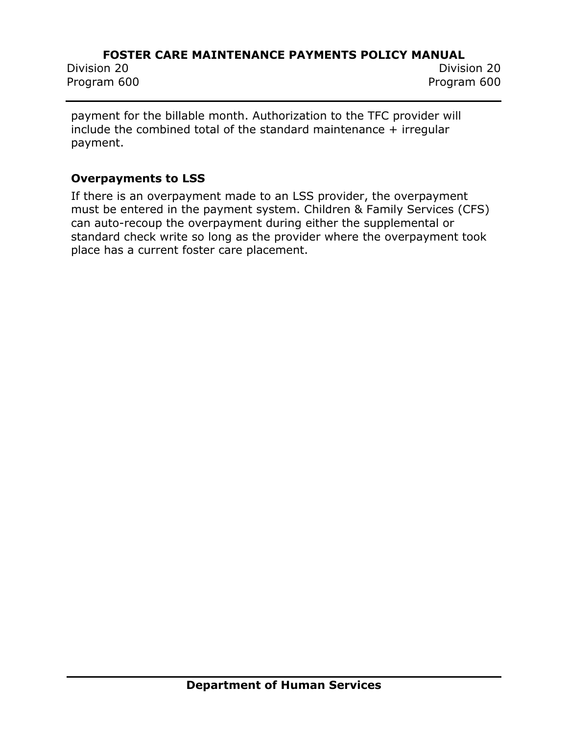payment for the billable month. Authorization to the TFC provider will include the combined total of the standard maintenance + irregular payment.

**Overpayments to LSS**

If there is an overpayment made to an LSS provider, the overpayment must be entered in the payment system. Children & Family Services (CFS) can auto-recoup the overpayment during either the supplemental or standard check write so long as the provider where the overpayment took place has a current foster care placement.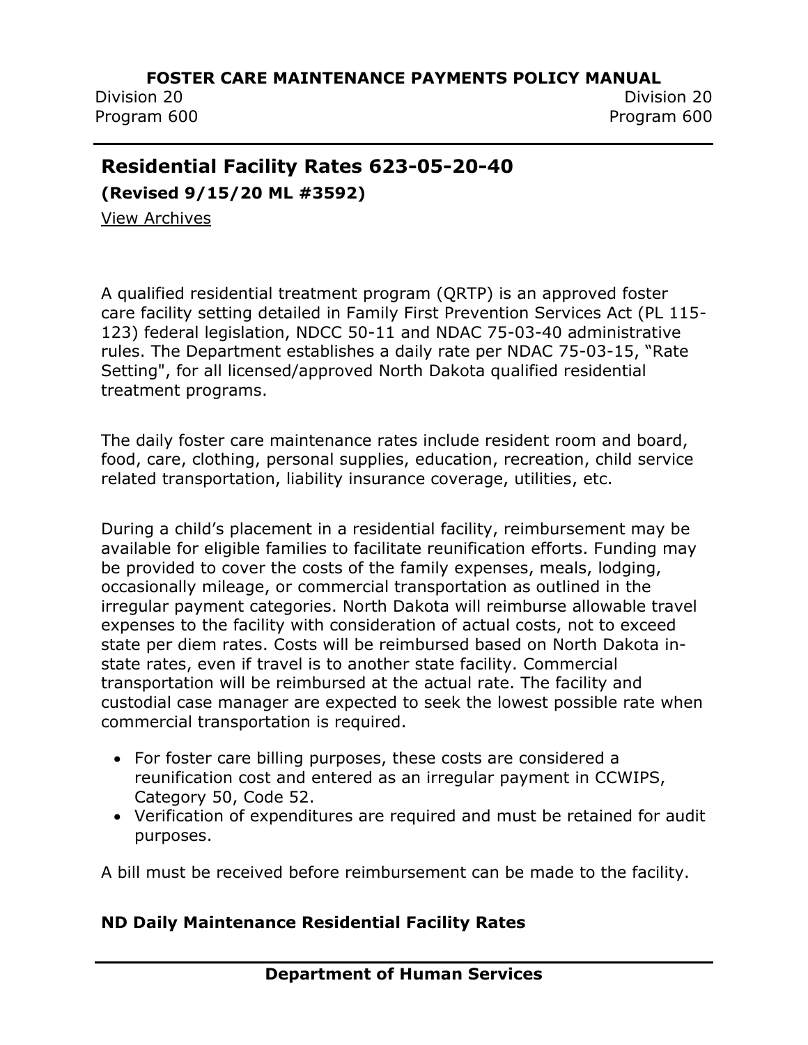## Residential Facility Rates 623-05-20-40

**(Revised 9/15/20 ML #3592)**

View Archives

A qualified residential treatment program (QRTP) is an approved foster care facility setting detailed in Family First Prevention Services Act (PL 115-123) federal legislation, NDCC 50-11 and NDAC 75-03-40 administrative rules. The Department establishes a daily rate per NDAC 75-03-15, "Rate Setting", for all licensed/approved North Dakota qualified residential treatment programs.

The daily foster care maintenance rates include resident room and board, food, care, clothing, personal supplies, education, recreation, child service related transportation, liability insurance coverage, utilities, etc.

During a child's placement in a residential facility, reimbursement may be available for eligible families to facilitate reunification efforts. Funding may be provided to cover the costs of the family expenses, meals, lodging, occasionally mileage, or commercial transportation as outlined in the irregular payment categories. North Dakota will reimburse allowable travel expenses to the facility with consideration of actual costs, not to exceed state per diem rates. Costs will be reimbursed based on North Dakota in-state rates, even if travel is to another state facility. Commercial transportation will be reimbursed at the actual rate. The facility and custodial case manager are expected to seek the lowest possible rate when commercial transportation is required.

- For foster care billing purposes, these costs are considered a reunification cost and entered as an irregular payment in CCWIPS, Category 50, Code 52.
- Verification of expenditures are required and must be retained for audit purposes.

A bill must be received before reimbursement can be made to the facility.

### ND Daily Maintenance Residential Facility Rates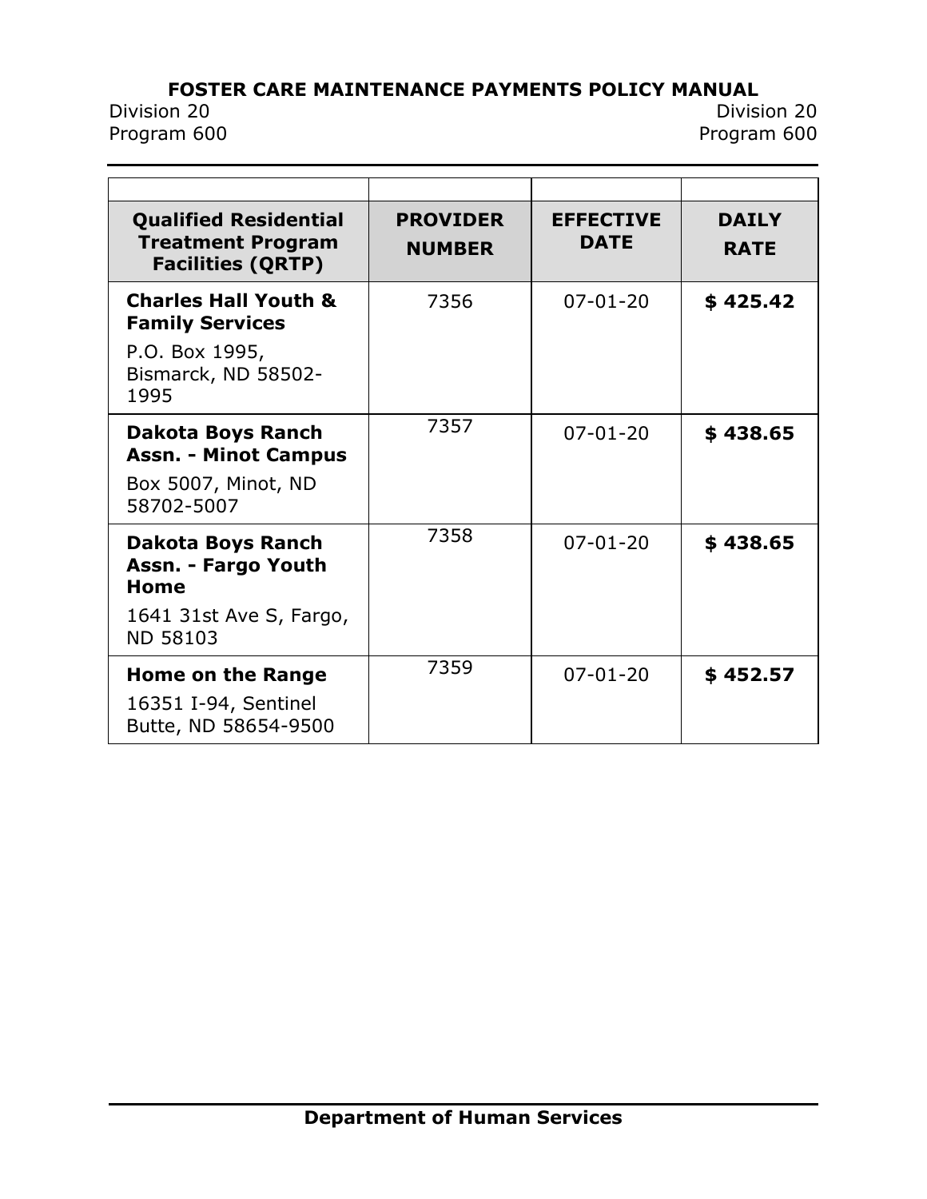| Qualified Residential Treatment Program Facilities (QRTP) | PROVIDER NUMBER | EFFECTIVE DATE | DAILY RATE |
|---|---|---|---|
| **Charles Hall Youth & Family Services**<br>P.O. Box 1995, Bismarck, ND 58502-1995 | 7356 | 07-01-20 | **$ 425.42** |
| **Dakota Boys Ranch Assn. - Minot Campus**<br>Box 5007, Minot, ND 58702-5007 | 7357 | 07-01-20 | **$ 438.65** |
| **Dakota Boys Ranch Assn. - Fargo Youth Home**<br>1641 31st Ave S, Fargo, ND 58103 | 7358 | 07-01-20 | **$ 438.65** |
| **Home on the Range**<br>16351 I-94, Sentinel Butte, ND 58654-9500 | 7359 | 07-01-20 | **$ 452.57** |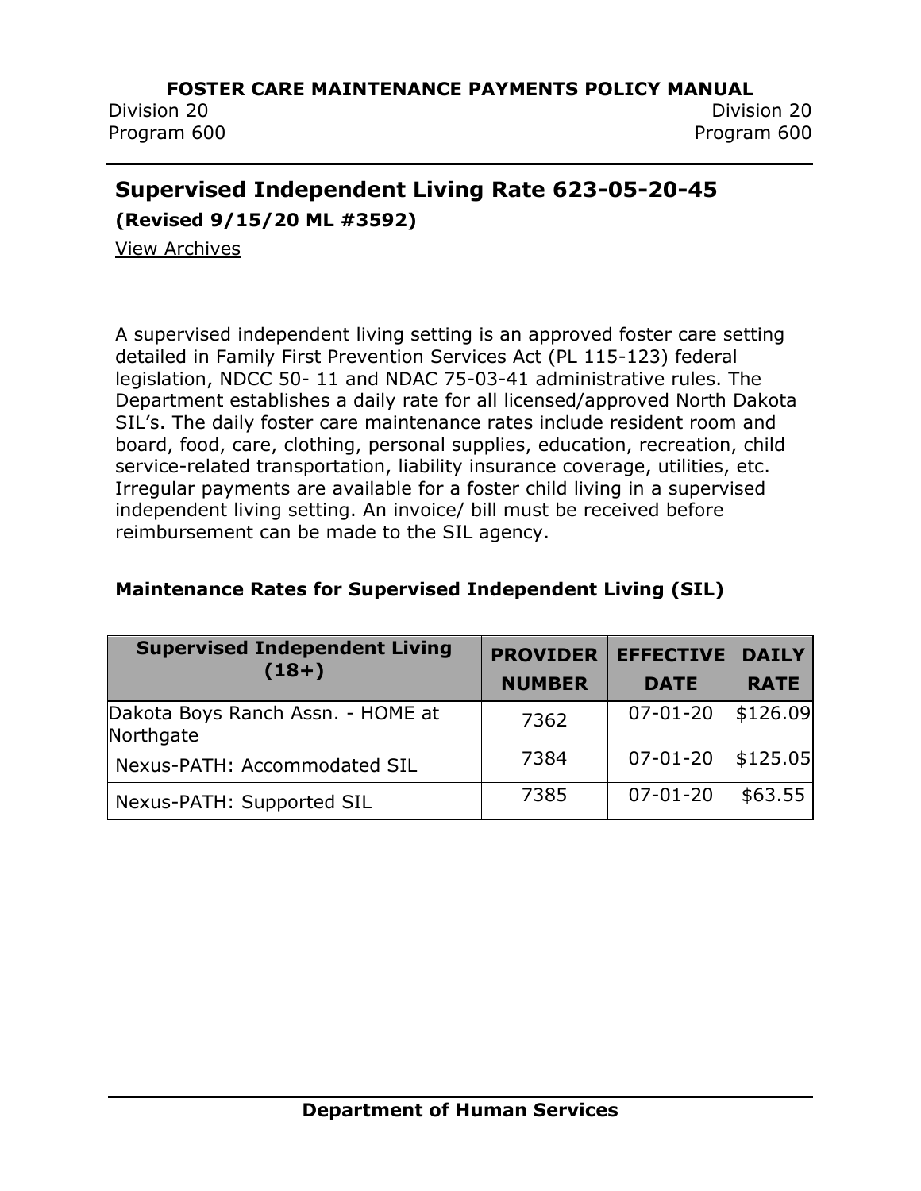## Supervised Independent Living Rate 623-05-20-45

**(Revised 9/15/20 ML #3592)**

View Archives

A supervised independent living setting is an approved foster care setting detailed in Family First Prevention Services Act (PL 115-123) federal legislation, NDCC 50- 11 and NDAC 75-03-41 administrative rules. The Department establishes a daily rate for all licensed/approved North Dakota SIL's. The daily foster care maintenance rates include resident room and board, food, care, clothing, personal supplies, education, recreation, child service-related transportation, liability insurance coverage, utilities, etc. Irregular payments are available for a foster child living in a supervised independent living setting. An invoice/ bill must be received before reimbursement can be made to the SIL agency.

### Maintenance Rates for Supervised Independent Living (SIL)

| Supervised Independent Living (18+) | PROVIDER NUMBER | EFFECTIVE DATE | DAILY RATE |
|---|---|---|---|
| Dakota Boys Ranch Assn. - HOME at Northgate | 7362 | 07-01-20 | $126.09 |
| Nexus-PATH: Accommodated SIL | 7384 | 07-01-20 | $125.05 |
| Nexus-PATH: Supported SIL | 7385 | 07-01-20 | $63.55 |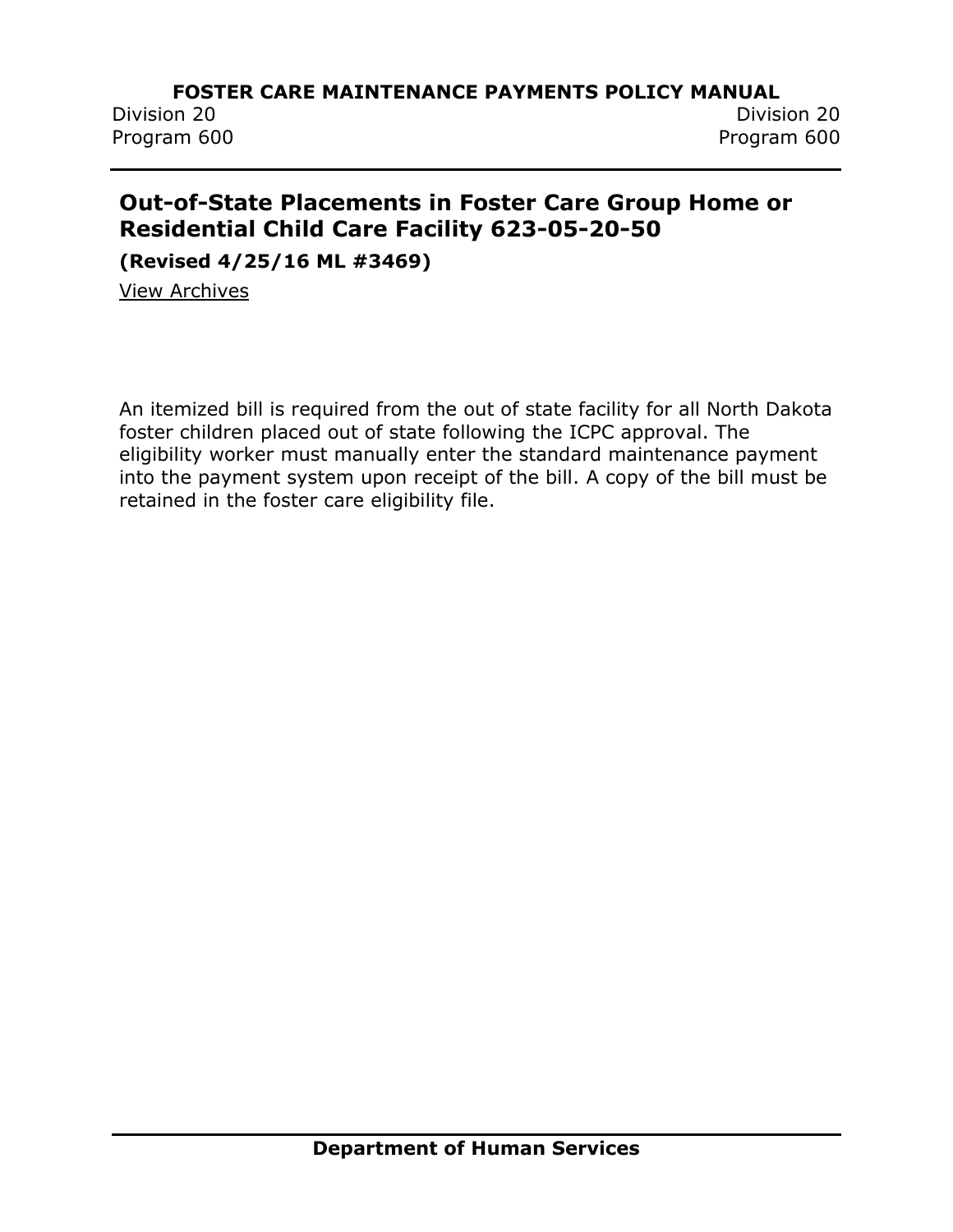## Out-of-State Placements in Foster Care Group Home or Residential Child Care Facility 623-05-20-50

**(Revised 4/25/16 ML #3469)**

View Archives

An itemized bill is required from the out of state facility for all North Dakota foster children placed out of state following the ICPC approval. The eligibility worker must manually enter the standard maintenance payment into the payment system upon receipt of the bill. A copy of the bill must be retained in the foster care eligibility file.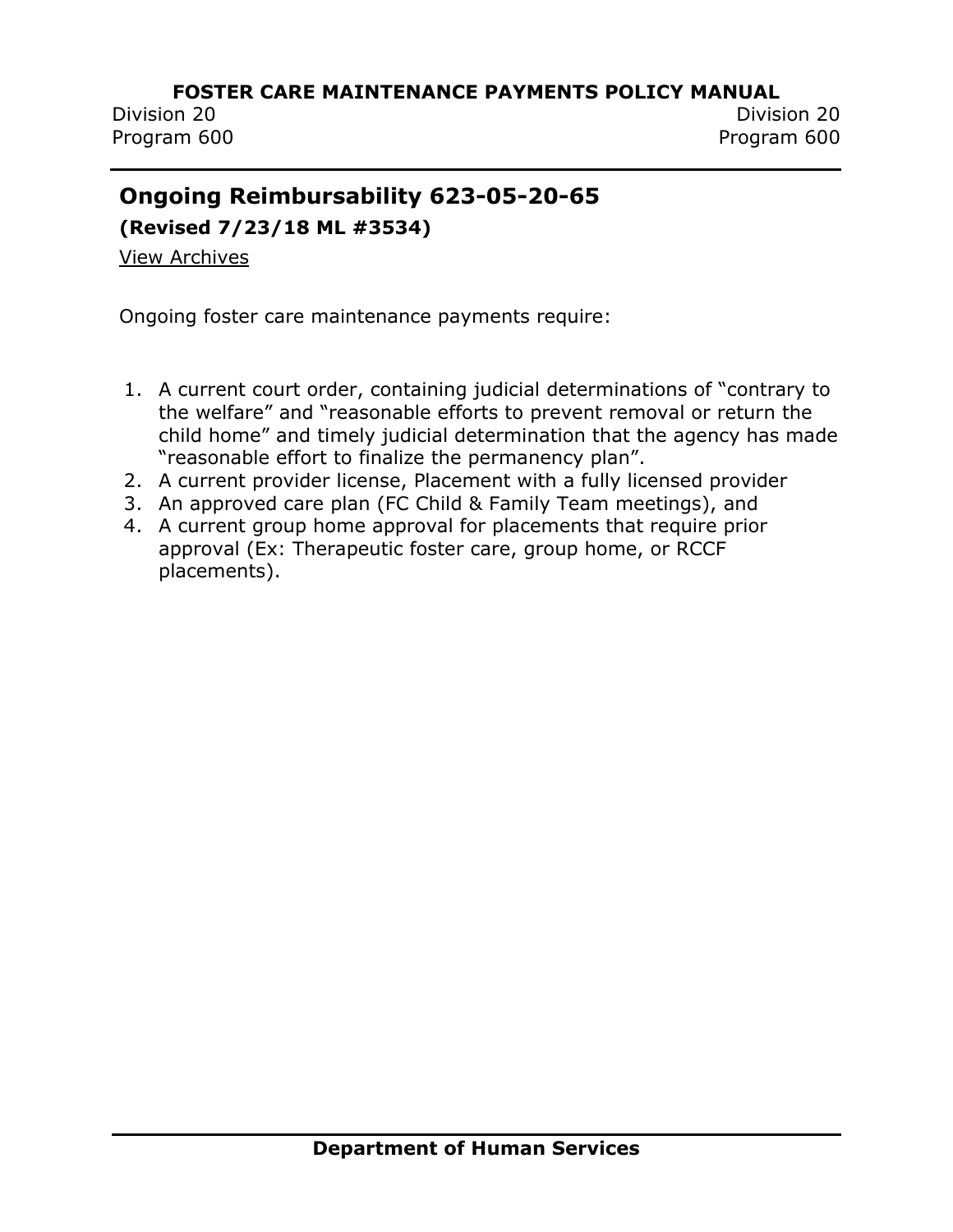## Ongoing Reimbursability 623-05-20-65

**(Revised 7/23/18 ML #3534)**

View Archives

Ongoing foster care maintenance payments require:

1. A current court order, containing judicial determinations of "contrary to the welfare" and "reasonable efforts to prevent removal or return the child home" and timely judicial determination that the agency has made "reasonable effort to finalize the permanency plan".
2. A current provider license, Placement with a fully licensed provider
3. An approved care plan (FC Child & Family Team meetings), and
4. A current group home approval for placements that require prior approval (Ex: Therapeutic foster care, group home, or RCCF placements).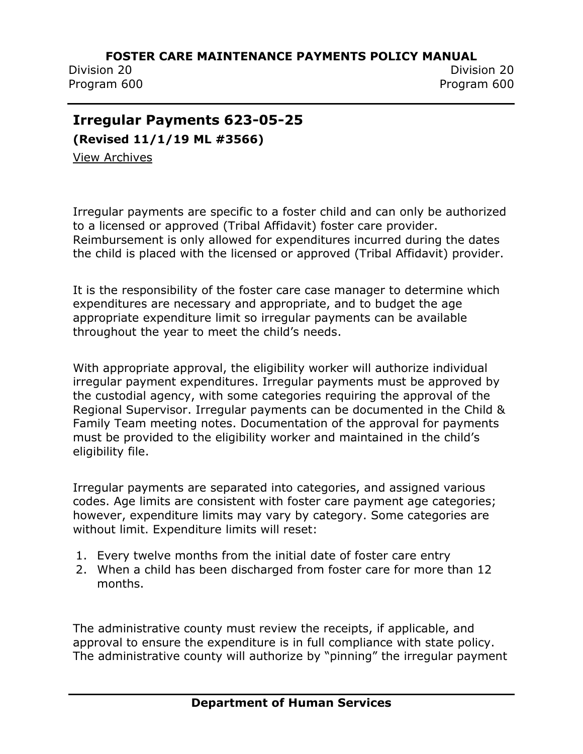## Irregular Payments 623-05-25

**(Revised 11/1/19 ML #3566)**

View Archives

Irregular payments are specific to a foster child and can only be authorized to a licensed or approved (Tribal Affidavit) foster care provider. Reimbursement is only allowed for expenditures incurred during the dates the child is placed with the licensed or approved (Tribal Affidavit) provider.

It is the responsibility of the foster care case manager to determine which expenditures are necessary and appropriate, and to budget the age appropriate expenditure limit so irregular payments can be available throughout the year to meet the child's needs.

With appropriate approval, the eligibility worker will authorize individual irregular payment expenditures. Irregular payments must be approved by the custodial agency, with some categories requiring the approval of the Regional Supervisor. Irregular payments can be documented in the Child & Family Team meeting notes. Documentation of the approval for payments must be provided to the eligibility worker and maintained in the child's eligibility file.

Irregular payments are separated into categories, and assigned various codes. Age limits are consistent with foster care payment age categories; however, expenditure limits may vary by category. Some categories are without limit. Expenditure limits will reset:

1. Every twelve months from the initial date of foster care entry
2. When a child has been discharged from foster care for more than 12 months.

The administrative county must review the receipts, if applicable, and approval to ensure the expenditure is in full compliance with state policy. The administrative county will authorize by "pinning" the irregular payment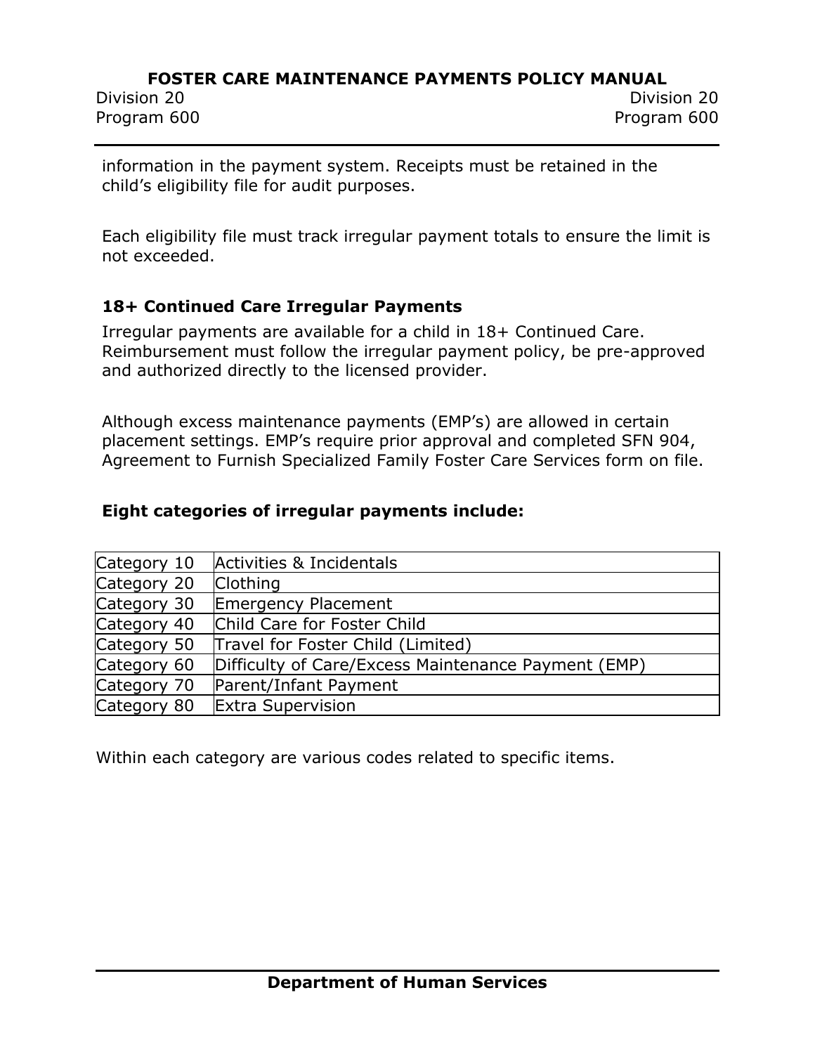information in the payment system. Receipts must be retained in the child's eligibility file for audit purposes.

Each eligibility file must track irregular payment totals to ensure the limit is not exceeded.

### 18+ Continued Care Irregular Payments

Irregular payments are available for a child in 18+ Continued Care. Reimbursement must follow the irregular payment policy, be pre-approved and authorized directly to the licensed provider.

Although excess maintenance payments (EMP's) are allowed in certain placement settings. EMP's require prior approval and completed SFN 904, Agreement to Furnish Specialized Family Foster Care Services form on file.

### Eight categories of irregular payments include:

| | |
|---|---|
| Category 10 | Activities & Incidentals |
| Category 20 | Clothing |
| Category 30 | Emergency Placement |
| Category 40 | Child Care for Foster Child |
| Category 50 | Travel for Foster Child (Limited) |
| Category 60 | Difficulty of Care/Excess Maintenance Payment (EMP) |
| Category 70 | Parent/Infant Payment |
| Category 80 | Extra Supervision |

Within each category are various codes related to specific items.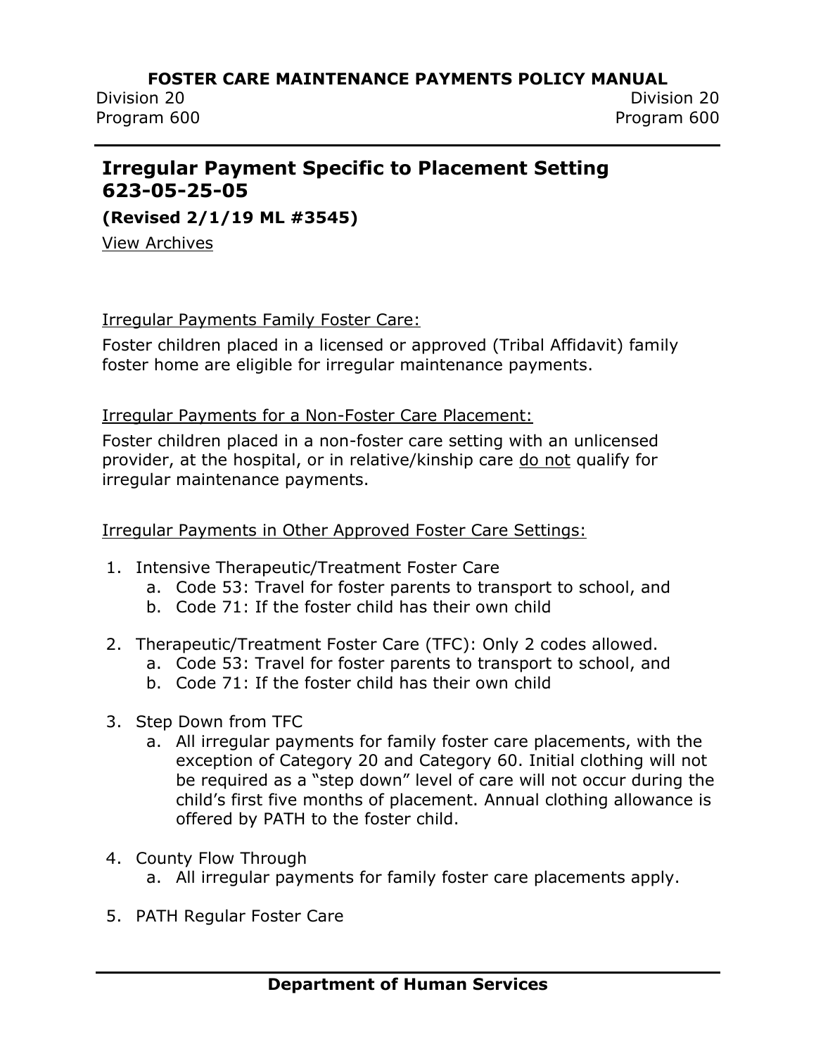## Irregular Payment Specific to Placement Setting 623-05-25-05

**(Revised 2/1/19 ML #3545)**

View Archives

Irregular Payments Family Foster Care:

Foster children placed in a licensed or approved (Tribal Affidavit) family foster home are eligible for irregular maintenance payments.

Irregular Payments for a Non-Foster Care Placement:

Foster children placed in a non-foster care setting with an unlicensed provider, at the hospital, or in relative/kinship care do not qualify for irregular maintenance payments.

Irregular Payments in Other Approved Foster Care Settings:

1. Intensive Therapeutic/Treatment Foster Care
   a. Code 53: Travel for foster parents to transport to school, and
   b. Code 71: If the foster child has their own child
2. Therapeutic/Treatment Foster Care (TFC): Only 2 codes allowed.
   a. Code 53: Travel for foster parents to transport to school, and
   b. Code 71: If the foster child has their own child
3. Step Down from TFC
   a. All irregular payments for family foster care placements, with the exception of Category 20 and Category 60. Initial clothing will not be required as a "step down" level of care will not occur during the child's first five months of placement. Annual clothing allowance is offered by PATH to the foster child.
4. County Flow Through
   a. All irregular payments for family foster care placements apply.
5. PATH Regular Foster Care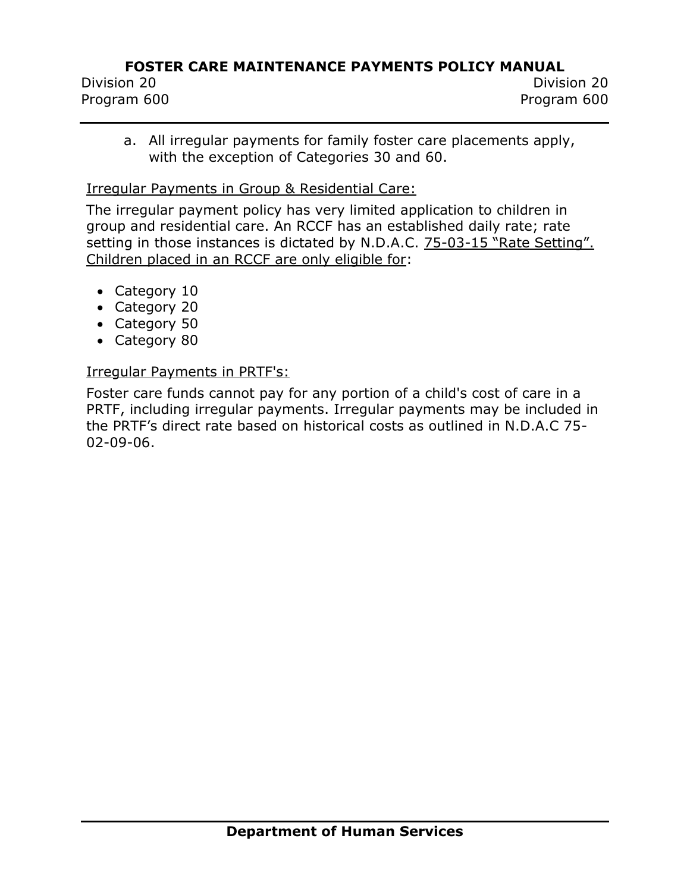a. All irregular payments for family foster care placements apply, with the exception of Categories 30 and 60.

Irregular Payments in Group & Residential Care:

The irregular payment policy has very limited application to children in group and residential care. An RCCF has an established daily rate; rate setting in those instances is dictated by N.D.A.C. 75-03-15 "Rate Setting". Children placed in an RCCF are only eligible for:

- Category 10
- Category 20
- Category 50
- Category 80

Irregular Payments in PRTF's:

Foster care funds cannot pay for any portion of a child's cost of care in a PRTF, including irregular payments. Irregular payments may be included in the PRTF's direct rate based on historical costs as outlined in N.D.A.C 75-02-09-06.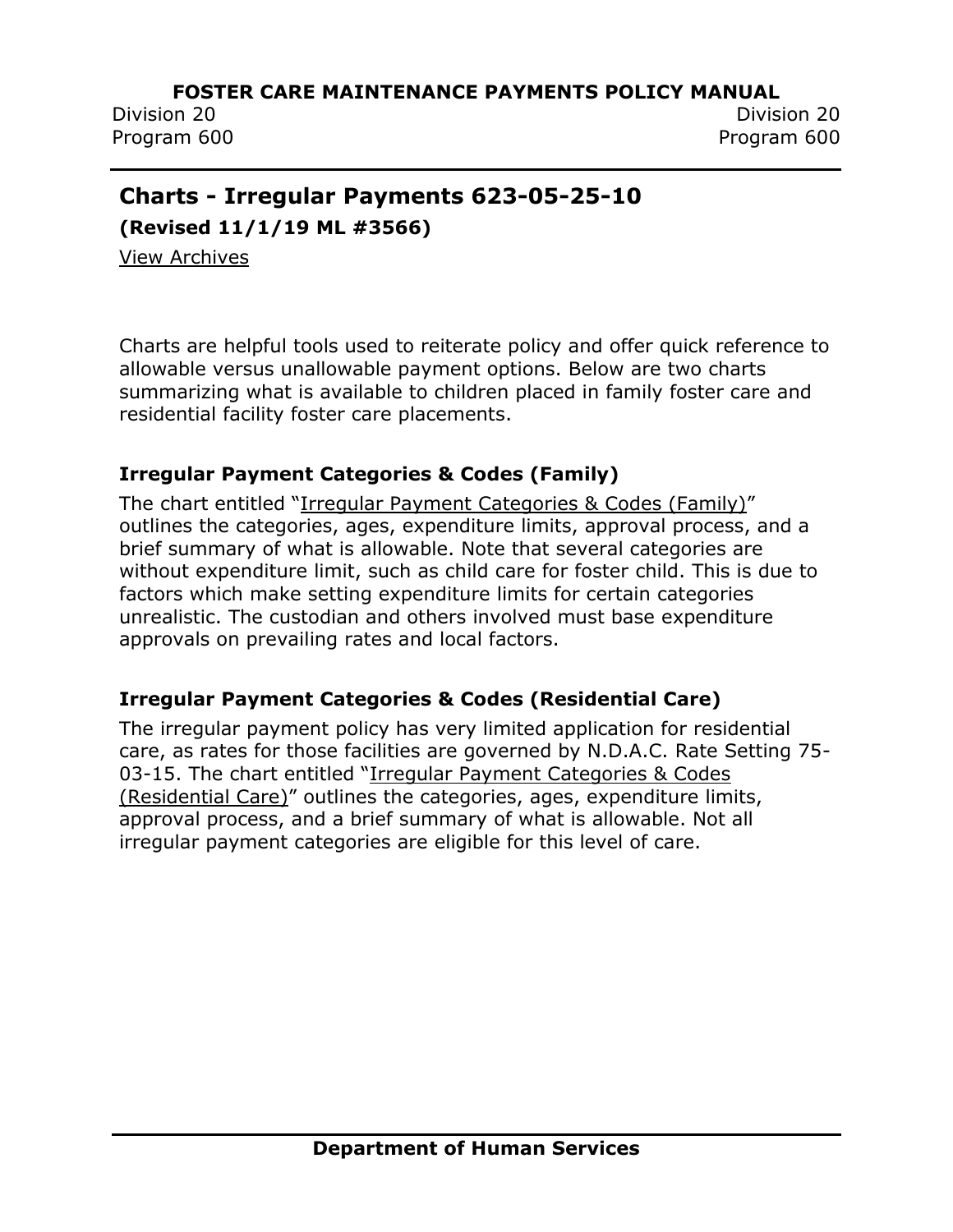## Charts - Irregular Payments 623-05-25-10

**(Revised 11/1/19 ML #3566)**

View Archives

Charts are helpful tools used to reiterate policy and offer quick reference to allowable versus unallowable payment options. Below are two charts summarizing what is available to children placed in family foster care and residential facility foster care placements.

### Irregular Payment Categories & Codes (Family)

The chart entitled "Irregular Payment Categories & Codes (Family)" outlines the categories, ages, expenditure limits, approval process, and a brief summary of what is allowable. Note that several categories are without expenditure limit, such as child care for foster child. This is due to factors which make setting expenditure limits for certain categories unrealistic. The custodian and others involved must base expenditure approvals on prevailing rates and local factors.

### Irregular Payment Categories & Codes (Residential Care)

The irregular payment policy has very limited application for residential care, as rates for those facilities are governed by N.D.A.C. Rate Setting 75-03-15. The chart entitled "Irregular Payment Categories & Codes (Residential Care)" outlines the categories, ages, expenditure limits, approval process, and a brief summary of what is allowable. Not all irregular payment categories are eligible for this level of care.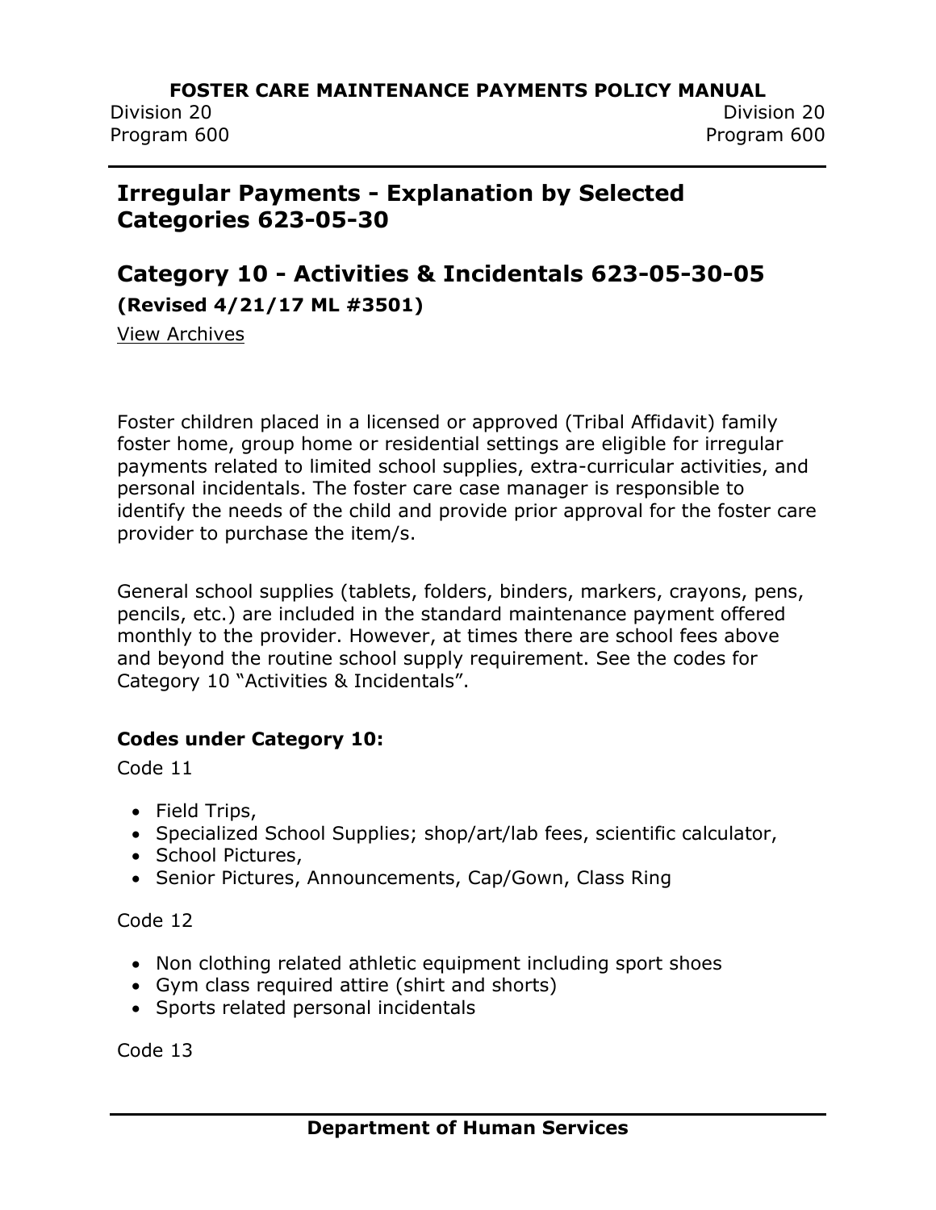## Irregular Payments - Explanation by Selected Categories 623-05-30

## Category 10 - Activities & Incidentals 623-05-30-05

**(Revised 4/21/17 ML #3501)**

View Archives

Foster children placed in a licensed or approved (Tribal Affidavit) family foster home, group home or residential settings are eligible for irregular payments related to limited school supplies, extra-curricular activities, and personal incidentals. The foster care case manager is responsible to identify the needs of the child and provide prior approval for the foster care provider to purchase the item/s.

General school supplies (tablets, folders, binders, markers, crayons, pens, pencils, etc.) are included in the standard maintenance payment offered monthly to the provider. However, at times there are school fees above and beyond the routine school supply requirement. See the codes for Category 10 "Activities & Incidentals".

**Codes under Category 10:**

Code 11

- Field Trips,
- Specialized School Supplies; shop/art/lab fees, scientific calculator,
- School Pictures,
- Senior Pictures, Announcements, Cap/Gown, Class Ring

Code 12

- Non clothing related athletic equipment including sport shoes
- Gym class required attire (shirt and shorts)
- Sports related personal incidentals

Code 13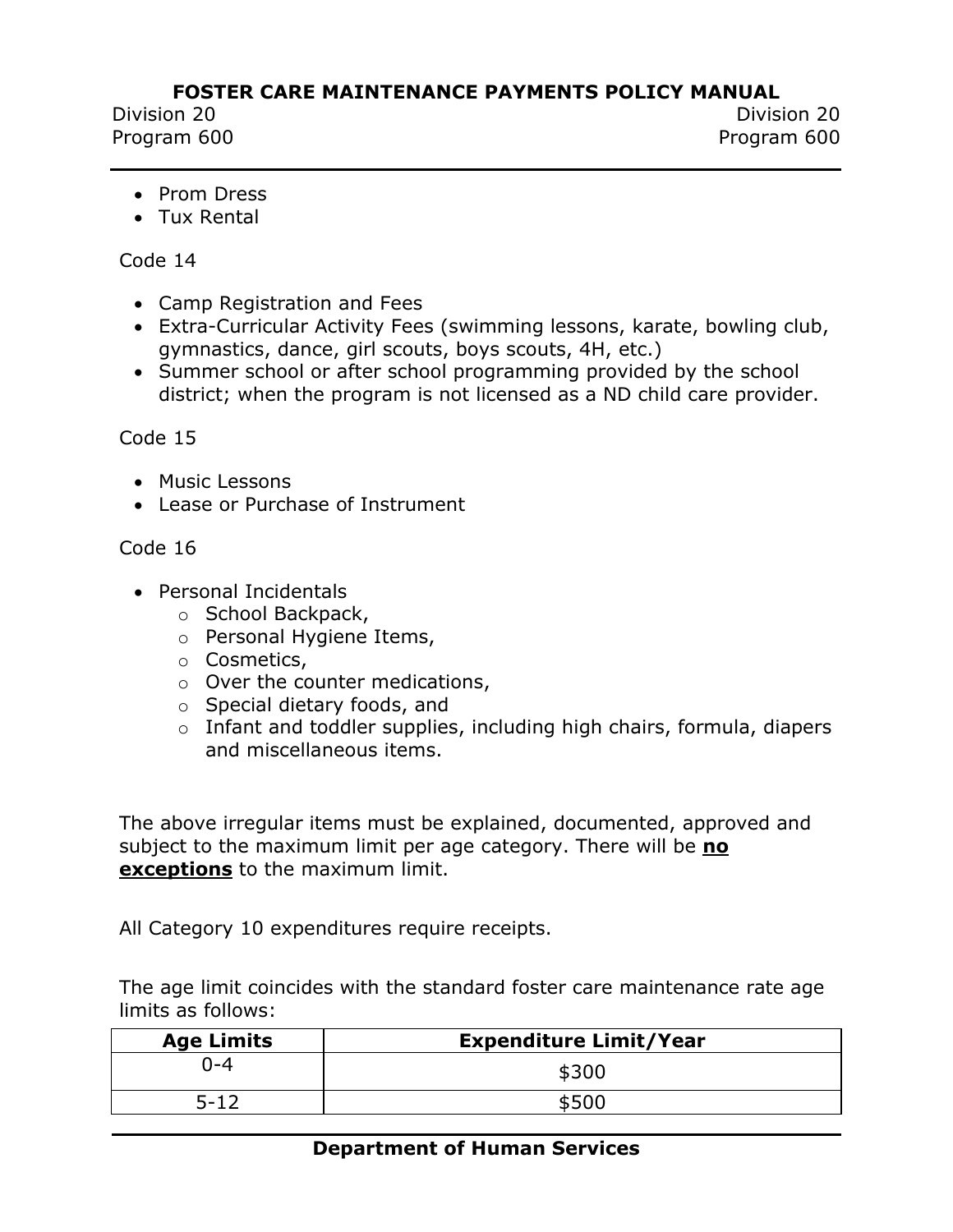- Prom Dress
- Tux Rental

Code 14

- Camp Registration and Fees
- Extra-Curricular Activity Fees (swimming lessons, karate, bowling club, gymnastics, dance, girl scouts, boys scouts, 4H, etc.)
- Summer school or after school programming provided by the school district; when the program is not licensed as a ND child care provider.

Code 15

- Music Lessons
- Lease or Purchase of Instrument

Code 16

- Personal Incidentals
  - School Backpack,
  - Personal Hygiene Items,
  - Cosmetics,
  - Over the counter medications,
  - Special dietary foods, and
  - Infant and toddler supplies, including high chairs, formula, diapers and miscellaneous items.

The above irregular items must be explained, documented, approved and subject to the maximum limit per age category. There will be **no exceptions** to the maximum limit.

All Category 10 expenditures require receipts.

The age limit coincides with the standard foster care maintenance rate age limits as follows:

| Age Limits | Expenditure Limit/Year |
|---|---|
| 0-4 | $300 |
| 5-12 | $500 |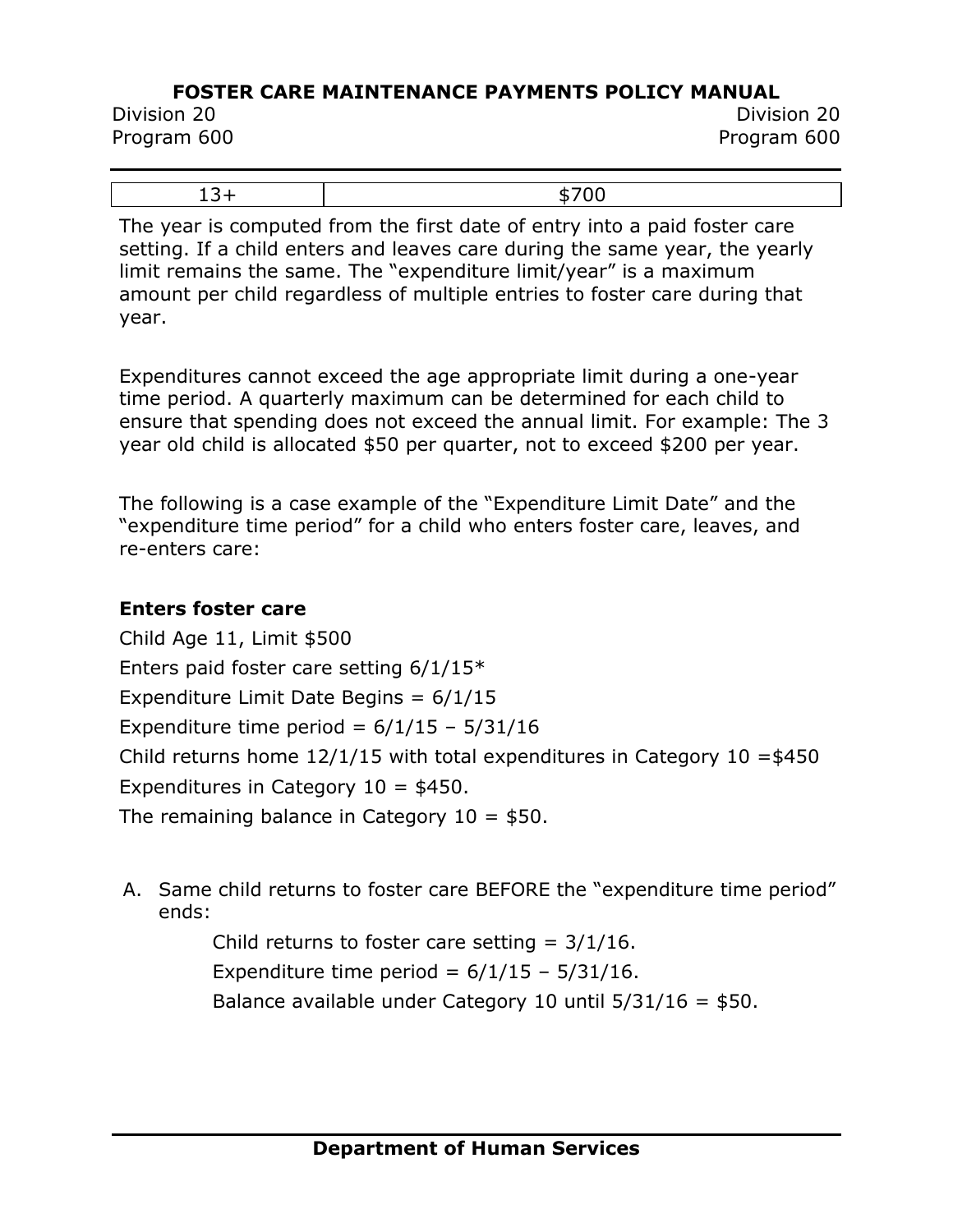| 13+ | $700 |
|---|---|

The year is computed from the first date of entry into a paid foster care setting. If a child enters and leaves care during the same year, the yearly limit remains the same. The "expenditure limit/year" is a maximum amount per child regardless of multiple entries to foster care during that year.

Expenditures cannot exceed the age appropriate limit during a one-year time period. A quarterly maximum can be determined for each child to ensure that spending does not exceed the annual limit. For example: The 3 year old child is allocated $50 per quarter, not to exceed $200 per year.

The following is a case example of the "Expenditure Limit Date" and the "expenditure time period" for a child who enters foster care, leaves, and re-enters care:

**Enters foster care**

Child Age 11, Limit $500

Enters paid foster care setting 6/1/15*

Expenditure Limit Date Begins = 6/1/15

Expenditure time period = 6/1/15 – 5/31/16

Child returns home 12/1/15 with total expenditures in Category 10 =$450

Expenditures in Category 10 = $450.

The remaining balance in Category 10 = $50.

A. Same child returns to foster care BEFORE the "expenditure time period" ends:

   Child returns to foster care setting = 3/1/16.

   Expenditure time period = 6/1/15 – 5/31/16.

   Balance available under Category 10 until 5/31/16 = $50.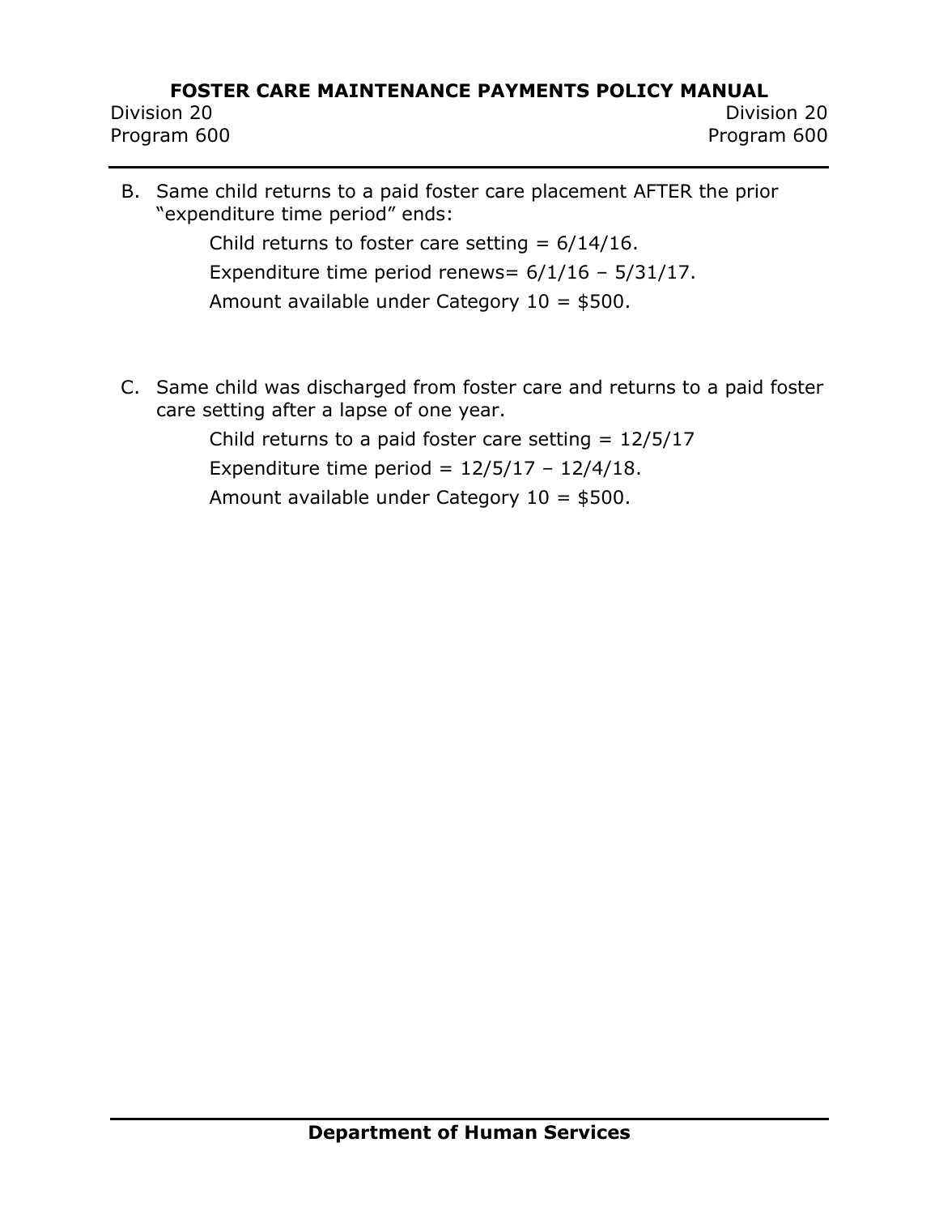B. Same child returns to a paid foster care placement AFTER the prior "expenditure time period" ends:

   Child returns to foster care setting = 6/14/16.

   Expenditure time period renews= 6/1/16 – 5/31/17.

   Amount available under Category 10 = $500.

C. Same child was discharged from foster care and returns to a paid foster care setting after a lapse of one year.

   Child returns to a paid foster care setting = 12/5/17

   Expenditure time period = 12/5/17 – 12/4/18.

   Amount available under Category 10 = $500.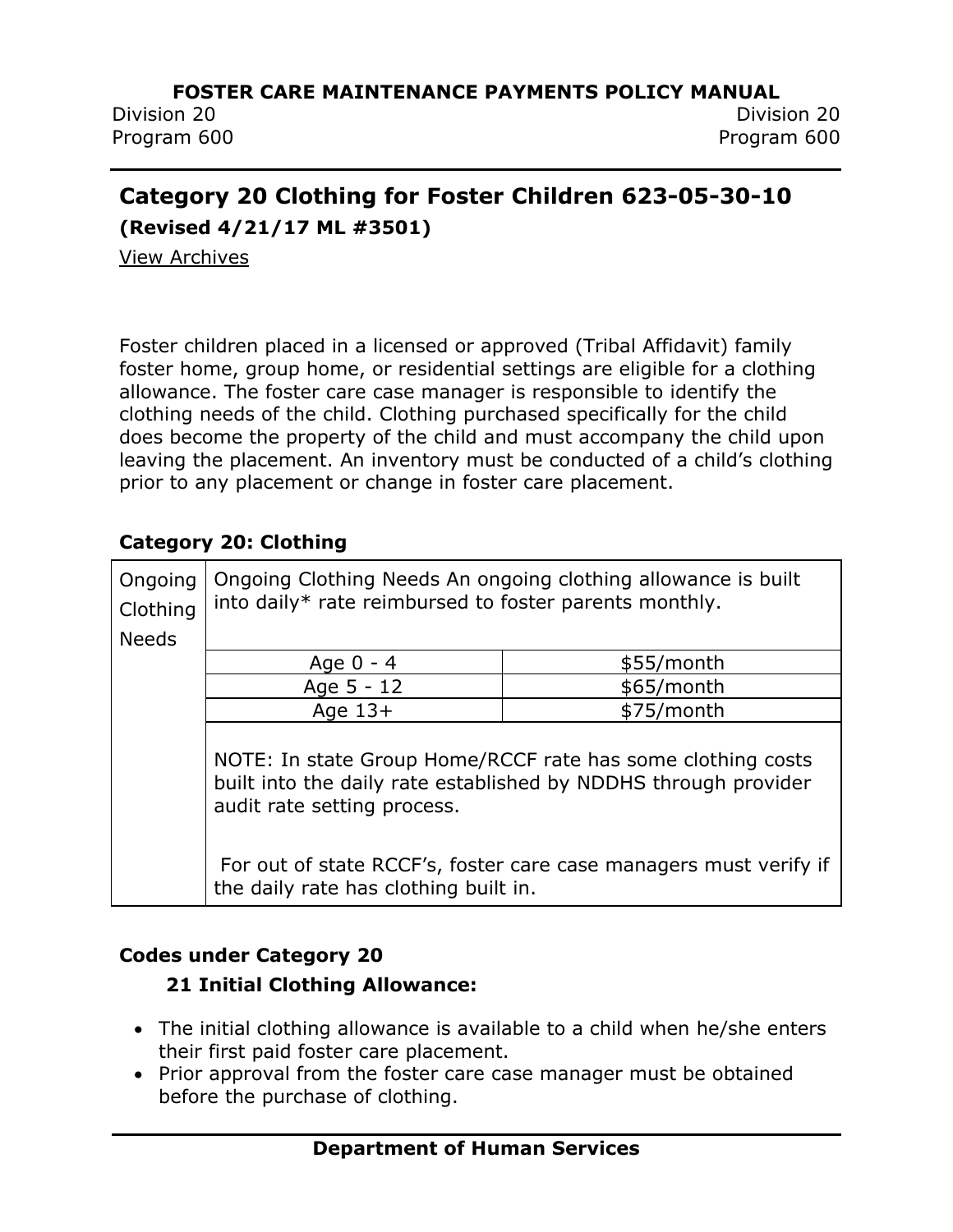## Category 20 Clothing for Foster Children 623-05-30-10

**(Revised 4/21/17 ML #3501)**

View Archives

Foster children placed in a licensed or approved (Tribal Affidavit) family foster home, group home, or residential settings are eligible for a clothing allowance. The foster care case manager is responsible to identify the clothing needs of the child. Clothing purchased specifically for the child does become the property of the child and must accompany the child upon leaving the placement. An inventory must be conducted of a child's clothing prior to any placement or change in foster care placement.

**Category 20: Clothing**

| Ongoing Clothing Needs | Ongoing Clothing Needs An ongoing clothing allowance is built into daily* rate reimbursed to foster parents monthly. | |
|---|---|---|
| | Age 0 - 4 | $55/month |
| | Age 5 - 12 | $65/month |
| | Age 13+ | $75/month |
| | NOTE: In state Group Home/RCCF rate has some clothing costs built into the daily rate established by NDDHS through provider audit rate setting process. For out of state RCCF's, foster care case managers must verify if the daily rate has clothing built in. | |

**Codes under Category 20**

**21 Initial Clothing Allowance:**

- The initial clothing allowance is available to a child when he/she enters their first paid foster care placement.
- Prior approval from the foster care case manager must be obtained before the purchase of clothing.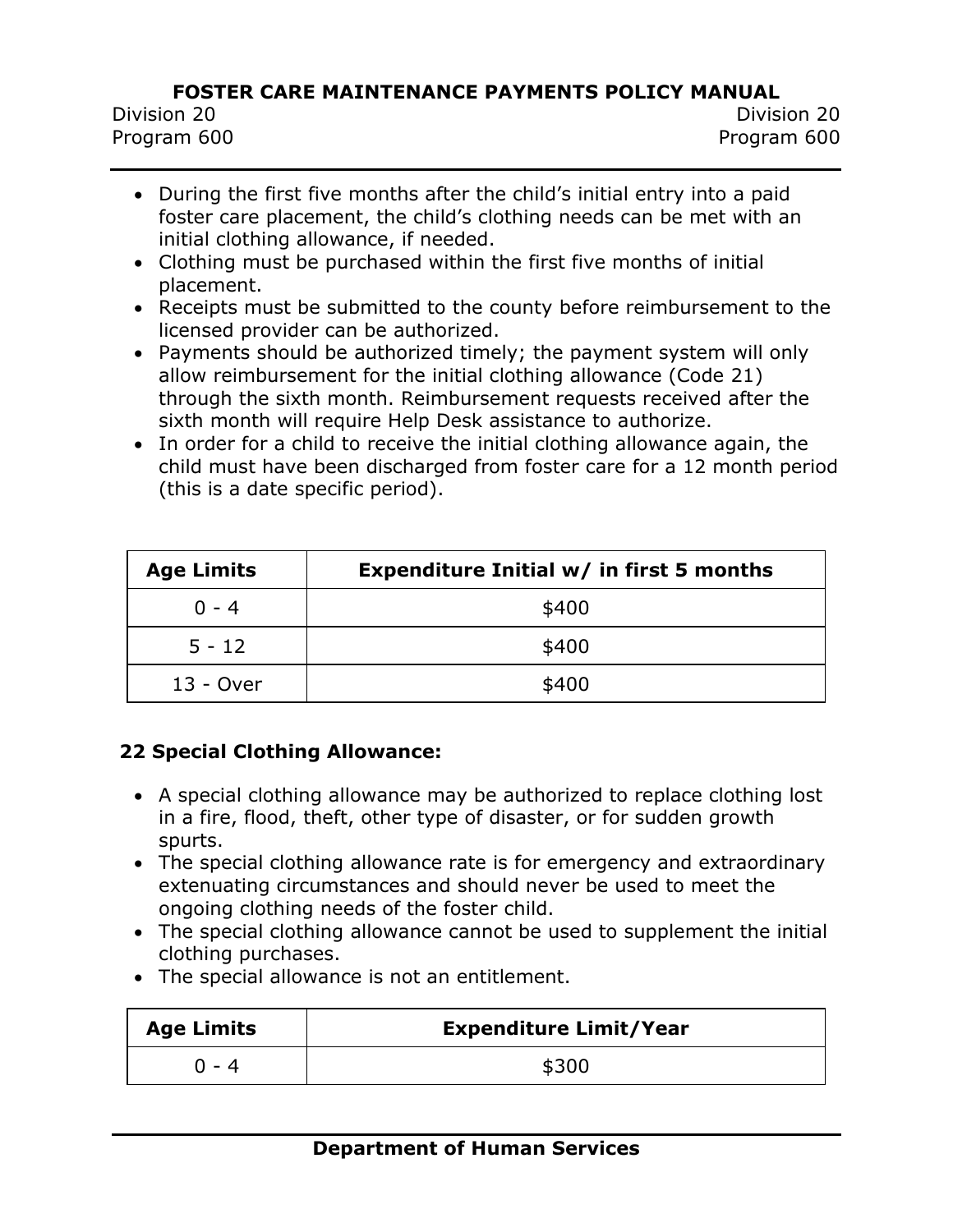- During the first five months after the child's initial entry into a paid foster care placement, the child's clothing needs can be met with an initial clothing allowance, if needed.
- Clothing must be purchased within the first five months of initial placement.
- Receipts must be submitted to the county before reimbursement to the licensed provider can be authorized.
- Payments should be authorized timely; the payment system will only allow reimbursement for the initial clothing allowance (Code 21) through the sixth month. Reimbursement requests received after the sixth month will require Help Desk assistance to authorize.
- In order for a child to receive the initial clothing allowance again, the child must have been discharged from foster care for a 12 month period (this is a date specific period).

| Age Limits | Expenditure Initial w/ in first 5 months |
|---|---|
| 0 - 4 | $400 |
| 5 - 12 | $400 |
| 13 - Over | $400 |

**22 Special Clothing Allowance:**

- A special clothing allowance may be authorized to replace clothing lost in a fire, flood, theft, other type of disaster, or for sudden growth spurts.
- The special clothing allowance rate is for emergency and extraordinary extenuating circumstances and should never be used to meet the ongoing clothing needs of the foster child.
- The special clothing allowance cannot be used to supplement the initial clothing purchases.
- The special allowance is not an entitlement.

| Age Limits | Expenditure Limit/Year |
|---|---|
| 0 - 4 | $300 |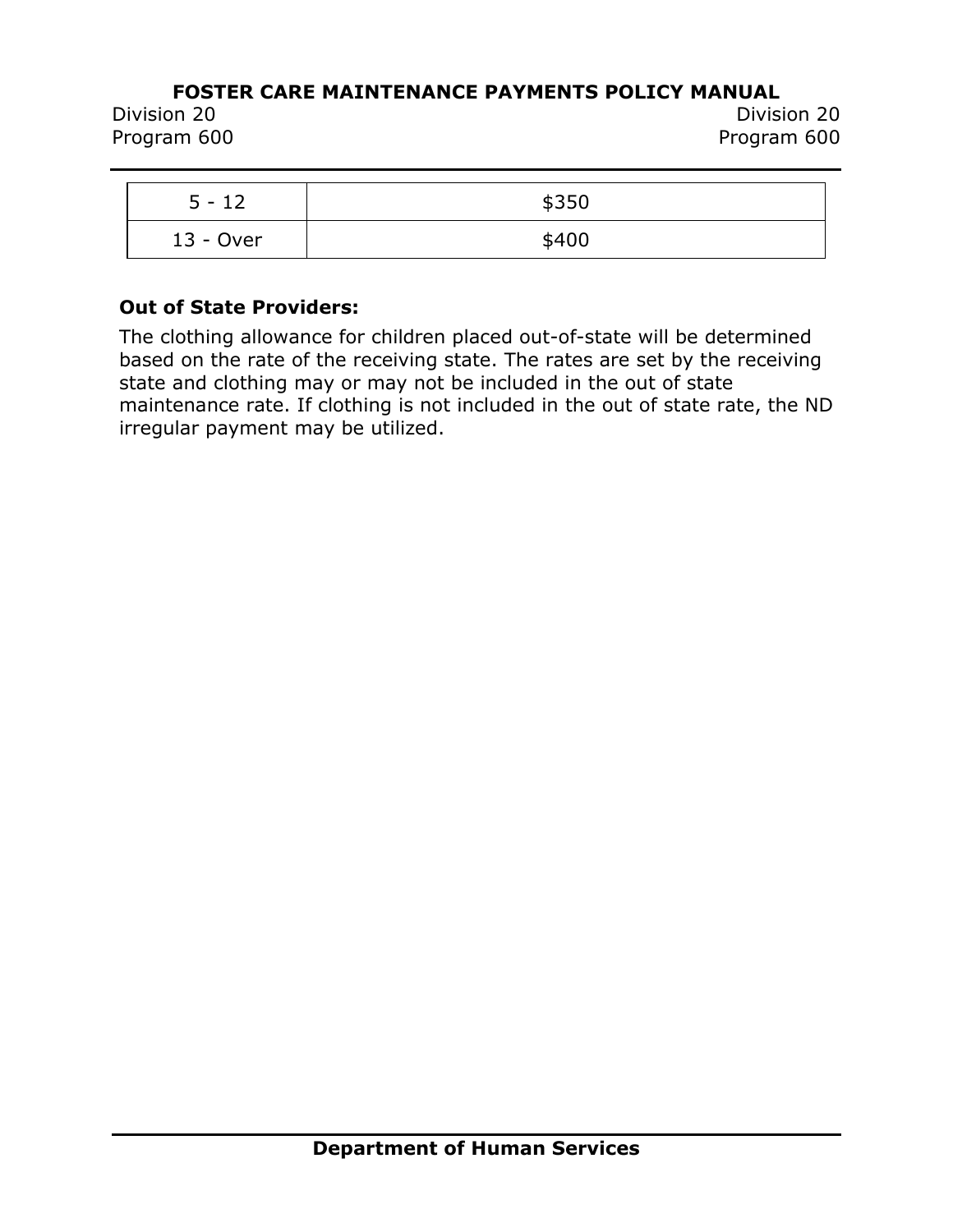| 5 - 12 | $350 |
| --- | --- |
| 13 - Over | $400 |

**Out of State Providers:**

The clothing allowance for children placed out-of-state will be determined based on the rate of the receiving state. The rates are set by the receiving state and clothing may or may not be included in the out of state maintenance rate. If clothing is not included in the out of state rate, the ND irregular payment may be utilized.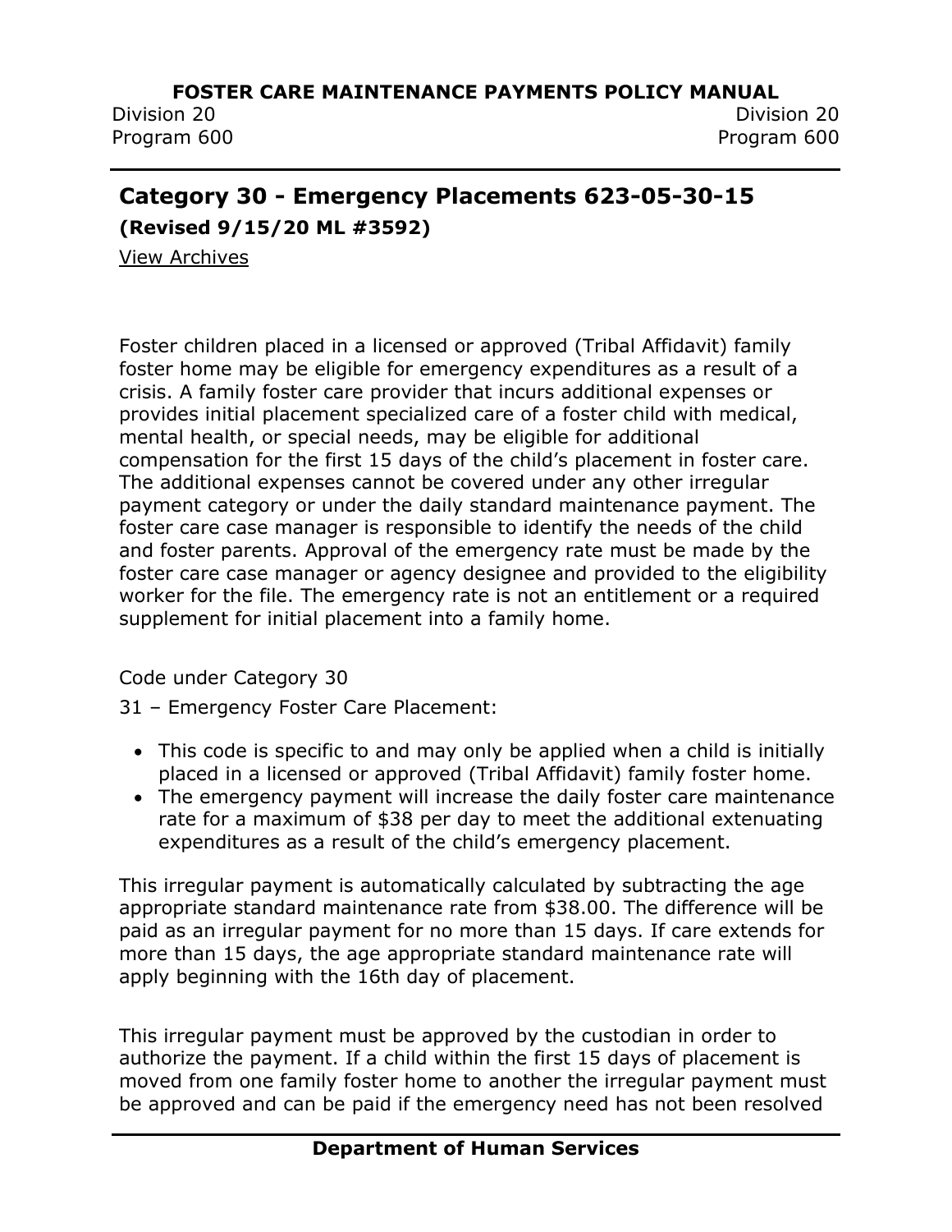## Category 30 - Emergency Placements 623-05-30-15

**(Revised 9/15/20 ML #3592)**

View Archives

Foster children placed in a licensed or approved (Tribal Affidavit) family foster home may be eligible for emergency expenditures as a result of a crisis. A family foster care provider that incurs additional expenses or provides initial placement specialized care of a foster child with medical, mental health, or special needs, may be eligible for additional compensation for the first 15 days of the child's placement in foster care. The additional expenses cannot be covered under any other irregular payment category or under the daily standard maintenance payment. The foster care case manager is responsible to identify the needs of the child and foster parents. Approval of the emergency rate must be made by the foster care case manager or agency designee and provided to the eligibility worker for the file. The emergency rate is not an entitlement or a required supplement for initial placement into a family home.

Code under Category 30

31 – Emergency Foster Care Placement:

- This code is specific to and may only be applied when a child is initially placed in a licensed or approved (Tribal Affidavit) family foster home.
- The emergency payment will increase the daily foster care maintenance rate for a maximum of $38 per day to meet the additional extenuating expenditures as a result of the child's emergency placement.

This irregular payment is automatically calculated by subtracting the age appropriate standard maintenance rate from $38.00. The difference will be paid as an irregular payment for no more than 15 days. If care extends for more than 15 days, the age appropriate standard maintenance rate will apply beginning with the 16th day of placement.

This irregular payment must be approved by the custodian in order to authorize the payment. If a child within the first 15 days of placement is moved from one family foster home to another the irregular payment must be approved and can be paid if the emergency need has not been resolved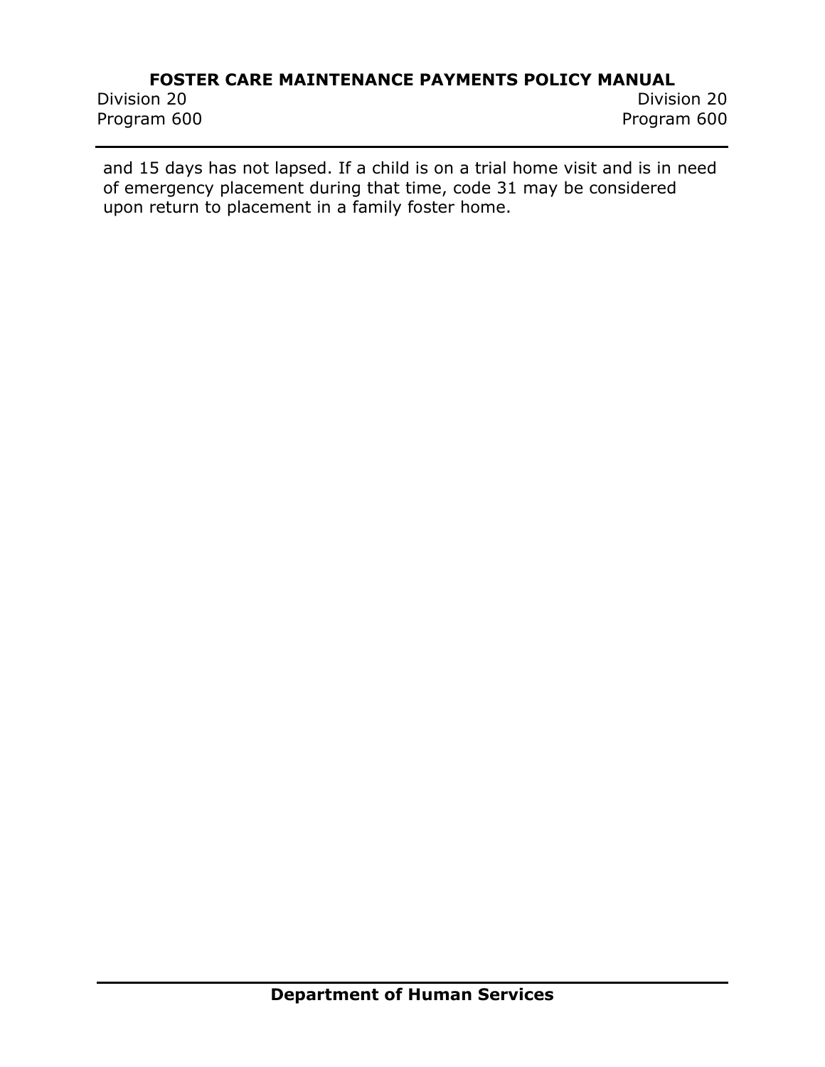and 15 days has not lapsed. If a child is on a trial home visit and is in need of emergency placement during that time, code 31 may be considered upon return to placement in a family foster home.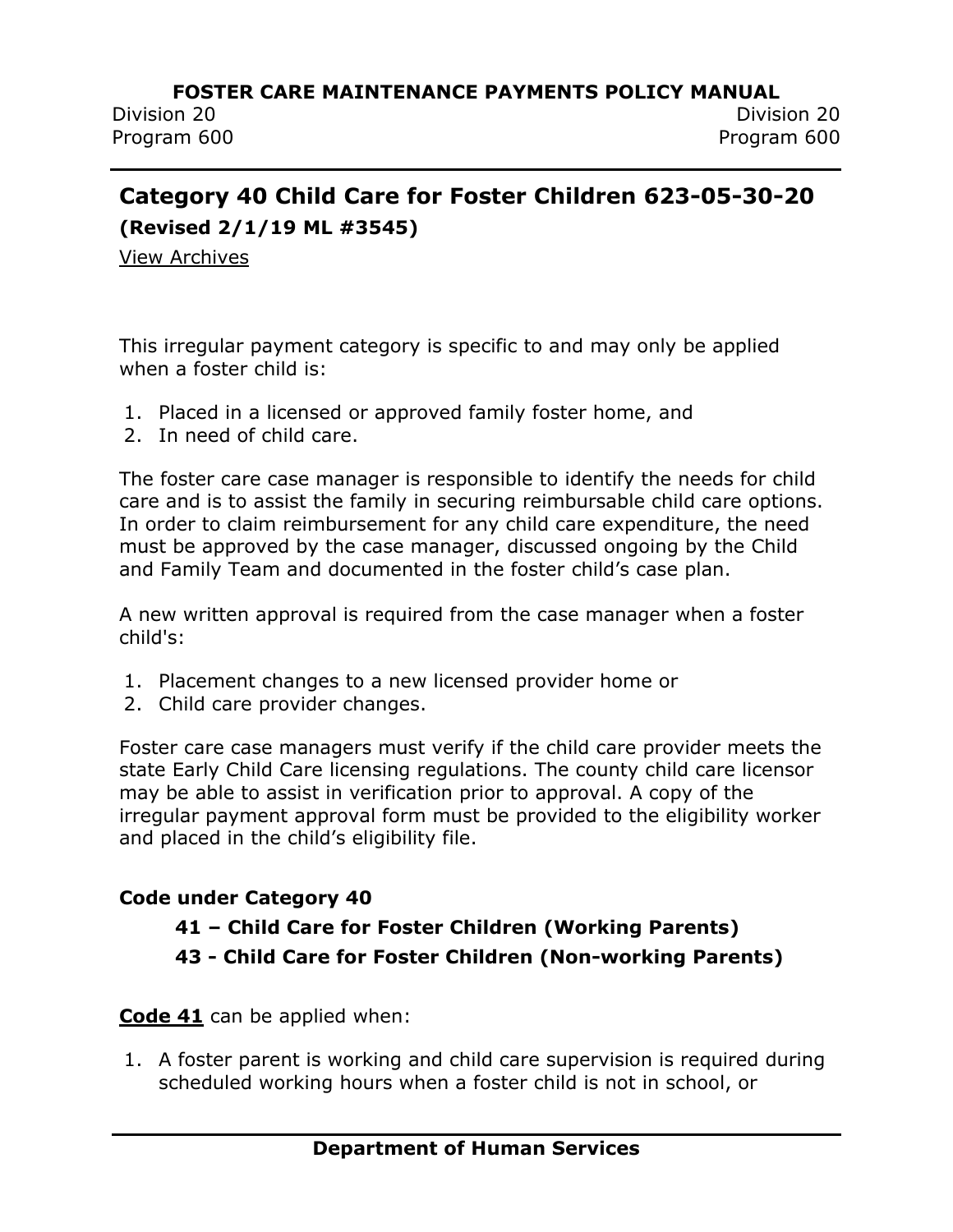## Category 40 Child Care for Foster Children 623-05-30-20

**(Revised 2/1/19 ML #3545)**

View Archives

This irregular payment category is specific to and may only be applied when a foster child is:

1. Placed in a licensed or approved family foster home, and
2. In need of child care.

The foster care case manager is responsible to identify the needs for child care and is to assist the family in securing reimbursable child care options. In order to claim reimbursement for any child care expenditure, the need must be approved by the case manager, discussed ongoing by the Child and Family Team and documented in the foster child's case plan.

A new written approval is required from the case manager when a foster child's:

1. Placement changes to a new licensed provider home or
2. Child care provider changes.

Foster care case managers must verify if the child care provider meets the state Early Child Care licensing regulations. The county child care licensor may be able to assist in verification prior to approval. A copy of the irregular payment approval form must be provided to the eligibility worker and placed in the child's eligibility file.

**Code under Category 40**

**41 – Child Care for Foster Children (Working Parents)**

**43 - Child Care for Foster Children (Non-working Parents)**

**Code 41** can be applied when:

1. A foster parent is working and child care supervision is required during scheduled working hours when a foster child is not in school, or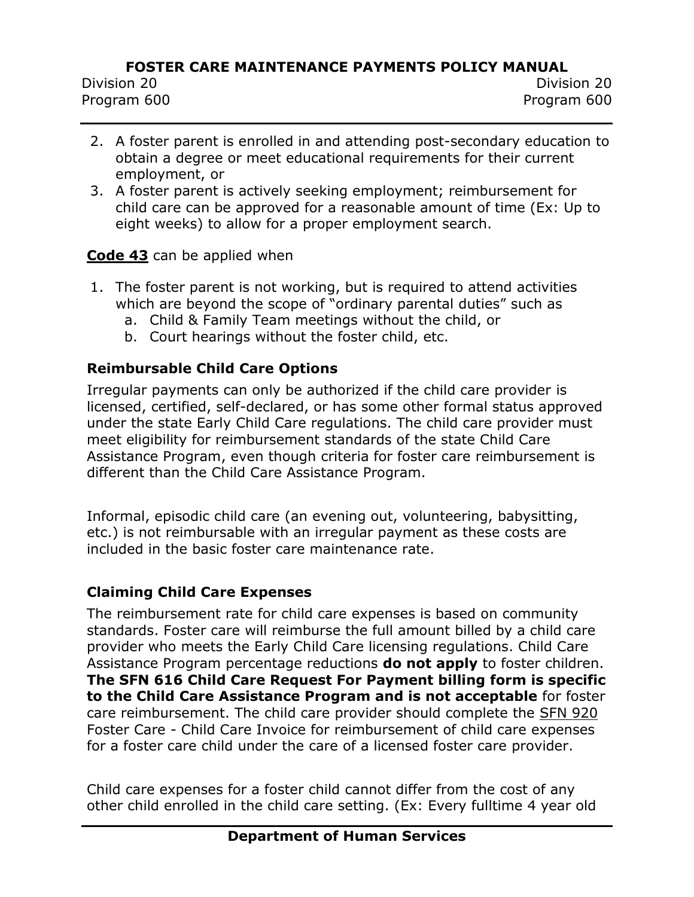2. A foster parent is enrolled in and attending post-secondary education to obtain a degree or meet educational requirements for their current employment, or
3. A foster parent is actively seeking employment; reimbursement for child care can be approved for a reasonable amount of time (Ex: Up to eight weeks) to allow for a proper employment search.

**Code 43** can be applied when

1. The foster parent is not working, but is required to attend activities which are beyond the scope of "ordinary parental duties" such as
   a. Child & Family Team meetings without the child, or
   b. Court hearings without the foster child, etc.

### Reimbursable Child Care Options

Irregular payments can only be authorized if the child care provider is licensed, certified, self-declared, or has some other formal status approved under the state Early Child Care regulations. The child care provider must meet eligibility for reimbursement standards of the state Child Care Assistance Program, even though criteria for foster care reimbursement is different than the Child Care Assistance Program.

Informal, episodic child care (an evening out, volunteering, babysitting, etc.) is not reimbursable with an irregular payment as these costs are included in the basic foster care maintenance rate.

### Claiming Child Care Expenses

The reimbursement rate for child care expenses is based on community standards. Foster care will reimburse the full amount billed by a child care provider who meets the Early Child Care licensing regulations. Child Care Assistance Program percentage reductions **do not apply** to foster children. **The SFN 616 Child Care Request For Payment billing form is specific to the Child Care Assistance Program and is not acceptable** for foster care reimbursement. The child care provider should complete the SFN 920 Foster Care - Child Care Invoice for reimbursement of child care expenses for a foster care child under the care of a licensed foster care provider.

Child care expenses for a foster child cannot differ from the cost of any other child enrolled in the child care setting. (Ex: Every fulltime 4 year old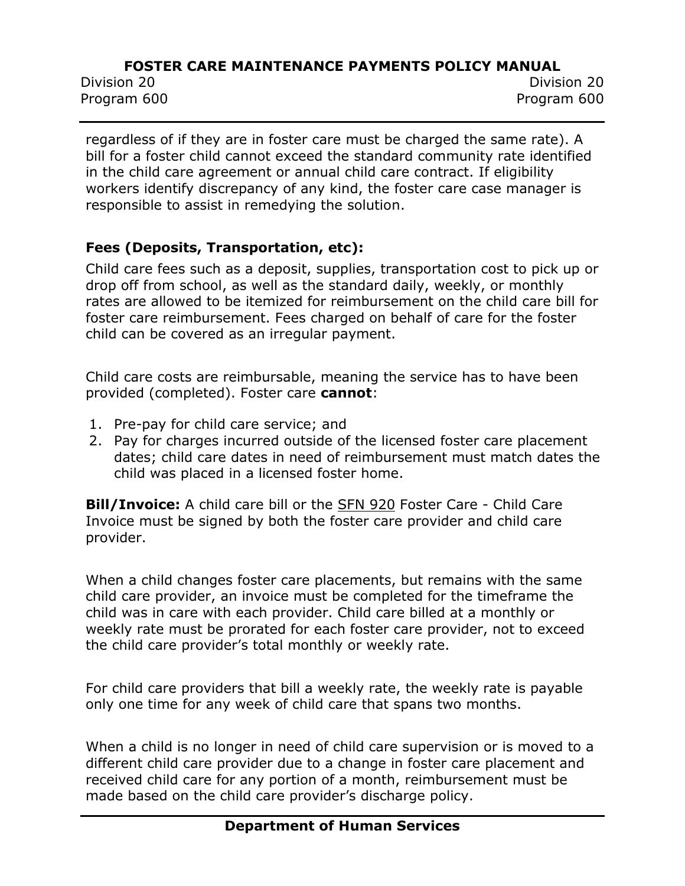regardless of if they are in foster care must be charged the same rate). A bill for a foster child cannot exceed the standard community rate identified in the child care agreement or annual child care contract. If eligibility workers identify discrepancy of any kind, the foster care case manager is responsible to assist in remedying the solution.

### Fees (Deposits, Transportation, etc):

Child care fees such as a deposit, supplies, transportation cost to pick up or drop off from school, as well as the standard daily, weekly, or monthly rates are allowed to be itemized for reimbursement on the child care bill for foster care reimbursement. Fees charged on behalf of care for the foster child can be covered as an irregular payment.

Child care costs are reimbursable, meaning the service has to have been provided (completed). Foster care **cannot**:

1. Pre-pay for child care service; and
2. Pay for charges incurred outside of the licensed foster care placement dates; child care dates in need of reimbursement must match dates the child was placed in a licensed foster home.

**Bill/Invoice:** A child care bill or the SFN 920 Foster Care - Child Care Invoice must be signed by both the foster care provider and child care provider.

When a child changes foster care placements, but remains with the same child care provider, an invoice must be completed for the timeframe the child was in care with each provider. Child care billed at a monthly or weekly rate must be prorated for each foster care provider, not to exceed the child care provider's total monthly or weekly rate.

For child care providers that bill a weekly rate, the weekly rate is payable only one time for any week of child care that spans two months.

When a child is no longer in need of child care supervision or is moved to a different child care provider due to a change in foster care placement and received child care for any portion of a month, reimbursement must be made based on the child care provider's discharge policy.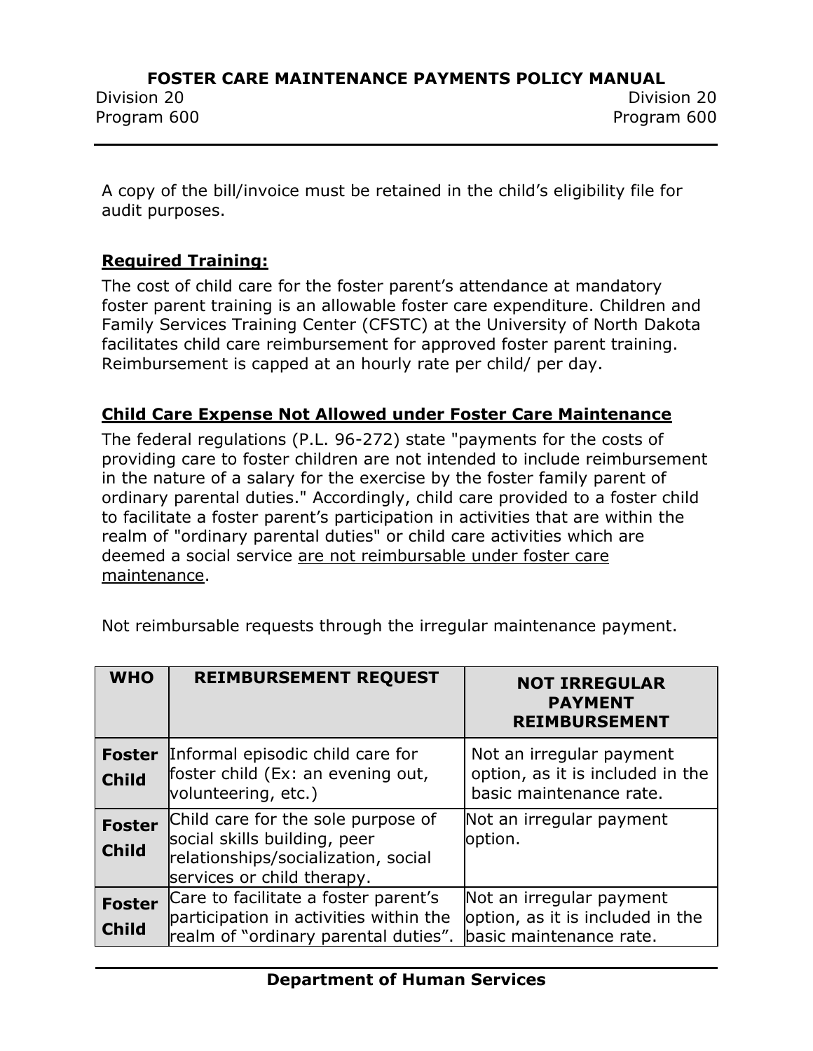A copy of the bill/invoice must be retained in the child's eligibility file for audit purposes.

**Required Training:**

The cost of child care for the foster parent's attendance at mandatory foster parent training is an allowable foster care expenditure. Children and Family Services Training Center (CFSTC) at the University of North Dakota facilitates child care reimbursement for approved foster parent training. Reimbursement is capped at an hourly rate per child/ per day.

**Child Care Expense Not Allowed under Foster Care Maintenance**

The federal regulations (P.L. 96-272) state "payments for the costs of providing care to foster children are not intended to include reimbursement in the nature of a salary for the exercise by the foster family parent of ordinary parental duties." Accordingly, child care provided to a foster child to facilitate a foster parent's participation in activities that are within the realm of "ordinary parental duties" or child care activities which are deemed a social service are not reimbursable under foster care maintenance.

Not reimbursable requests through the irregular maintenance payment.

| WHO | REIMBURSEMENT REQUEST | NOT IRREGULAR PAYMENT REIMBURSEMENT |
|---|---|---|
| **Foster Child** | Informal episodic child care for foster child (Ex: an evening out, volunteering, etc.) | Not an irregular payment option, as it is included in the basic maintenance rate. |
| **Foster Child** | Child care for the sole purpose of social skills building, peer relationships/socialization, social services or child therapy. | Not an irregular payment option. |
| **Foster Child** | Care to facilitate a foster parent's participation in activities within the realm of "ordinary parental duties". | Not an irregular payment option, as it is included in the basic maintenance rate. |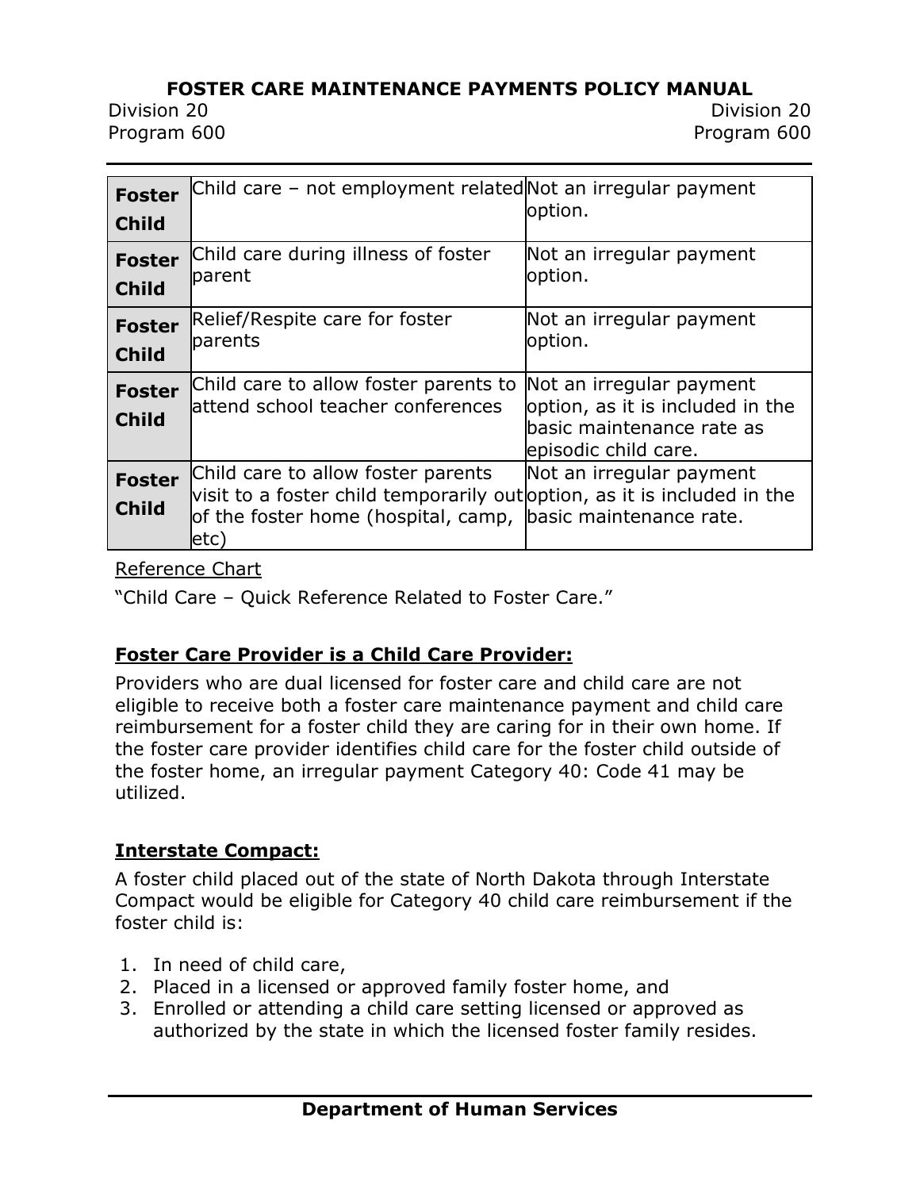| | | |
|---|---|---|
| **Foster Child** | Child care – not employment related | Not an irregular payment option. |
| **Foster Child** | Child care during illness of foster parent | Not an irregular payment option. |
| **Foster Child** | Relief/Respite care for foster parents | Not an irregular payment option. |
| **Foster Child** | Child care to allow foster parents to attend school teacher conferences | Not an irregular payment option, as it is included in the basic maintenance rate as episodic child care. |
| **Foster Child** | Child care to allow foster parents visit to a foster child temporarily out of the foster home (hospital, camp, etc) | Not an irregular payment option, as it is included in the basic maintenance rate. |

Reference Chart

"Child Care – Quick Reference Related to Foster Care."

**Foster Care Provider is a Child Care Provider:**

Providers who are dual licensed for foster care and child care are not eligible to receive both a foster care maintenance payment and child care reimbursement for a foster child they are caring for in their own home. If the foster care provider identifies child care for the foster child outside of the foster home, an irregular payment Category 40: Code 41 may be utilized.

**Interstate Compact:**

A foster child placed out of the state of North Dakota through Interstate Compact would be eligible for Category 40 child care reimbursement if the foster child is:

1. In need of child care,
2. Placed in a licensed or approved family foster home, and
3. Enrolled or attending a child care setting licensed or approved as authorized by the state in which the licensed foster family resides.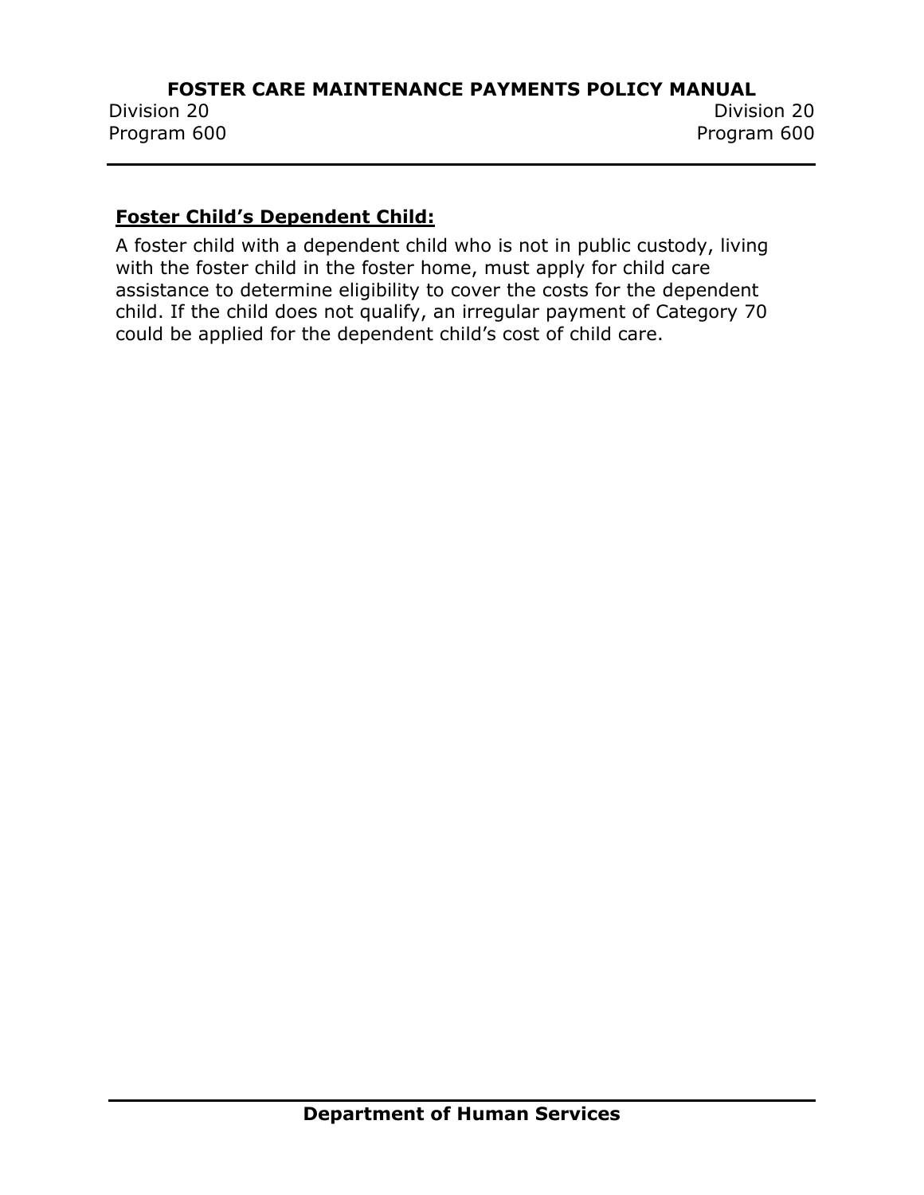**Foster Child's Dependent Child:**

A foster child with a dependent child who is not in public custody, living with the foster child in the foster home, must apply for child care assistance to determine eligibility to cover the costs for the dependent child. If the child does not qualify, an irregular payment of Category 70 could be applied for the dependent child's cost of child care.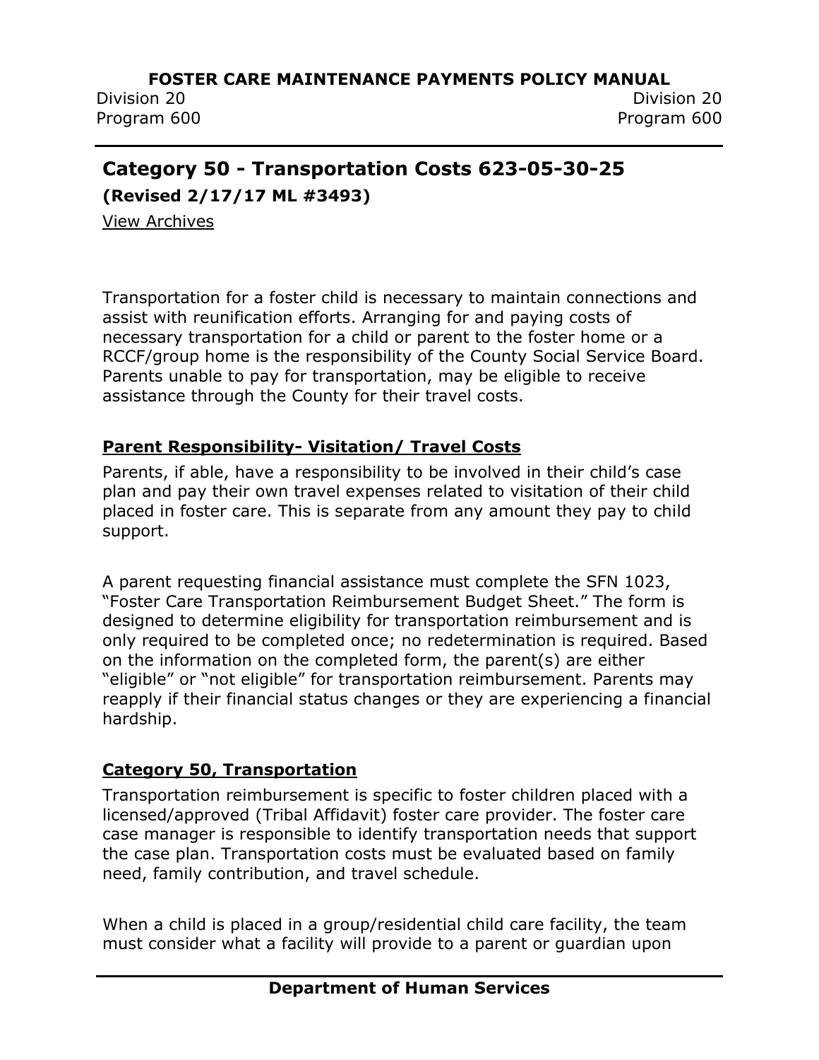## Category 50 - Transportation Costs 623-05-30-25

**(Revised 2/17/17 ML #3493)**

View Archives

Transportation for a foster child is necessary to maintain connections and assist with reunification efforts. Arranging for and paying costs of necessary transportation for a child or parent to the foster home or a RCCF/group home is the responsibility of the County Social Service Board. Parents unable to pay for transportation, may be eligible to receive assistance through the County for their travel costs.

### Parent Responsibility- Visitation/ Travel Costs

Parents, if able, have a responsibility to be involved in their child's case plan and pay their own travel expenses related to visitation of their child placed in foster care. This is separate from any amount they pay to child support.

A parent requesting financial assistance must complete the SFN 1023, "Foster Care Transportation Reimbursement Budget Sheet." The form is designed to determine eligibility for transportation reimbursement and is only required to be completed once; no redetermination is required. Based on the information on the completed form, the parent(s) are either "eligible" or "not eligible" for transportation reimbursement. Parents may reapply if their financial status changes or they are experiencing a financial hardship.

### Category 50, Transportation

Transportation reimbursement is specific to foster children placed with a licensed/approved (Tribal Affidavit) foster care provider. The foster care case manager is responsible to identify transportation needs that support the case plan. Transportation costs must be evaluated based on family need, family contribution, and travel schedule.

When a child is placed in a group/residential child care facility, the team must consider what a facility will provide to a parent or guardian upon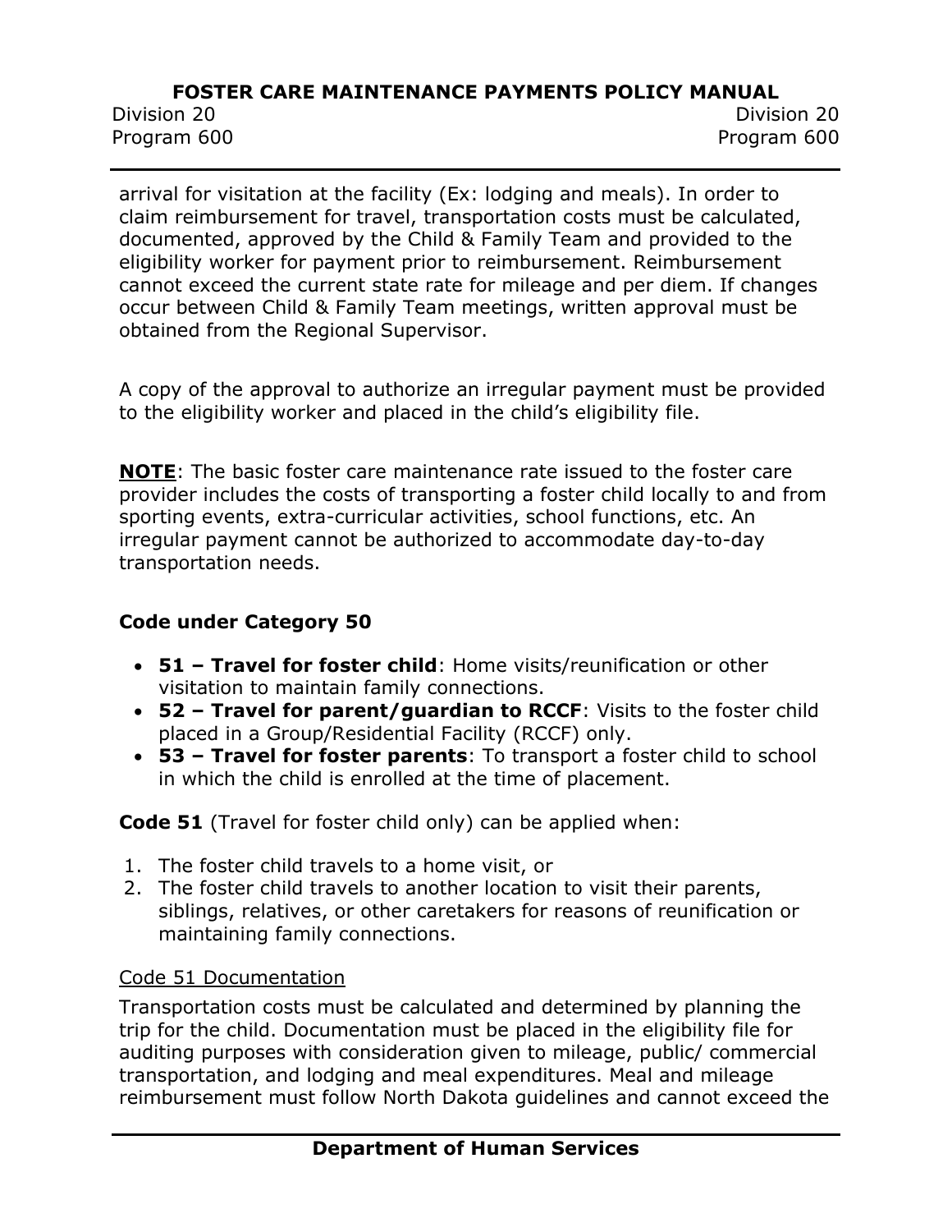arrival for visitation at the facility (Ex: lodging and meals). In order to claim reimbursement for travel, transportation costs must be calculated, documented, approved by the Child & Family Team and provided to the eligibility worker for payment prior to reimbursement. Reimbursement cannot exceed the current state rate for mileage and per diem. If changes occur between Child & Family Team meetings, written approval must be obtained from the Regional Supervisor.

A copy of the approval to authorize an irregular payment must be provided to the eligibility worker and placed in the child's eligibility file.

**NOTE**: The basic foster care maintenance rate issued to the foster care provider includes the costs of transporting a foster child locally to and from sporting events, extra-curricular activities, school functions, etc. An irregular payment cannot be authorized to accommodate day-to-day transportation needs.

**Code under Category 50**

- **51 – Travel for foster child**: Home visits/reunification or other visitation to maintain family connections.
- **52 – Travel for parent/guardian to RCCF**: Visits to the foster child placed in a Group/Residential Facility (RCCF) only.
- **53 – Travel for foster parents**: To transport a foster child to school in which the child is enrolled at the time of placement.

**Code 51** (Travel for foster child only) can be applied when:

1. The foster child travels to a home visit, or
2. The foster child travels to another location to visit their parents, siblings, relatives, or other caretakers for reasons of reunification or maintaining family connections.

Code 51 Documentation

Transportation costs must be calculated and determined by planning the trip for the child. Documentation must be placed in the eligibility file for auditing purposes with consideration given to mileage, public/ commercial transportation, and lodging and meal expenditures. Meal and mileage reimbursement must follow North Dakota guidelines and cannot exceed the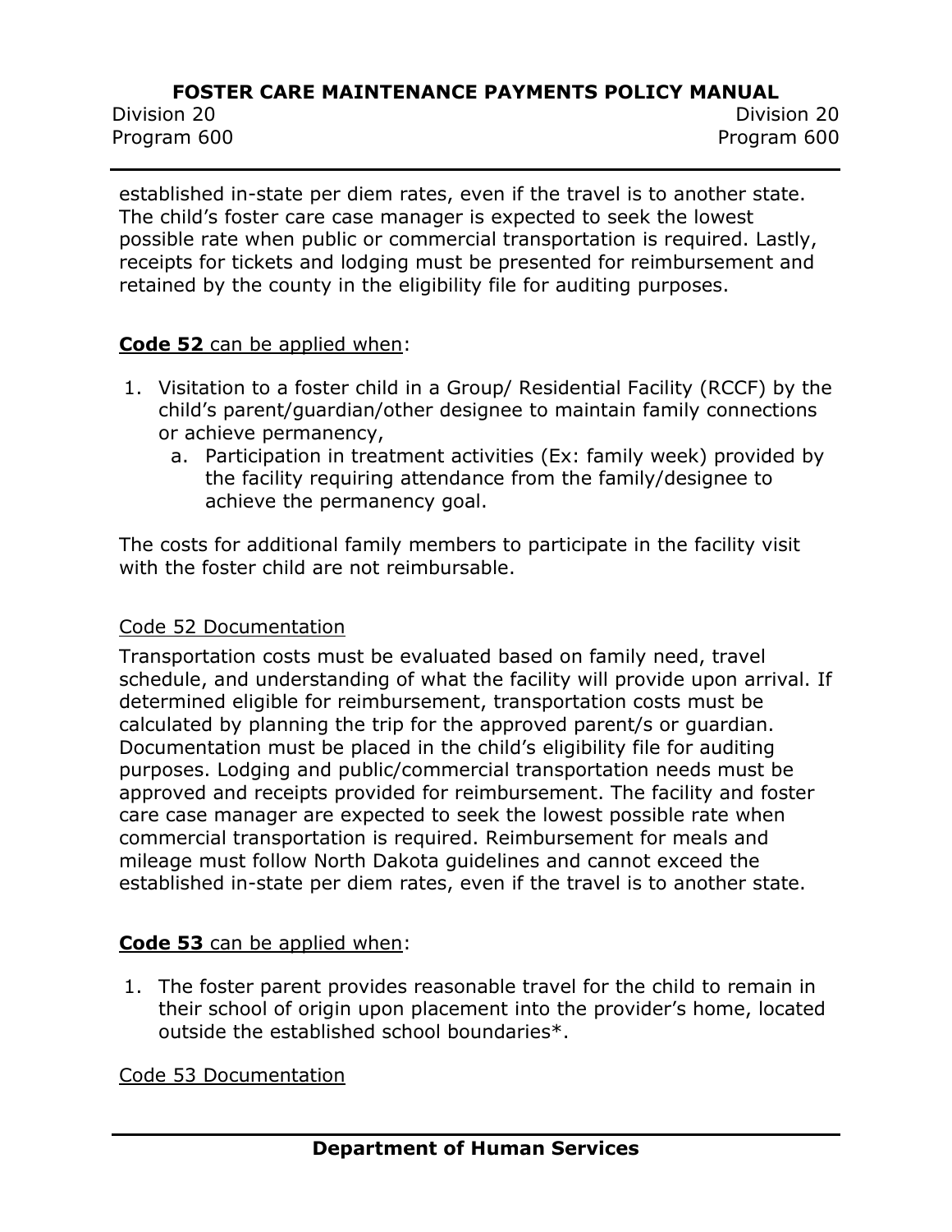established in-state per diem rates, even if the travel is to another state. The child's foster care case manager is expected to seek the lowest possible rate when public or commercial transportation is required. Lastly, receipts for tickets and lodging must be presented for reimbursement and retained by the county in the eligibility file for auditing purposes.

**Code 52** can be applied when:

1. Visitation to a foster child in a Group/ Residential Facility (RCCF) by the child's parent/guardian/other designee to maintain family connections or achieve permanency,
   a. Participation in treatment activities (Ex: family week) provided by the facility requiring attendance from the family/designee to achieve the permanency goal.

The costs for additional family members to participate in the facility visit with the foster child are not reimbursable.

Code 52 Documentation

Transportation costs must be evaluated based on family need, travel schedule, and understanding of what the facility will provide upon arrival. If determined eligible for reimbursement, transportation costs must be calculated by planning the trip for the approved parent/s or guardian. Documentation must be placed in the child's eligibility file for auditing purposes. Lodging and public/commercial transportation needs must be approved and receipts provided for reimbursement. The facility and foster care case manager are expected to seek the lowest possible rate when commercial transportation is required. Reimbursement for meals and mileage must follow North Dakota guidelines and cannot exceed the established in-state per diem rates, even if the travel is to another state.

**Code 53** can be applied when:

1. The foster parent provides reasonable travel for the child to remain in their school of origin upon placement into the provider's home, located outside the established school boundaries*.

Code 53 Documentation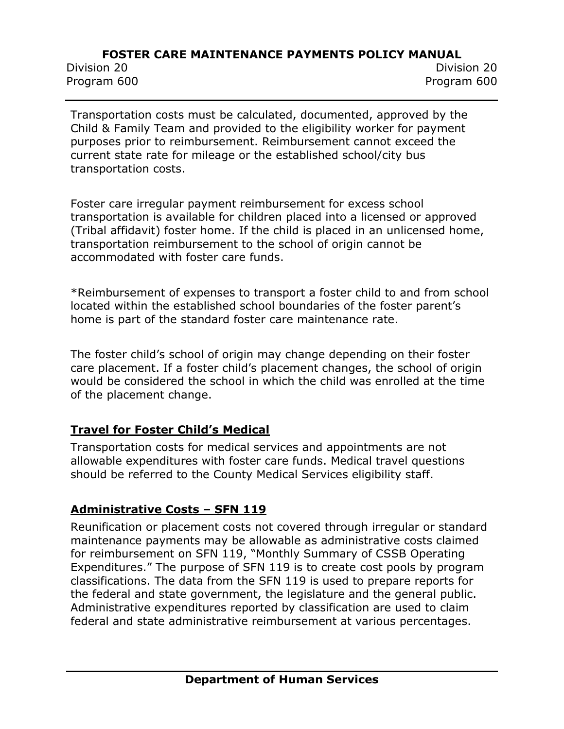Transportation costs must be calculated, documented, approved by the Child & Family Team and provided to the eligibility worker for payment purposes prior to reimbursement. Reimbursement cannot exceed the current state rate for mileage or the established school/city bus transportation costs.

Foster care irregular payment reimbursement for excess school transportation is available for children placed into a licensed or approved (Tribal affidavit) foster home. If the child is placed in an unlicensed home, transportation reimbursement to the school of origin cannot be accommodated with foster care funds.

*Reimbursement of expenses to transport a foster child to and from school located within the established school boundaries of the foster parent's home is part of the standard foster care maintenance rate.

The foster child's school of origin may change depending on their foster care placement. If a foster child's placement changes, the school of origin would be considered the school in which the child was enrolled at the time of the placement change.

### Travel for Foster Child's Medical

Transportation costs for medical services and appointments are not allowable expenditures with foster care funds. Medical travel questions should be referred to the County Medical Services eligibility staff.

### Administrative Costs – SFN 119

Reunification or placement costs not covered through irregular or standard maintenance payments may be allowable as administrative costs claimed for reimbursement on SFN 119, "Monthly Summary of CSSB Operating Expenditures." The purpose of SFN 119 is to create cost pools by program classifications. The data from the SFN 119 is used to prepare reports for the federal and state government, the legislature and the general public. Administrative expenditures reported by classification are used to claim federal and state administrative reimbursement at various percentages.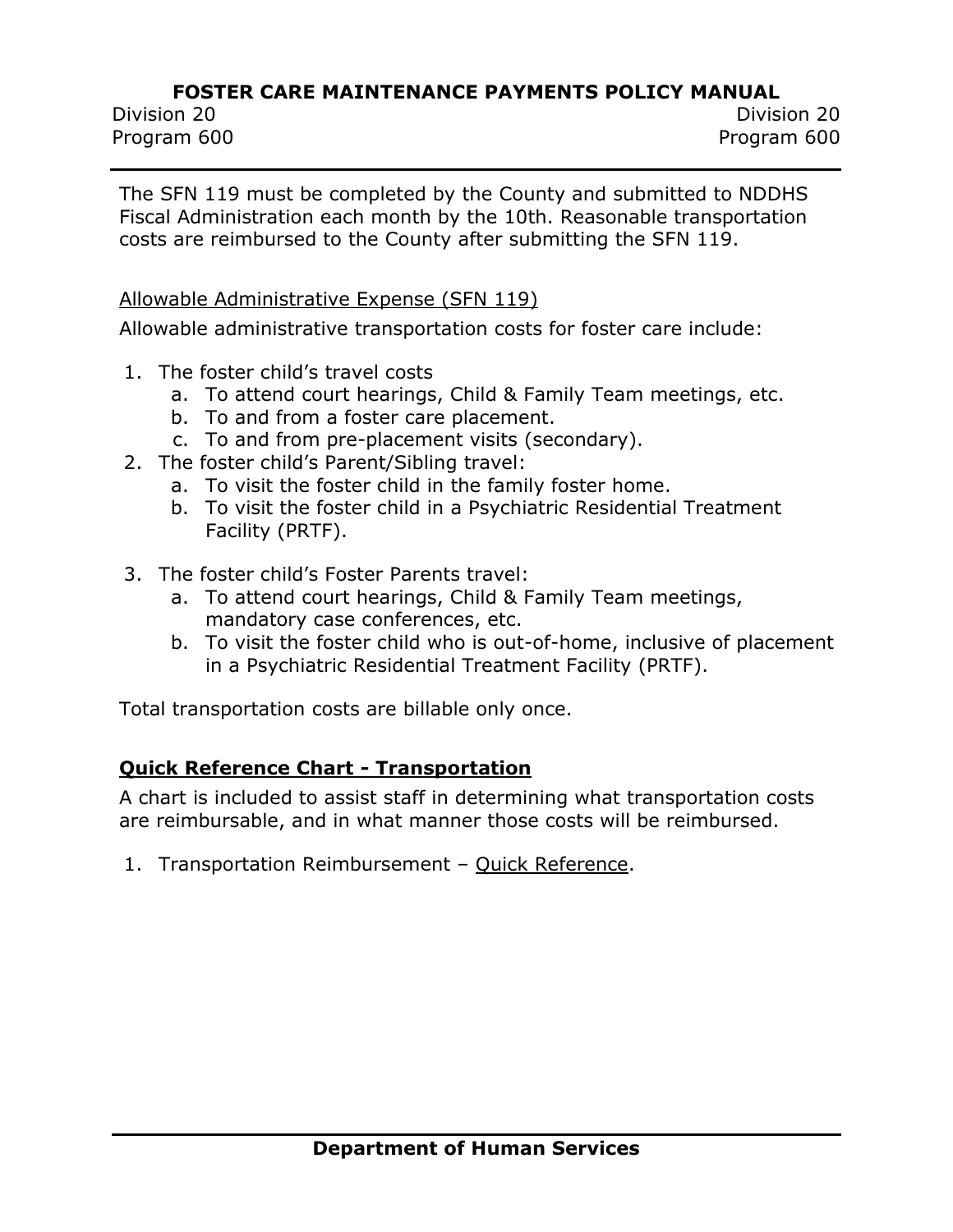The SFN 119 must be completed by the County and submitted to NDDHS Fiscal Administration each month by the 10th. Reasonable transportation costs are reimbursed to the County after submitting the SFN 119.

Allowable Administrative Expense (SFN 119)

Allowable administrative transportation costs for foster care include:

1. The foster child's travel costs
   a. To attend court hearings, Child & Family Team meetings, etc.
   b. To and from a foster care placement.
   c. To and from pre-placement visits (secondary).
2. The foster child's Parent/Sibling travel:
   a. To visit the foster child in the family foster home.
   b. To visit the foster child in a Psychiatric Residential Treatment Facility (PRTF).
3. The foster child's Foster Parents travel:
   a. To attend court hearings, Child & Family Team meetings, mandatory case conferences, etc.
   b. To visit the foster child who is out-of-home, inclusive of placement in a Psychiatric Residential Treatment Facility (PRTF).

Total transportation costs are billable only once.

### Quick Reference Chart - Transportation

A chart is included to assist staff in determining what transportation costs are reimbursable, and in what manner those costs will be reimbursed.

1. Transportation Reimbursement – Quick Reference.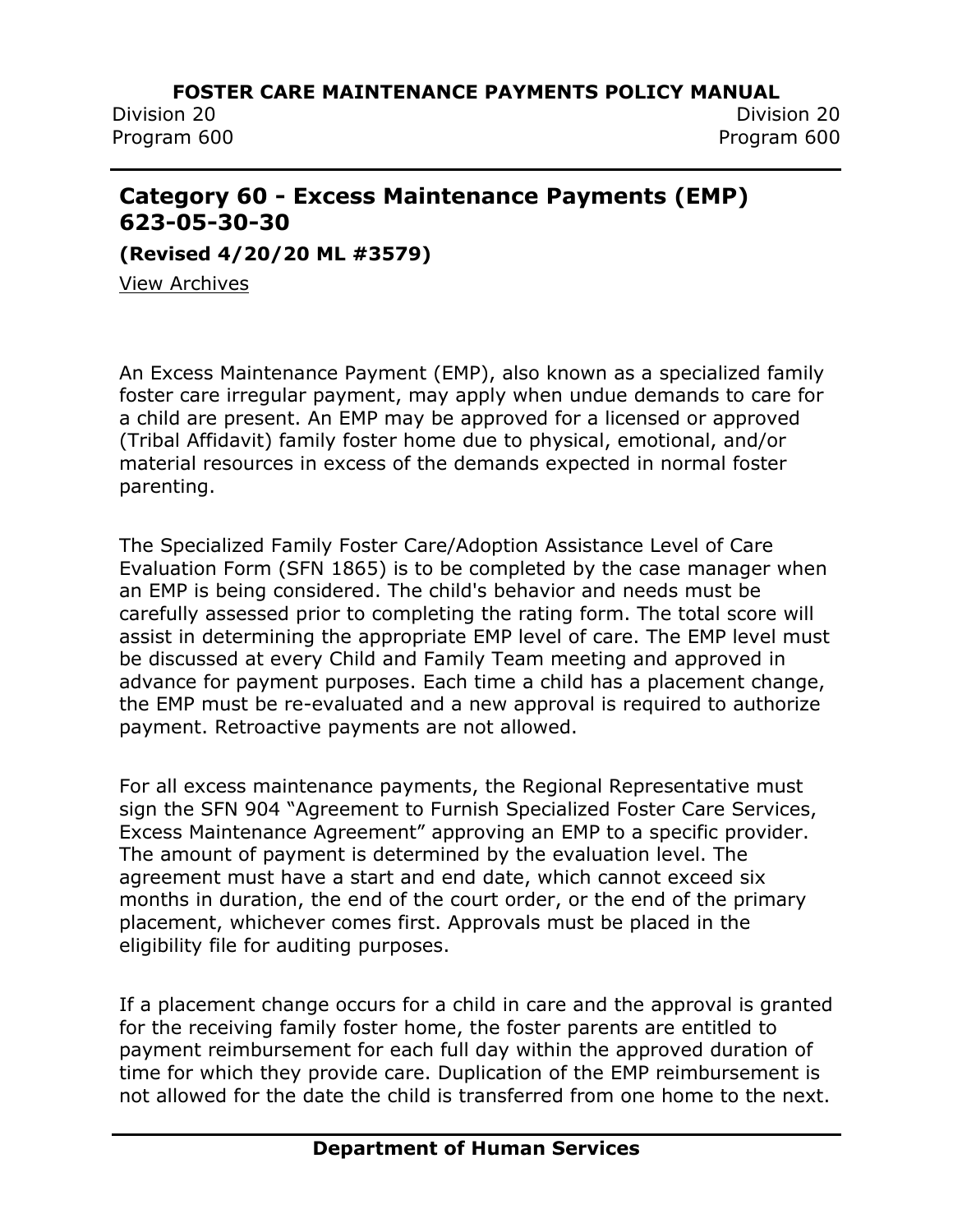## Category 60 - Excess Maintenance Payments (EMP) 623-05-30-30

**(Revised 4/20/20 ML #3579)**

View Archives

An Excess Maintenance Payment (EMP), also known as a specialized family foster care irregular payment, may apply when undue demands to care for a child are present. An EMP may be approved for a licensed or approved (Tribal Affidavit) family foster home due to physical, emotional, and/or material resources in excess of the demands expected in normal foster parenting.

The Specialized Family Foster Care/Adoption Assistance Level of Care Evaluation Form (SFN 1865) is to be completed by the case manager when an EMP is being considered. The child's behavior and needs must be carefully assessed prior to completing the rating form. The total score will assist in determining the appropriate EMP level of care. The EMP level must be discussed at every Child and Family Team meeting and approved in advance for payment purposes. Each time a child has a placement change, the EMP must be re-evaluated and a new approval is required to authorize payment. Retroactive payments are not allowed.

For all excess maintenance payments, the Regional Representative must sign the SFN 904 "Agreement to Furnish Specialized Foster Care Services, Excess Maintenance Agreement" approving an EMP to a specific provider. The amount of payment is determined by the evaluation level. The agreement must have a start and end date, which cannot exceed six months in duration, the end of the court order, or the end of the primary placement, whichever comes first. Approvals must be placed in the eligibility file for auditing purposes.

If a placement change occurs for a child in care and the approval is granted for the receiving family foster home, the foster parents are entitled to payment reimbursement for each full day within the approved duration of time for which they provide care. Duplication of the EMP reimbursement is not allowed for the date the child is transferred from one home to the next.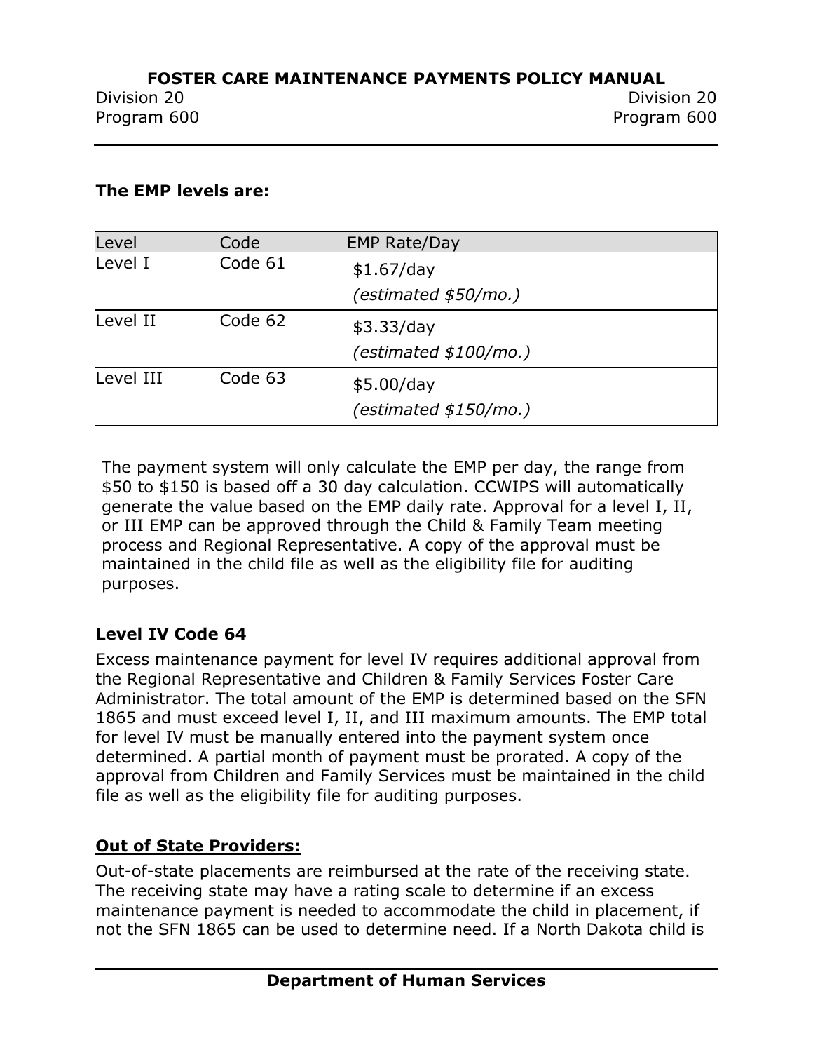**The EMP levels are:**

| Level | Code | EMP Rate/Day |
| --- | --- | --- |
| Level I | Code 61 | $1.67/day *(estimated $50/mo.)* |
| Level II | Code 62 | $3.33/day *(estimated $100/mo.)* |
| Level III | Code 63 | $5.00/day *(estimated $150/mo.)* |

The payment system will only calculate the EMP per day, the range from $50 to $150 is based off a 30 day calculation. CCWIPS will automatically generate the value based on the EMP daily rate. Approval for a level I, II, or III EMP can be approved through the Child & Family Team meeting process and Regional Representative. A copy of the approval must be maintained in the child file as well as the eligibility file for auditing purposes.

**Level IV Code 64**

Excess maintenance payment for level IV requires additional approval from the Regional Representative and Children & Family Services Foster Care Administrator. The total amount of the EMP is determined based on the SFN 1865 and must exceed level I, II, and III maximum amounts. The EMP total for level IV must be manually entered into the payment system once determined. A partial month of payment must be prorated. A copy of the approval from Children and Family Services must be maintained in the child file as well as the eligibility file for auditing purposes.

**Out of State Providers:**

Out-of-state placements are reimbursed at the rate of the receiving state. The receiving state may have a rating scale to determine if an excess maintenance payment is needed to accommodate the child in placement, if not the SFN 1865 can be used to determine need. If a North Dakota child is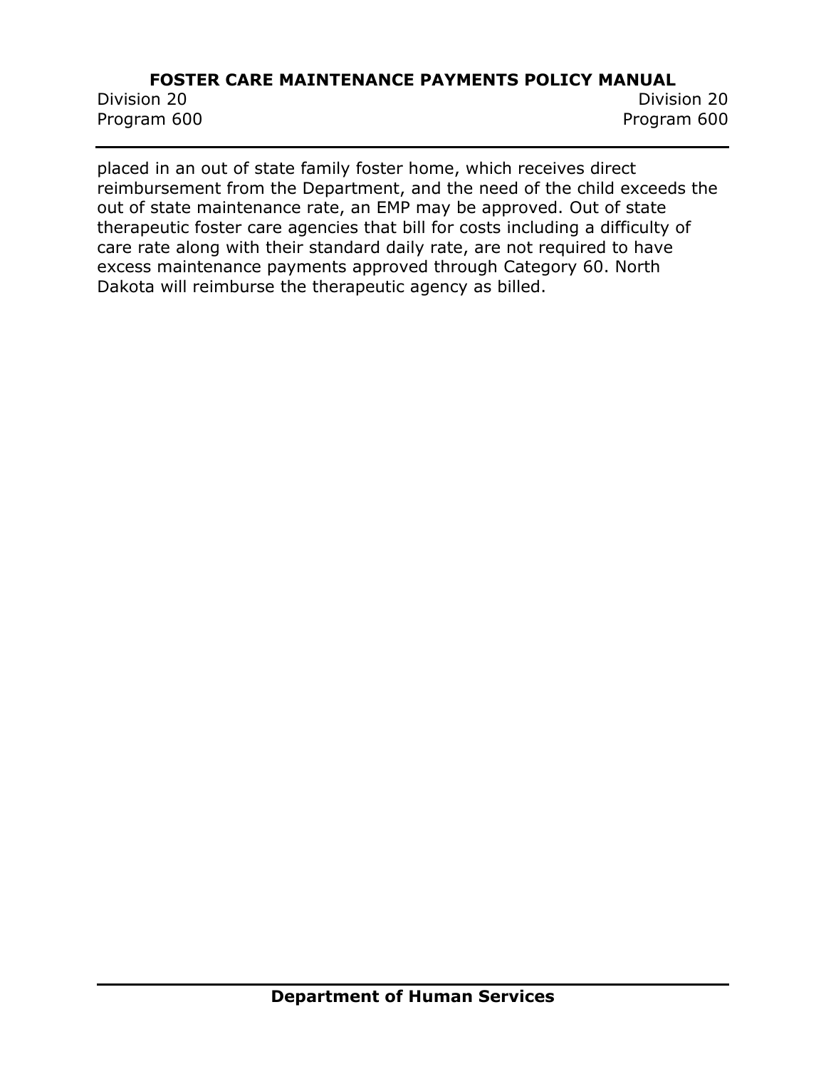placed in an out of state family foster home, which receives direct reimbursement from the Department, and the need of the child exceeds the out of state maintenance rate, an EMP may be approved. Out of state therapeutic foster care agencies that bill for costs including a difficulty of care rate along with their standard daily rate, are not required to have excess maintenance payments approved through Category 60. North Dakota will reimburse the therapeutic agency as billed.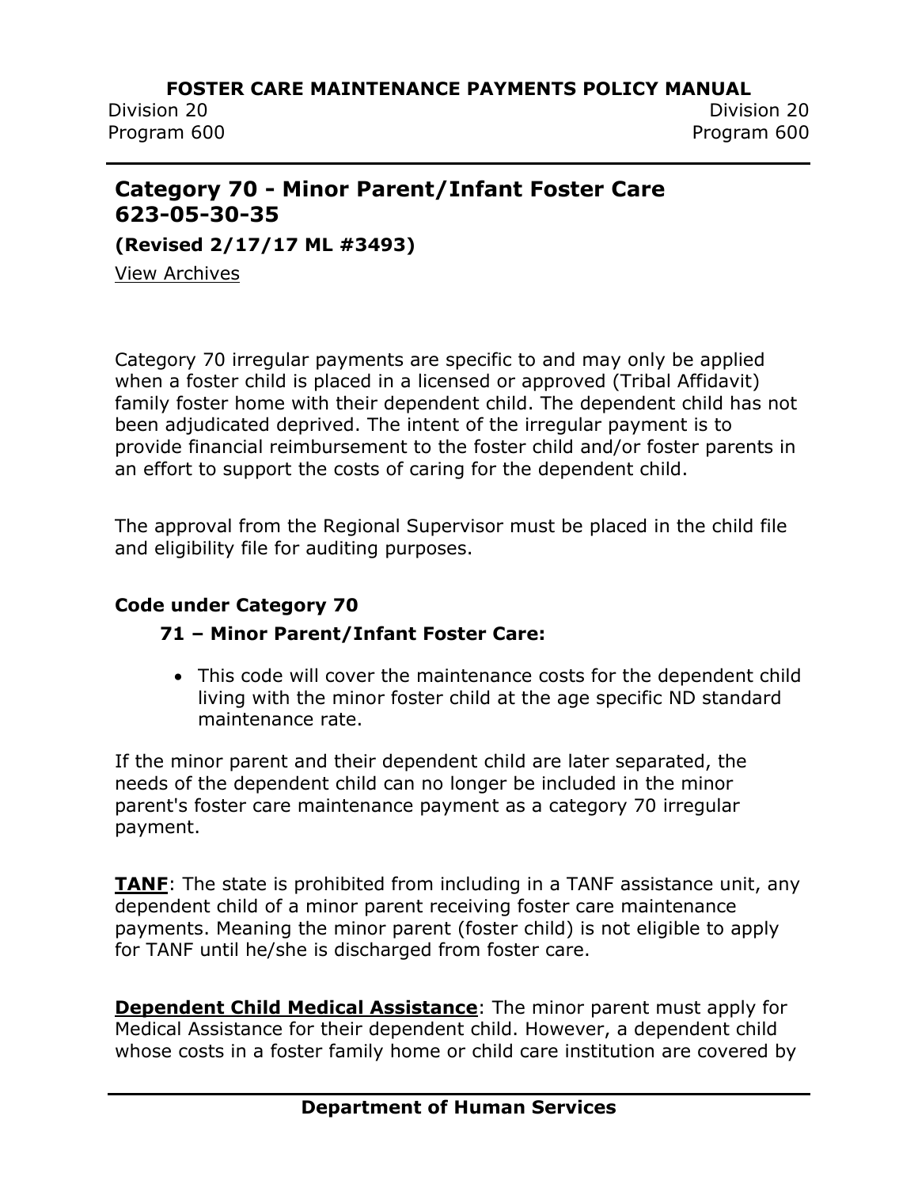## Category 70 - Minor Parent/Infant Foster Care 623-05-30-35

**(Revised 2/17/17 ML #3493)**

View Archives

Category 70 irregular payments are specific to and may only be applied when a foster child is placed in a licensed or approved (Tribal Affidavit) family foster home with their dependent child. The dependent child has not been adjudicated deprived. The intent of the irregular payment is to provide financial reimbursement to the foster child and/or foster parents in an effort to support the costs of caring for the dependent child.

The approval from the Regional Supervisor must be placed in the child file and eligibility file for auditing purposes.

**Code under Category 70**

**71 – Minor Parent/Infant Foster Care:**

- This code will cover the maintenance costs for the dependent child living with the minor foster child at the age specific ND standard maintenance rate.

If the minor parent and their dependent child are later separated, the needs of the dependent child can no longer be included in the minor parent's foster care maintenance payment as a category 70 irregular payment.

**TANF**: The state is prohibited from including in a TANF assistance unit, any dependent child of a minor parent receiving foster care maintenance payments. Meaning the minor parent (foster child) is not eligible to apply for TANF until he/she is discharged from foster care.

**Dependent Child Medical Assistance**: The minor parent must apply for Medical Assistance for their dependent child. However, a dependent child whose costs in a foster family home or child care institution are covered by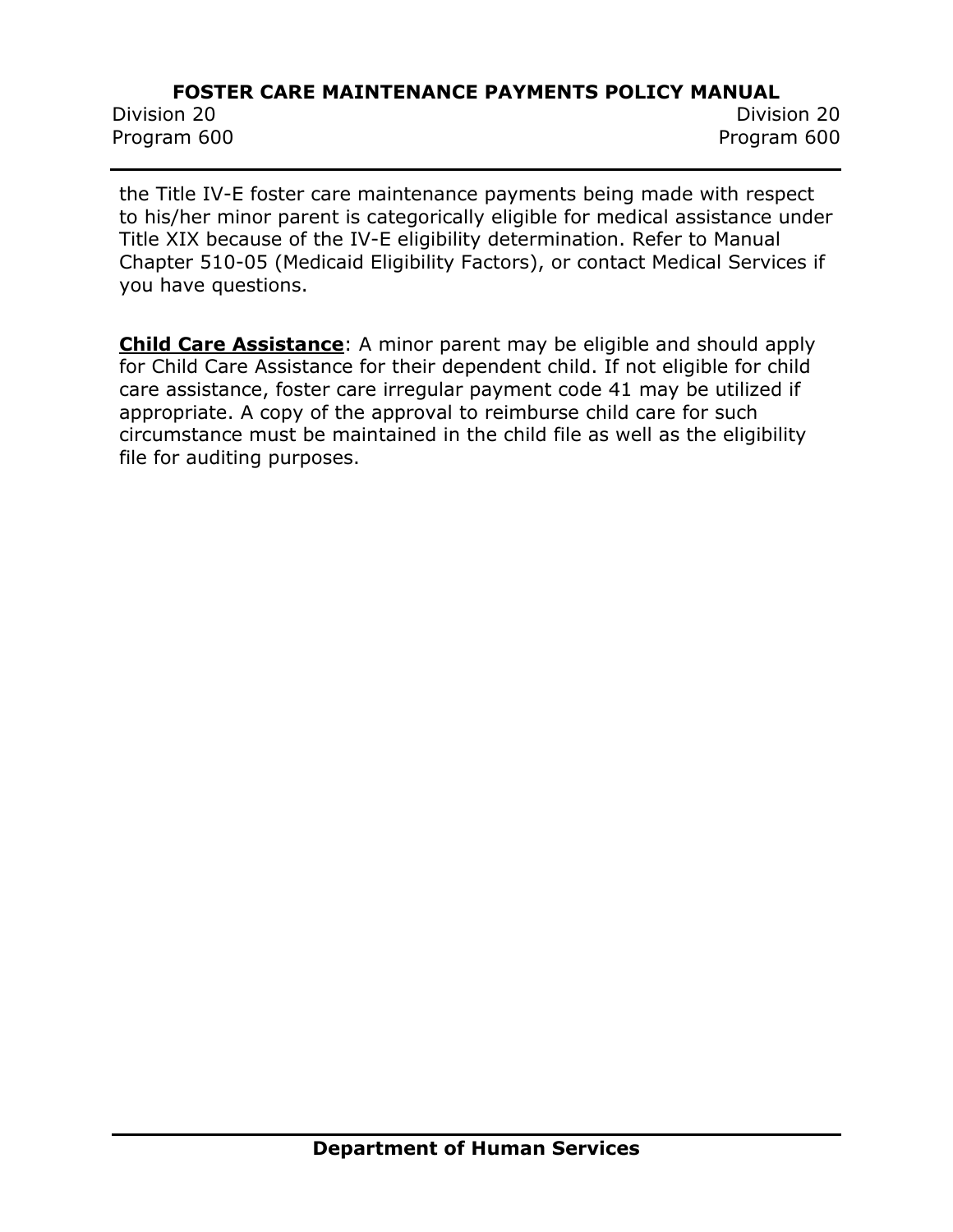the Title IV-E foster care maintenance payments being made with respect to his/her minor parent is categorically eligible for medical assistance under Title XIX because of the IV-E eligibility determination. Refer to Manual Chapter 510-05 (Medicaid Eligibility Factors), or contact Medical Services if you have questions.

**Child Care Assistance**: A minor parent may be eligible and should apply for Child Care Assistance for their dependent child. If not eligible for child care assistance, foster care irregular payment code 41 may be utilized if appropriate. A copy of the approval to reimburse child care for such circumstance must be maintained in the child file as well as the eligibility file for auditing purposes.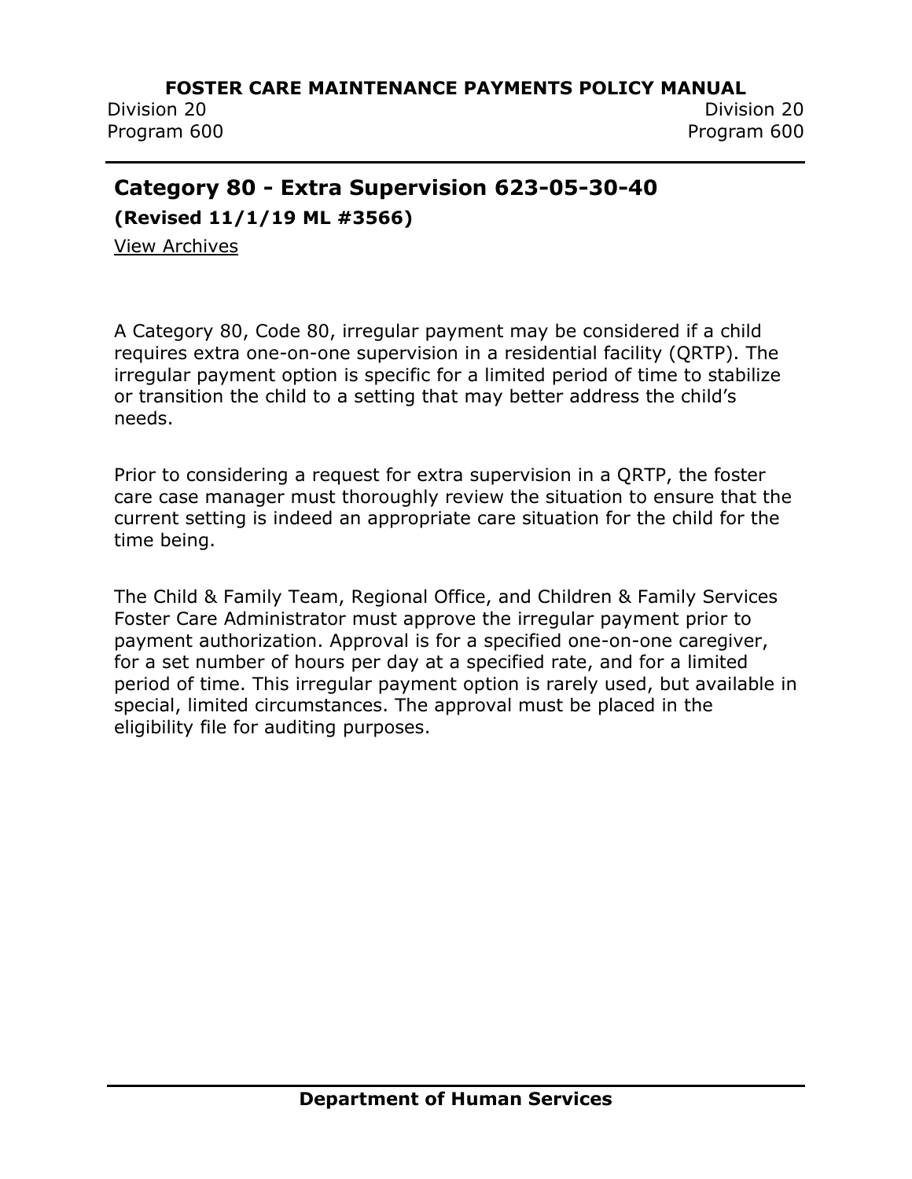## Category 80 - Extra Supervision 623-05-30-40

**(Revised 11/1/19 ML #3566)**

View Archives

A Category 80, Code 80, irregular payment may be considered if a child requires extra one-on-one supervision in a residential facility (QRTP). The irregular payment option is specific for a limited period of time to stabilize or transition the child to a setting that may better address the child's needs.

Prior to considering a request for extra supervision in a QRTP, the foster care case manager must thoroughly review the situation to ensure that the current setting is indeed an appropriate care situation for the child for the time being.

The Child & Family Team, Regional Office, and Children & Family Services Foster Care Administrator must approve the irregular payment prior to payment authorization. Approval is for a specified one-on-one caregiver, for a set number of hours per day at a specified rate, and for a limited period of time. This irregular payment option is rarely used, but available in special, limited circumstances. The approval must be placed in the eligibility file for auditing purposes.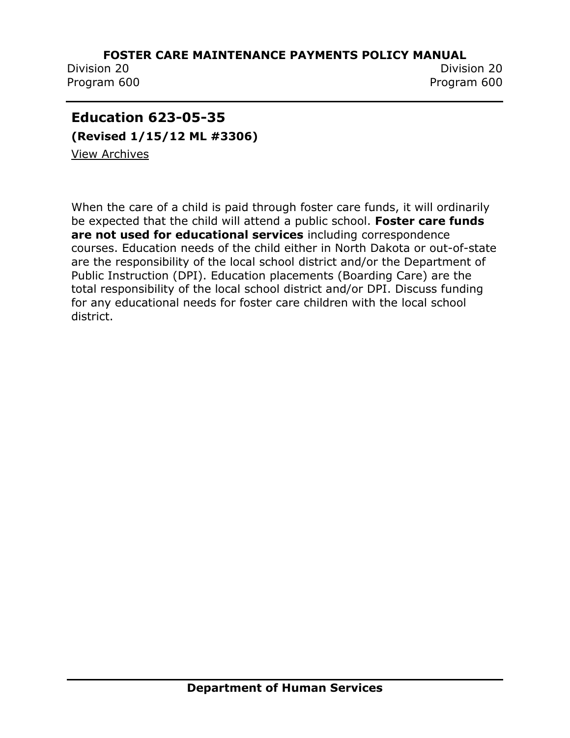## Education 623-05-35

**(Revised 1/15/12 ML #3306)**

View Archives

When the care of a child is paid through foster care funds, it will ordinarily be expected that the child will attend a public school. **Foster care funds are not used for educational services** including correspondence courses. Education needs of the child either in North Dakota or out-of-state are the responsibility of the local school district and/or the Department of Public Instruction (DPI). Education placements (Boarding Care) are the total responsibility of the local school district and/or DPI. Discuss funding for any educational needs for foster care children with the local school district.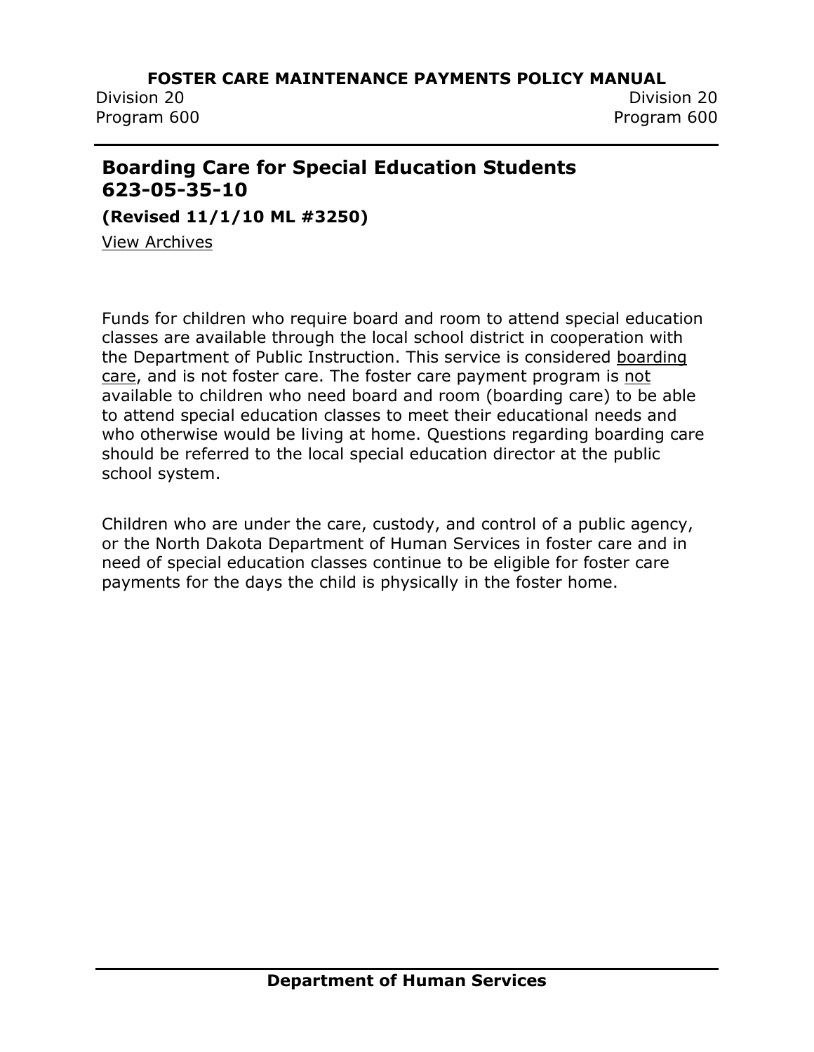## Boarding Care for Special Education Students 623-05-35-10

**(Revised 11/1/10 ML #3250)**

View Archives

Funds for children who require board and room to attend special education classes are available through the local school district in cooperation with the Department of Public Instruction. This service is considered boarding care, and is not foster care. The foster care payment program is not available to children who need board and room (boarding care) to be able to attend special education classes to meet their educational needs and who otherwise would be living at home. Questions regarding boarding care should be referred to the local special education director at the public school system.

Children who are under the care, custody, and control of a public agency, or the North Dakota Department of Human Services in foster care and in need of special education classes continue to be eligible for foster care payments for the days the child is physically in the foster home.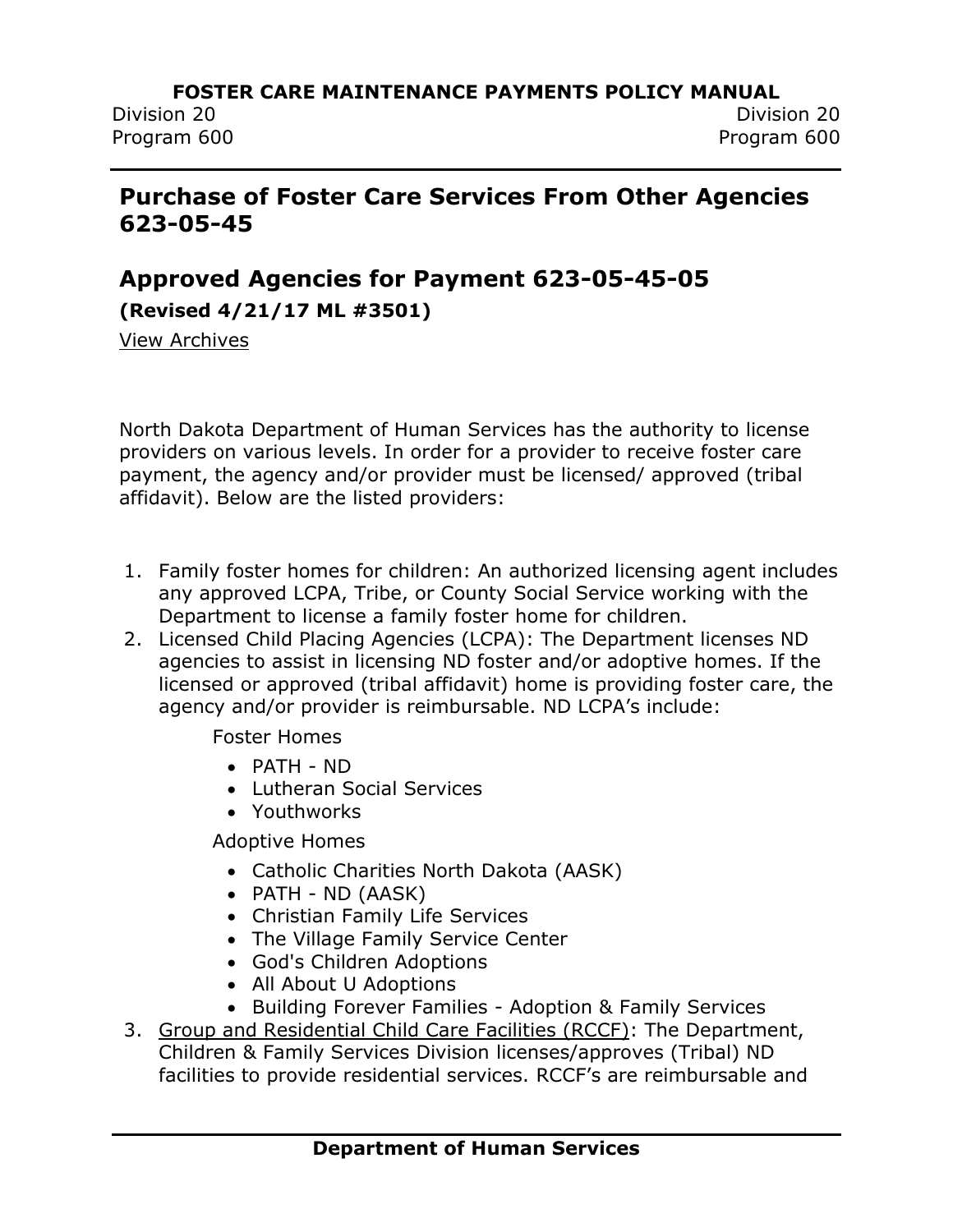## Purchase of Foster Care Services From Other Agencies 623-05-45

## Approved Agencies for Payment 623-05-45-05

**(Revised 4/21/17 ML #3501)**

View Archives

North Dakota Department of Human Services has the authority to license providers on various levels. In order for a provider to receive foster care payment, the agency and/or provider must be licensed/ approved (tribal affidavit). Below are the listed providers:

1. Family foster homes for children: An authorized licensing agent includes any approved LCPA, Tribe, or County Social Service working with the Department to license a family foster home for children.
2. Licensed Child Placing Agencies (LCPA): The Department licenses ND agencies to assist in licensing ND foster and/or adoptive homes. If the licensed or approved (tribal affidavit) home is providing foster care, the agency and/or provider is reimbursable. ND LCPA's include:

   Foster Homes

   - PATH - ND
   - Lutheran Social Services
   - Youthworks

   Adoptive Homes

   - Catholic Charities North Dakota (AASK)
   - PATH - ND (AASK)
   - Christian Family Life Services
   - The Village Family Service Center
   - God's Children Adoptions
   - All About U Adoptions
   - Building Forever Families - Adoption & Family Services
3. Group and Residential Child Care Facilities (RCCF): The Department, Children & Family Services Division licenses/approves (Tribal) ND facilities to provide residential services. RCCF's are reimbursable and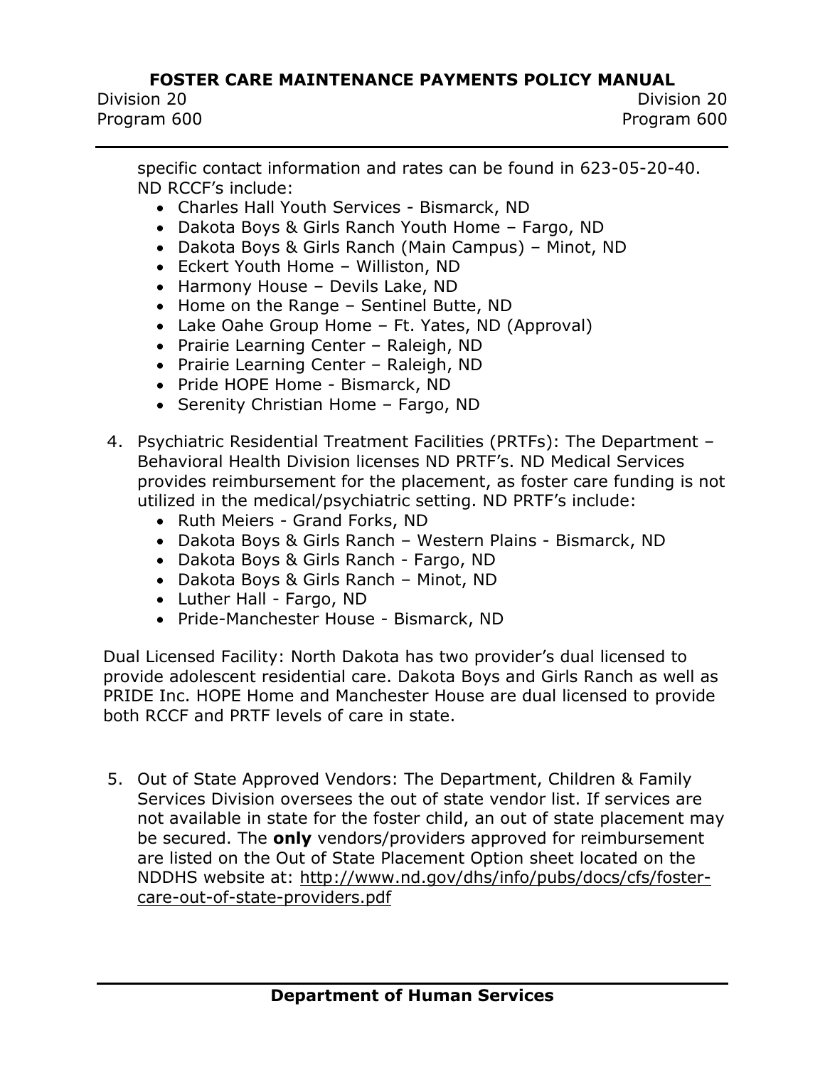specific contact information and rates can be found in 623-05-20-40. ND RCCF's include:

- Charles Hall Youth Services - Bismarck, ND
- Dakota Boys & Girls Ranch Youth Home – Fargo, ND
- Dakota Boys & Girls Ranch (Main Campus) – Minot, ND
- Eckert Youth Home – Williston, ND
- Harmony House – Devils Lake, ND
- Home on the Range – Sentinel Butte, ND
- Lake Oahe Group Home – Ft. Yates, ND (Approval)
- Prairie Learning Center – Raleigh, ND
- Prairie Learning Center – Raleigh, ND
- Pride HOPE Home - Bismarck, ND
- Serenity Christian Home – Fargo, ND

4. Psychiatric Residential Treatment Facilities (PRTFs): The Department – Behavioral Health Division licenses ND PRTF's. ND Medical Services provides reimbursement for the placement, as foster care funding is not utilized in the medical/psychiatric setting. ND PRTF's include:
   - Ruth Meiers - Grand Forks, ND
   - Dakota Boys & Girls Ranch – Western Plains - Bismarck, ND
   - Dakota Boys & Girls Ranch - Fargo, ND
   - Dakota Boys & Girls Ranch – Minot, ND
   - Luther Hall - Fargo, ND
   - Pride-Manchester House - Bismarck, ND

Dual Licensed Facility: North Dakota has two provider's dual licensed to provide adolescent residential care. Dakota Boys and Girls Ranch as well as PRIDE Inc. HOPE Home and Manchester House are dual licensed to provide both RCCF and PRTF levels of care in state.

5. Out of State Approved Vendors: The Department, Children & Family Services Division oversees the out of state vendor list. If services are not available in state for the foster child, an out of state placement may be secured. The **only** vendors/providers approved for reimbursement are listed on the Out of State Placement Option sheet located on the NDDHS website at: http://www.nd.gov/dhs/info/pubs/docs/cfs/foster-care-out-of-state-providers.pdf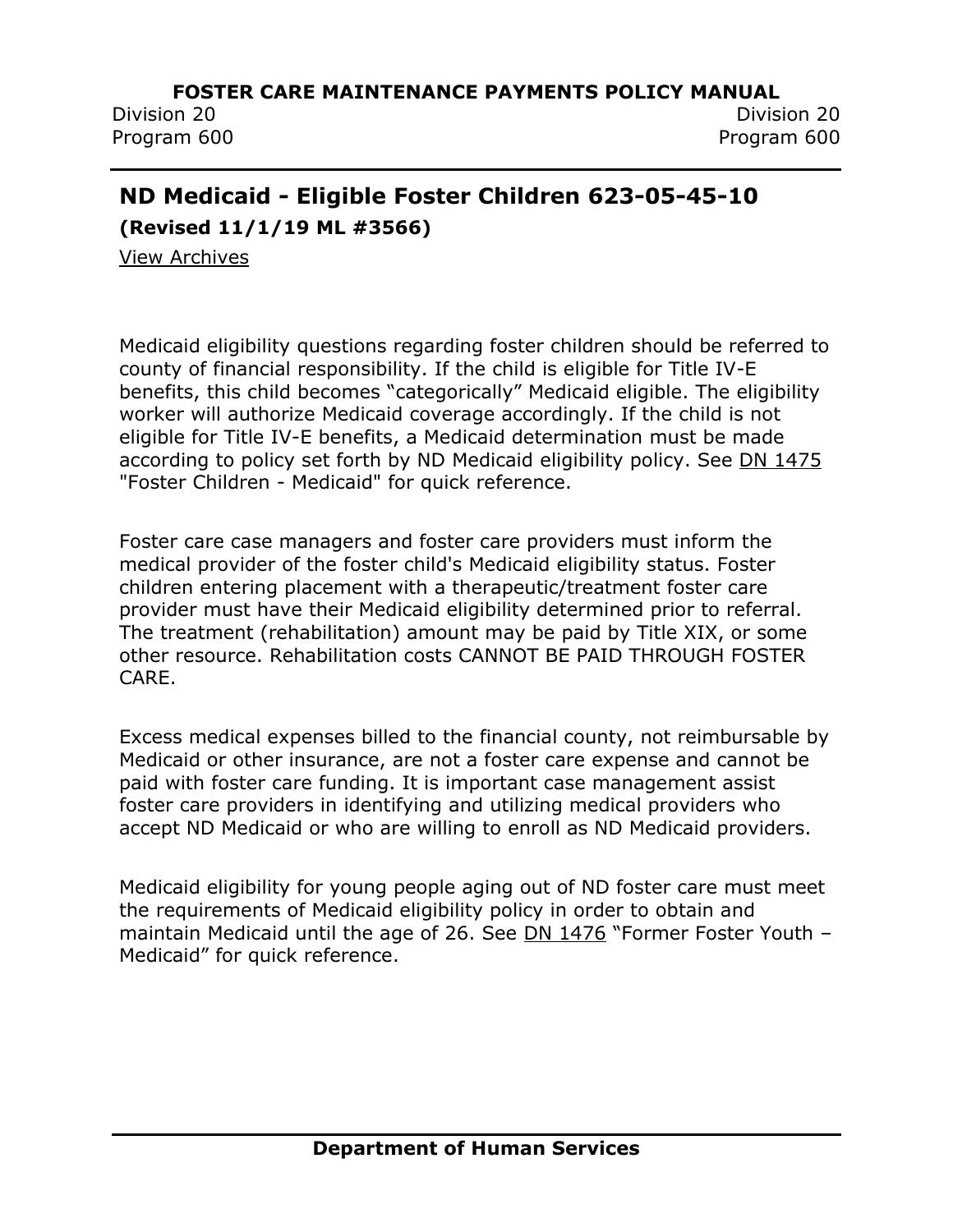## ND Medicaid - Eligible Foster Children 623-05-45-10

**(Revised 11/1/19 ML #3566)**

View Archives

Medicaid eligibility questions regarding foster children should be referred to county of financial responsibility. If the child is eligible for Title IV-E benefits, this child becomes "categorically" Medicaid eligible. The eligibility worker will authorize Medicaid coverage accordingly. If the child is not eligible for Title IV-E benefits, a Medicaid determination must be made according to policy set forth by ND Medicaid eligibility policy. See DN 1475 "Foster Children - Medicaid" for quick reference.

Foster care case managers and foster care providers must inform the medical provider of the foster child's Medicaid eligibility status. Foster children entering placement with a therapeutic/treatment foster care provider must have their Medicaid eligibility determined prior to referral. The treatment (rehabilitation) amount may be paid by Title XIX, or some other resource. Rehabilitation costs CANNOT BE PAID THROUGH FOSTER CARE.

Excess medical expenses billed to the financial county, not reimbursable by Medicaid or other insurance, are not a foster care expense and cannot be paid with foster care funding. It is important case management assist foster care providers in identifying and utilizing medical providers who accept ND Medicaid or who are willing to enroll as ND Medicaid providers.

Medicaid eligibility for young people aging out of ND foster care must meet the requirements of Medicaid eligibility policy in order to obtain and maintain Medicaid until the age of 26. See DN 1476 "Former Foster Youth – Medicaid" for quick reference.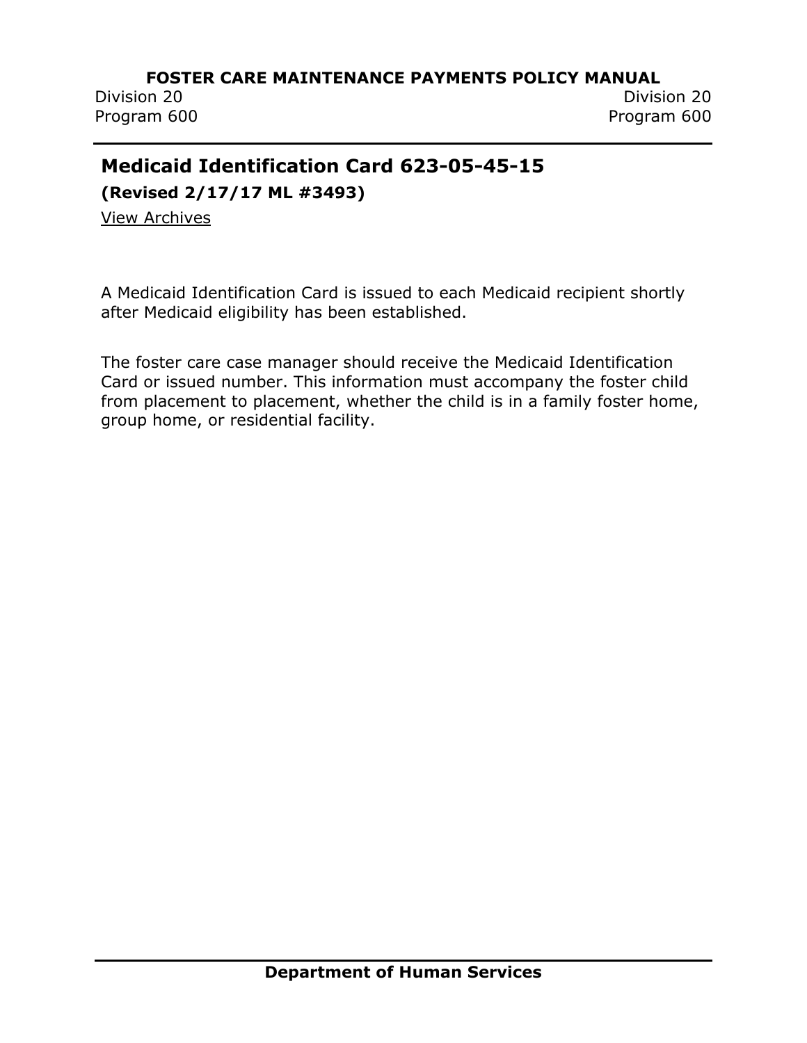## Medicaid Identification Card 623-05-45-15

**(Revised 2/17/17 ML #3493)**

View Archives

A Medicaid Identification Card is issued to each Medicaid recipient shortly after Medicaid eligibility has been established.

The foster care case manager should receive the Medicaid Identification Card or issued number. This information must accompany the foster child from placement to placement, whether the child is in a family foster home, group home, or residential facility.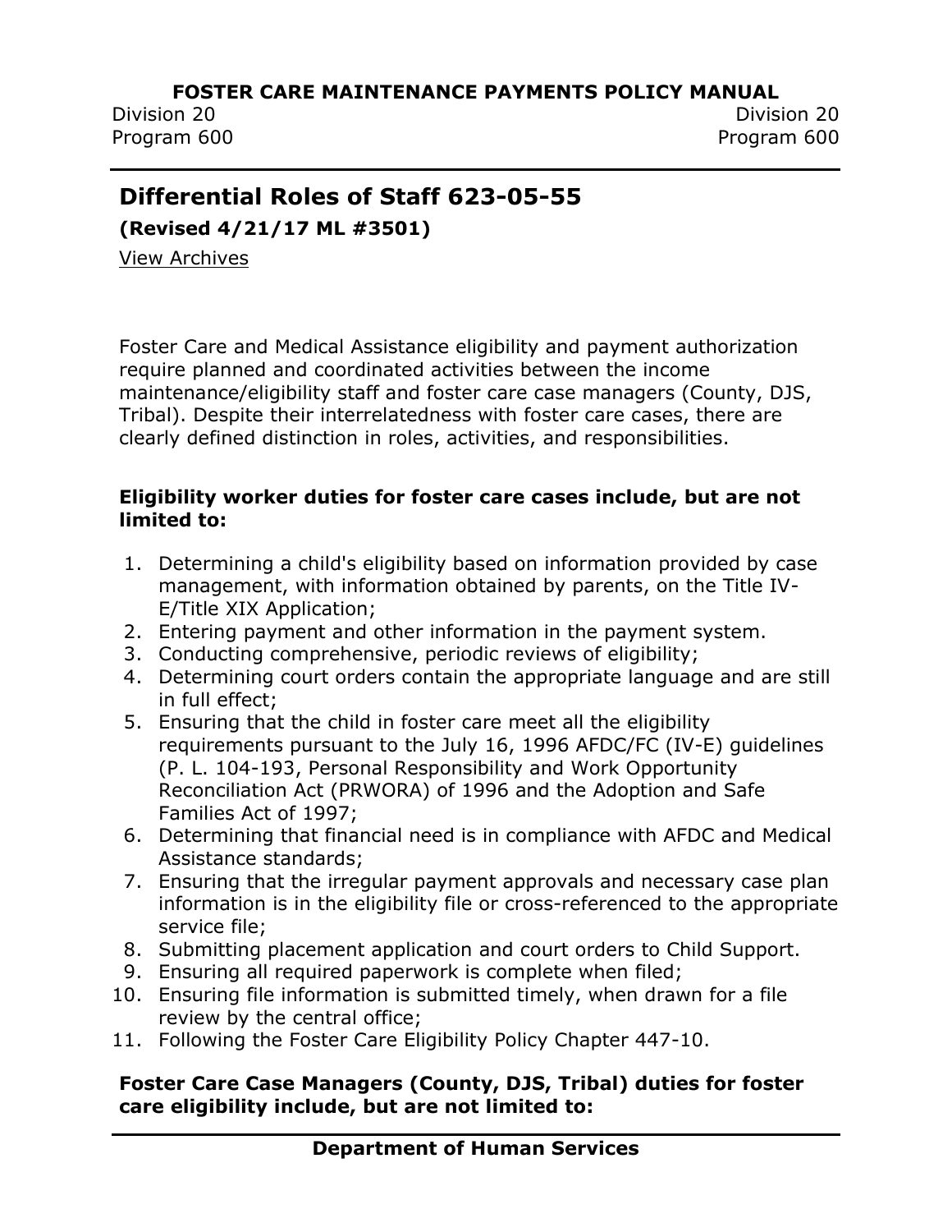## Differential Roles of Staff 623-05-55

**(Revised 4/21/17 ML #3501)**

View Archives

Foster Care and Medical Assistance eligibility and payment authorization require planned and coordinated activities between the income maintenance/eligibility staff and foster care case managers (County, DJS, Tribal). Despite their interrelatedness with foster care cases, there are clearly defined distinction in roles, activities, and responsibilities.

**Eligibility worker duties for foster care cases include, but are not limited to:**

1. Determining a child's eligibility based on information provided by case management, with information obtained by parents, on the Title IV-E/Title XIX Application;
2. Entering payment and other information in the payment system.
3. Conducting comprehensive, periodic reviews of eligibility;
4. Determining court orders contain the appropriate language and are still in full effect;
5. Ensuring that the child in foster care meet all the eligibility requirements pursuant to the July 16, 1996 AFDC/FC (IV-E) guidelines (P. L. 104-193, Personal Responsibility and Work Opportunity Reconciliation Act (PRWORA) of 1996 and the Adoption and Safe Families Act of 1997;
6. Determining that financial need is in compliance with AFDC and Medical Assistance standards;
7. Ensuring that the irregular payment approvals and necessary case plan information is in the eligibility file or cross-referenced to the appropriate service file;
8. Submitting placement application and court orders to Child Support.
9. Ensuring all required paperwork is complete when filed;
10. Ensuring file information is submitted timely, when drawn for a file review by the central office;
11. Following the Foster Care Eligibility Policy Chapter 447-10.

**Foster Care Case Managers (County, DJS, Tribal) duties for foster care eligibility include, but are not limited to:**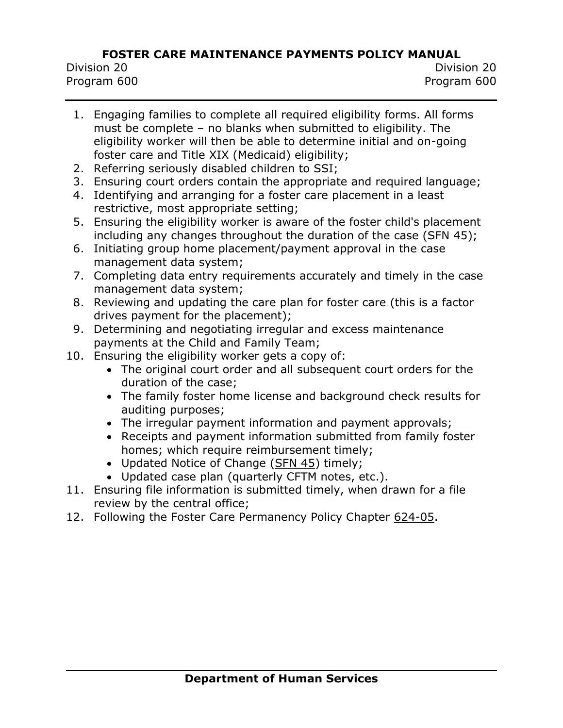1. Engaging families to complete all required eligibility forms. All forms must be complete – no blanks when submitted to eligibility. The eligibility worker will then be able to determine initial and on-going foster care and Title XIX (Medicaid) eligibility;
2. Referring seriously disabled children to SSI;
3. Ensuring court orders contain the appropriate and required language;
4. Identifying and arranging for a foster care placement in a least restrictive, most appropriate setting;
5. Ensuring the eligibility worker is aware of the foster child's placement including any changes throughout the duration of the case (SFN 45);
6. Initiating group home placement/payment approval in the case management data system;
7. Completing data entry requirements accurately and timely in the case management data system;
8. Reviewing and updating the care plan for foster care (this is a factor drives payment for the placement);
9. Determining and negotiating irregular and excess maintenance payments at the Child and Family Team;
10. Ensuring the eligibility worker gets a copy of:
    - The original court order and all subsequent court orders for the duration of the case;
    - The family foster home license and background check results for auditing purposes;
    - The irregular payment information and payment approvals;
    - Receipts and payment information submitted from family foster homes; which require reimbursement timely;
    - Updated Notice of Change (SFN 45) timely;
    - Updated case plan (quarterly CFTM notes, etc.).
11. Ensuring file information is submitted timely, when drawn for a file review by the central office;
12. Following the Foster Care Permanency Policy Chapter 624-05.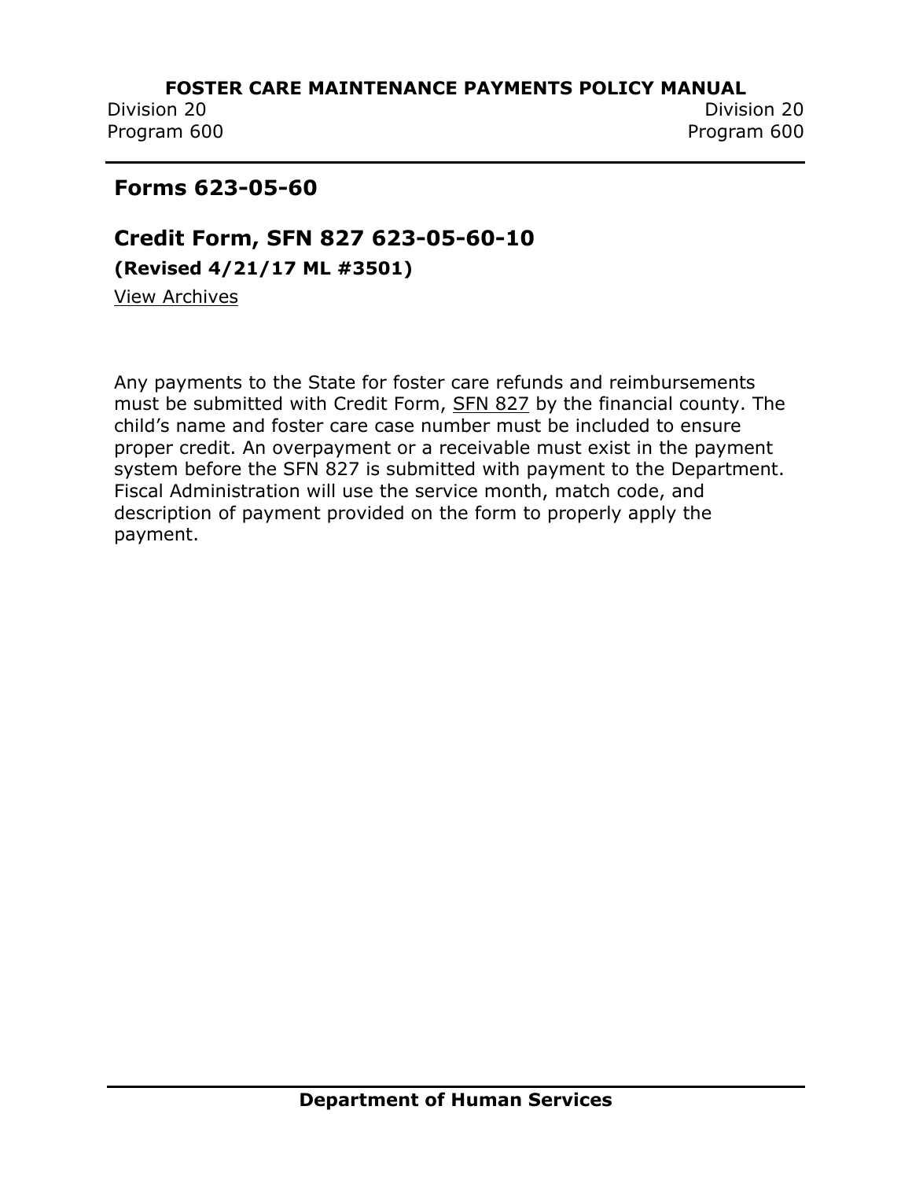## Forms 623-05-60

## Credit Form, SFN 827 623-05-60-10

**(Revised 4/21/17 ML #3501)**

View Archives

Any payments to the State for foster care refunds and reimbursements must be submitted with Credit Form, SFN 827 by the financial county. The child's name and foster care case number must be included to ensure proper credit. An overpayment or a receivable must exist in the payment system before the SFN 827 is submitted with payment to the Department. Fiscal Administration will use the service month, match code, and description of payment provided on the form to properly apply the payment.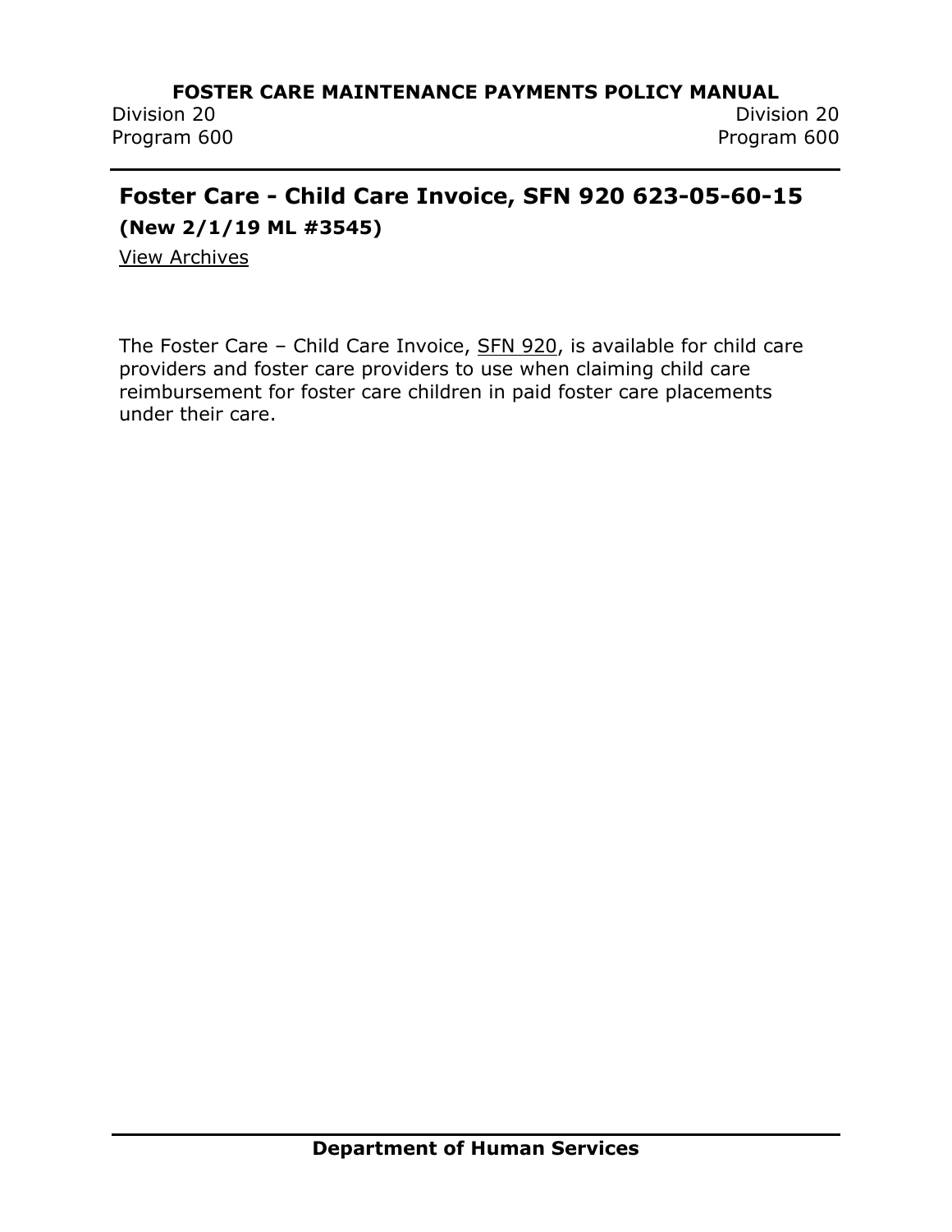## Foster Care - Child Care Invoice, SFN 920 623-05-60-15

**(New 2/1/19 ML #3545)**

View Archives

The Foster Care – Child Care Invoice, SFN 920, is available for child care providers and foster care providers to use when claiming child care reimbursement for foster care children in paid foster care placements under their care.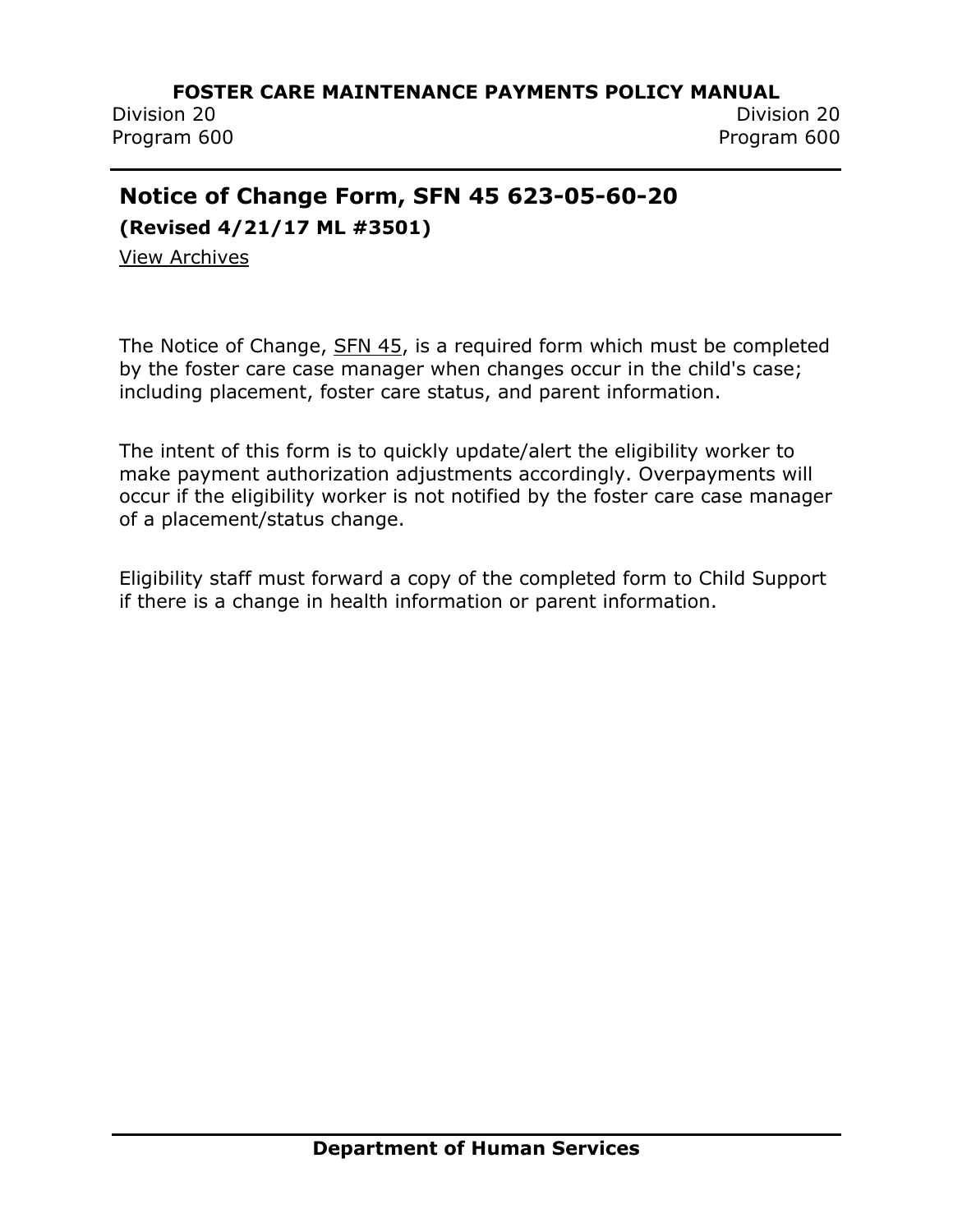## Notice of Change Form, SFN 45 623-05-60-20

**(Revised 4/21/17 ML #3501)**

View Archives

The Notice of Change, SFN 45, is a required form which must be completed by the foster care case manager when changes occur in the child's case; including placement, foster care status, and parent information.

The intent of this form is to quickly update/alert the eligibility worker to make payment authorization adjustments accordingly. Overpayments will occur if the eligibility worker is not notified by the foster care case manager of a placement/status change.

Eligibility staff must forward a copy of the completed form to Child Support if there is a change in health information or parent information.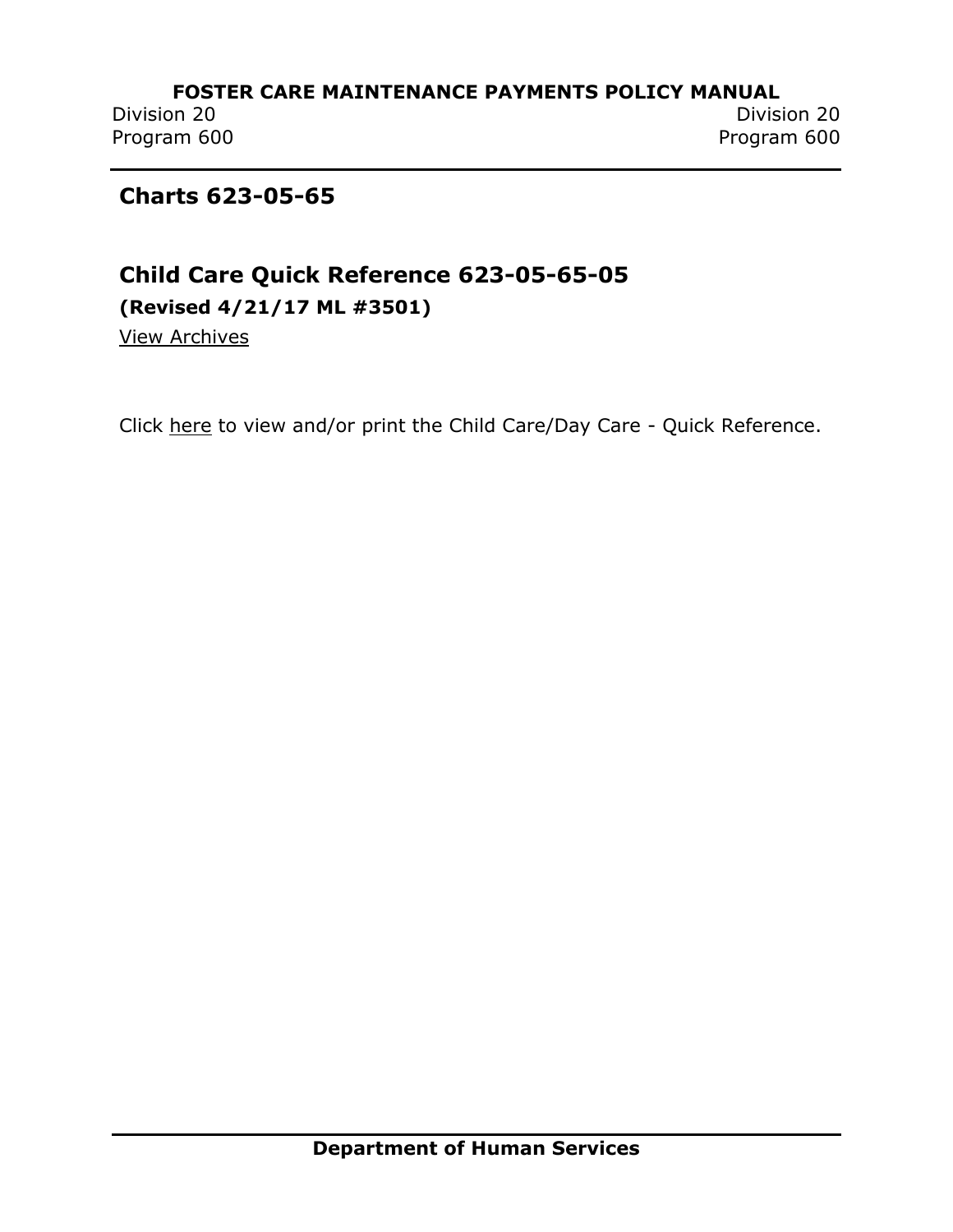## Charts 623-05-65

### Child Care Quick Reference 623-05-65-05

**(Revised 4/21/17 ML #3501)**

View Archives

Click here to view and/or print the Child Care/Day Care - Quick Reference.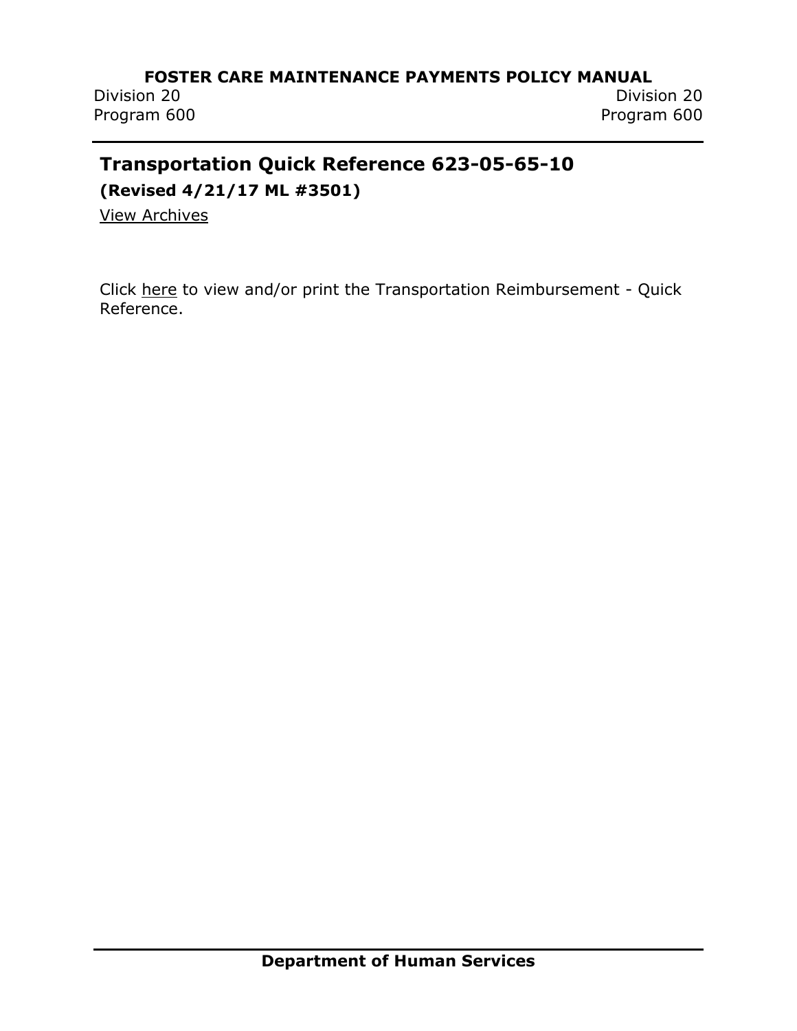## Transportation Quick Reference 623-05-65-10

**(Revised 4/21/17 ML #3501)**

View Archives

Click here to view and/or print the Transportation Reimbursement - Quick Reference.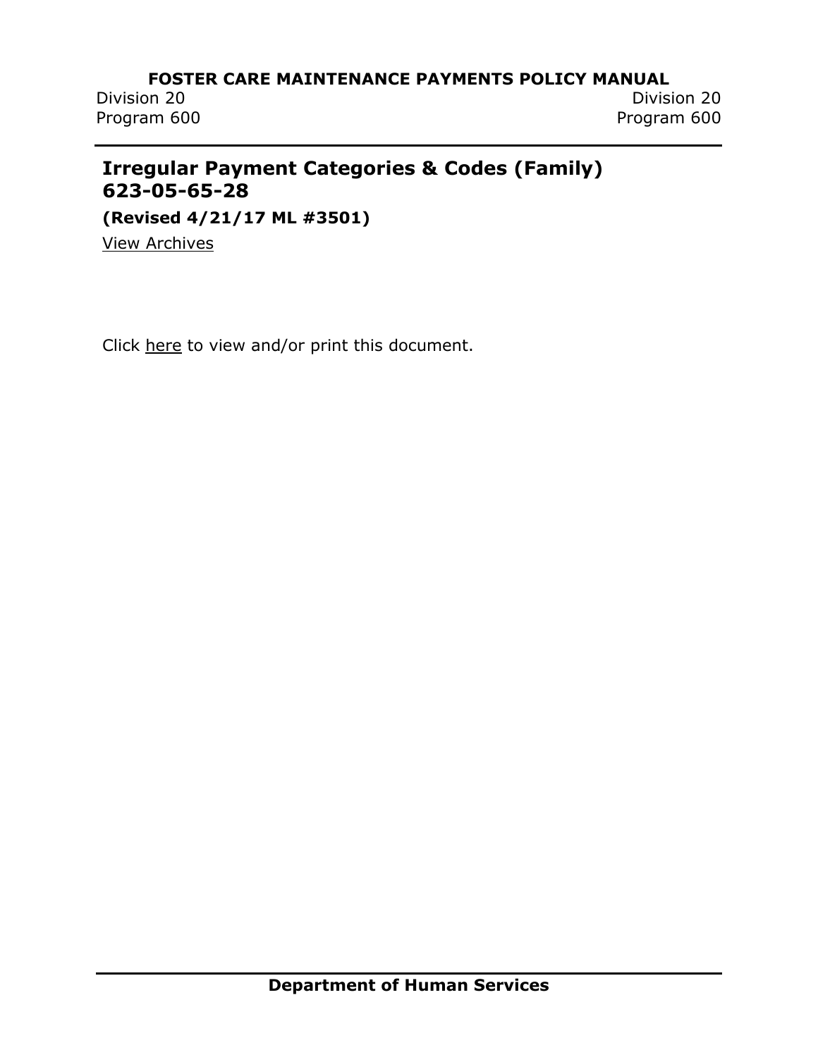## Irregular Payment Categories & Codes (Family) 623-05-65-28

**(Revised 4/21/17 ML #3501)**

View Archives

Click here to view and/or print this document.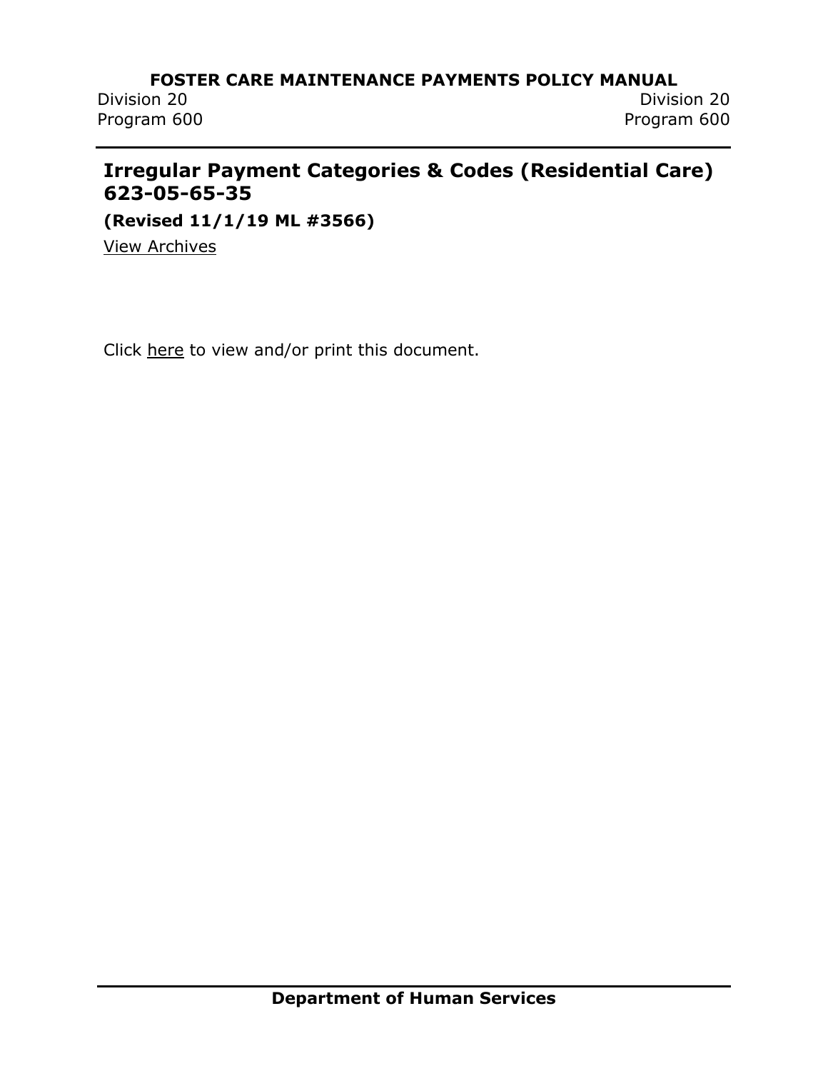## Irregular Payment Categories & Codes (Residential Care) 623-05-65-35

**(Revised 11/1/19 ML #3566)**

View Archives

Click here to view and/or print this document.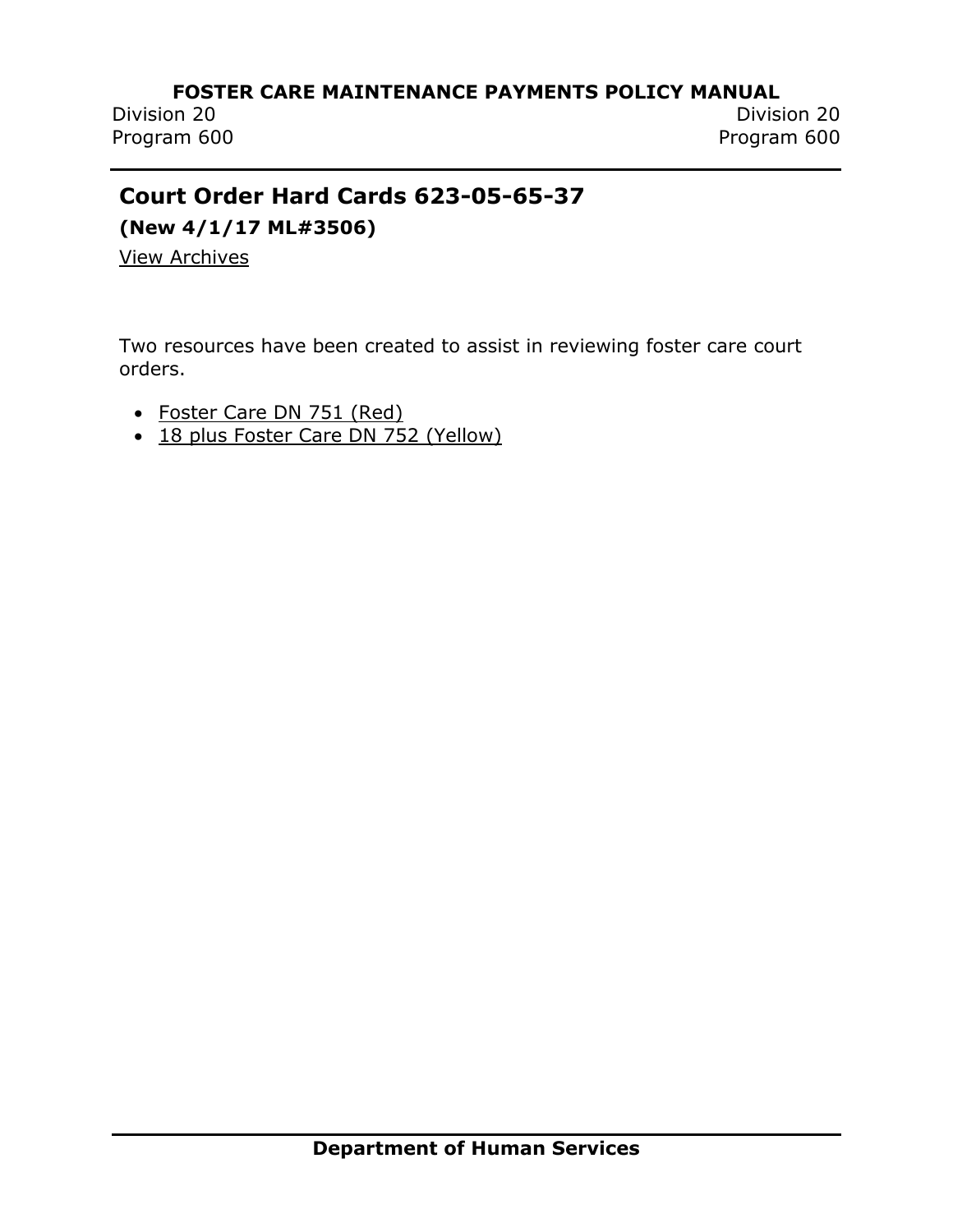## Court Order Hard Cards 623-05-65-37

**(New 4/1/17 ML#3506)**

View Archives

Two resources have been created to assist in reviewing foster care court orders.

- Foster Care DN 751 (Red)
- 18 plus Foster Care DN 752 (Yellow)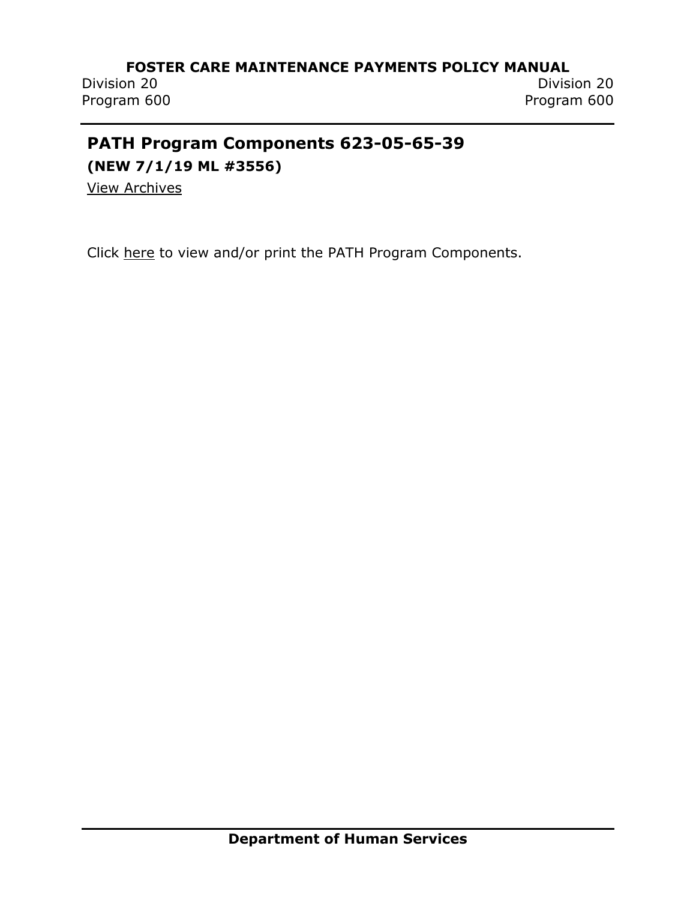## PATH Program Components 623-05-65-39

**(NEW 7/1/19 ML #3556)**

View Archives

Click here to view and/or print the PATH Program Components.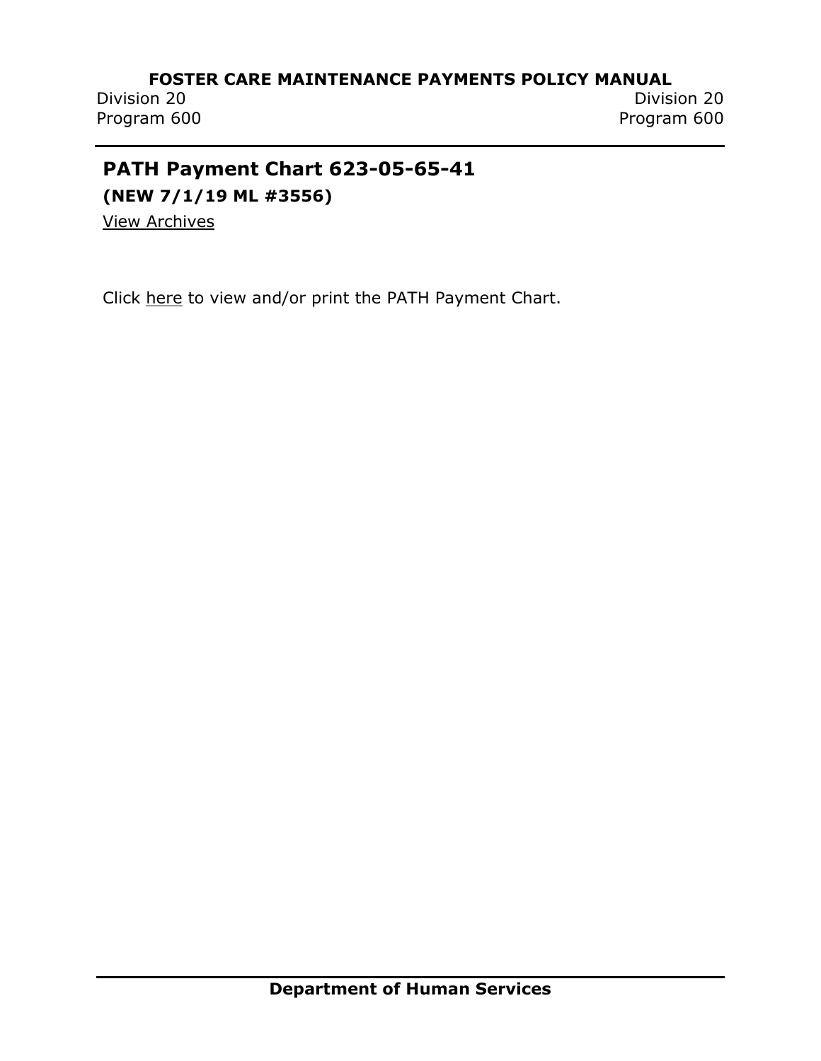## PATH Payment Chart 623-05-65-41

**(NEW 7/1/19 ML #3556)**

View Archives

Click here to view and/or print the PATH Payment Chart.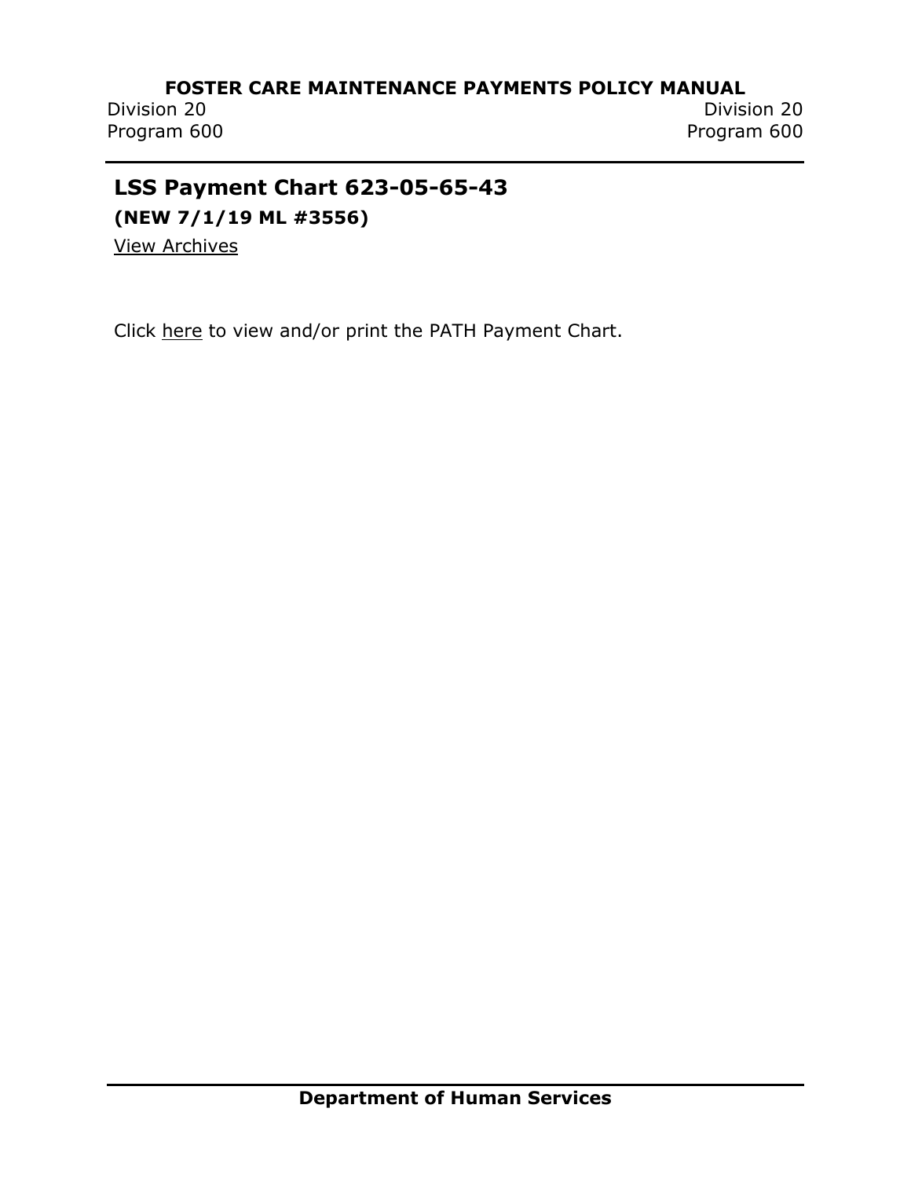## LSS Payment Chart 623-05-65-43

**(NEW 7/1/19 ML #3556)**

View Archives

Click here to view and/or print the PATH Payment Chart.